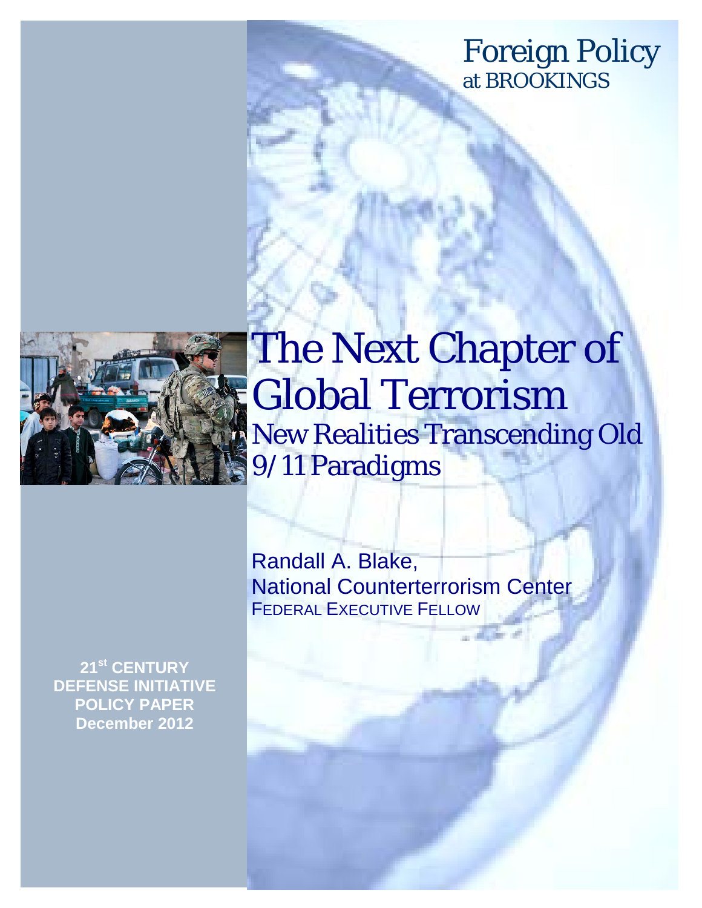Foreign Policy
at BROOKINGS

# The Next Chapter of Global Terrorism

## New Realities Transcending Old 9/11 Paradigms

Randall A. Blake,
National Counterterrorism Center
FEDERAL EXECUTIVE FELLOW

**21st CENTURY DEFENSE INITIATIVE POLICY PAPER**
**December 2012**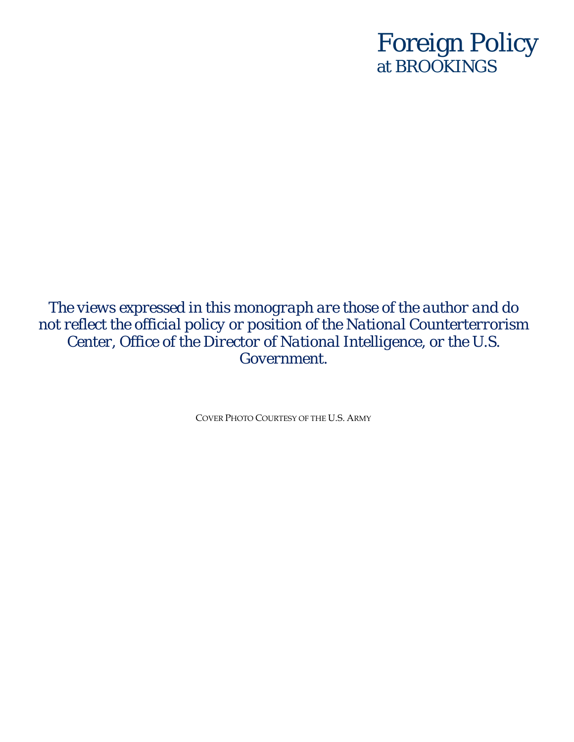Foreign Policy
at BROOKINGS

*The views expressed in this monograph are those of the author and do not reflect the official policy or position of the National Counterterrorism Center, Office of the Director of National Intelligence, or the U.S. Government.*

COVER PHOTO COURTESY OF THE U.S. ARMY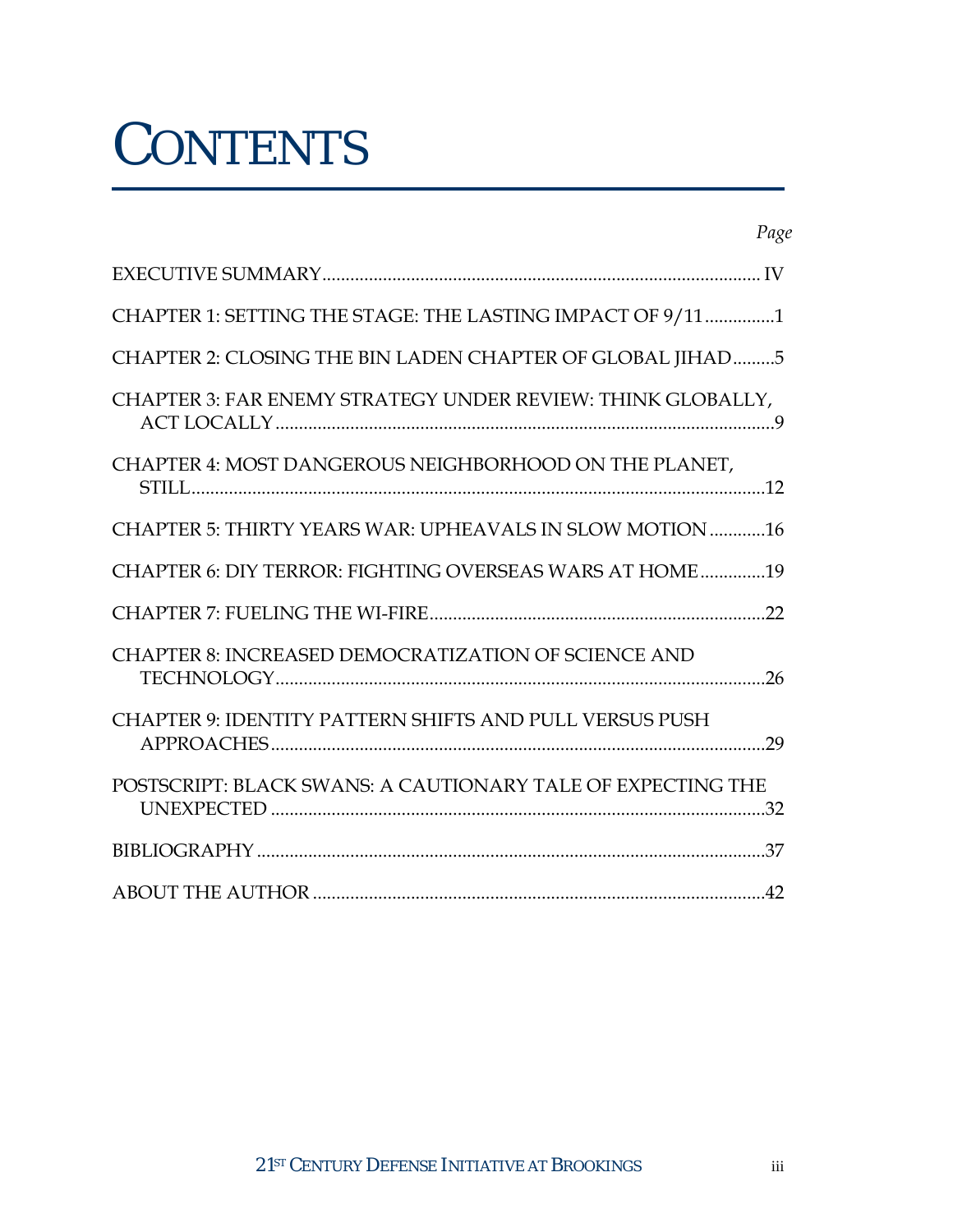# CONTENTS

*Page*

EXECUTIVE SUMMARY ..... IV

CHAPTER 1: SETTING THE STAGE: THE LASTING IMPACT OF 9/11 ..... 1

CHAPTER 2: CLOSING THE BIN LADEN CHAPTER OF GLOBAL JIHAD ..... 5

CHAPTER 3: FAR ENEMY STRATEGY UNDER REVIEW: THINK GLOBALLY, ACT LOCALLY ..... 9

CHAPTER 4: MOST DANGEROUS NEIGHBORHOOD ON THE PLANET, STILL ..... 12

CHAPTER 5: THIRTY YEARS WAR: UPHEAVALS IN SLOW MOTION ..... 16

CHAPTER 6: DIY TERROR: FIGHTING OVERSEAS WARS AT HOME ..... 19

CHAPTER 7: FUELING THE WI-FIRE ..... 22

CHAPTER 8: INCREASED DEMOCRATIZATION OF SCIENCE AND TECHNOLOGY ..... 26

CHAPTER 9: IDENTITY PATTERN SHIFTS AND PULL VERSUS PUSH APPROACHES ..... 29

POSTSCRIPT: BLACK SWANS: A CAUTIONARY TALE OF EXPECTING THE UNEXPECTED ..... 32

BIBLIOGRAPHY ..... 37

ABOUT THE AUTHOR ..... 42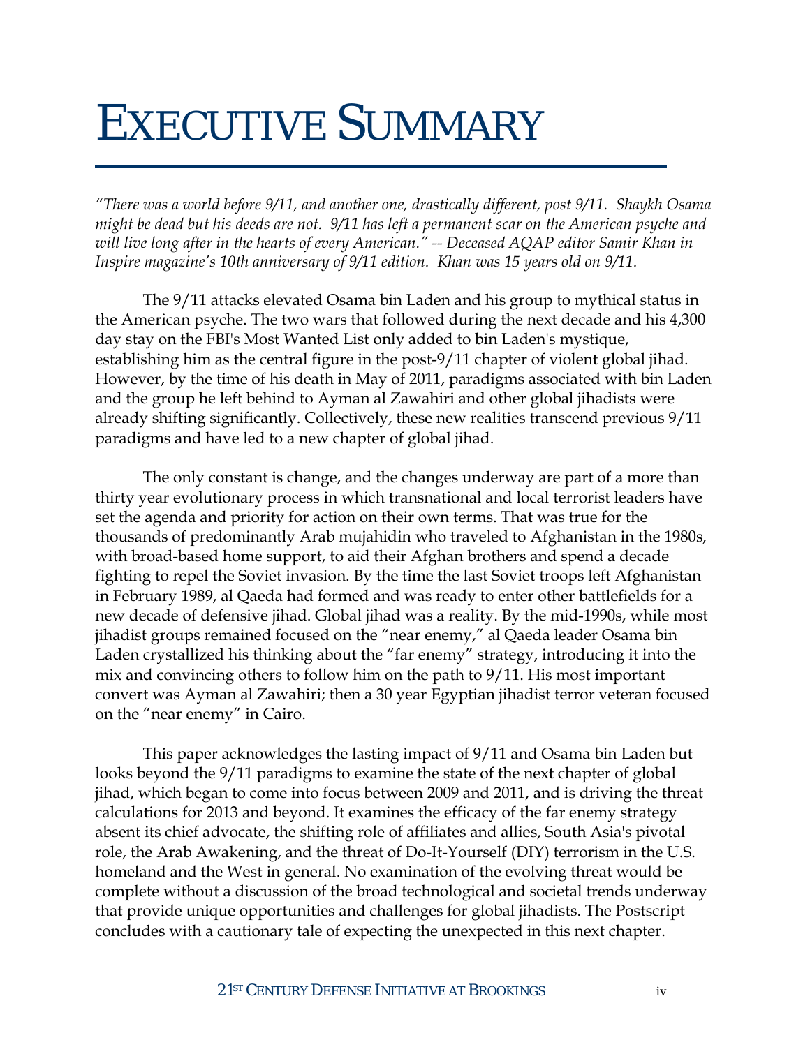# Executive Summary

*"There was a world before 9/11, and another one, drastically different, post 9/11. Shaykh Osama might be dead but his deeds are not. 9/11 has left a permanent scar on the American psyche and will live long after in the hearts of every American." -- Deceased AQAP editor Samir Khan in Inspire magazine's 10th anniversary of 9/11 edition. Khan was 15 years old on 9/11.*

The 9/11 attacks elevated Osama bin Laden and his group to mythical status in the American psyche. The two wars that followed during the next decade and his 4,300 day stay on the FBI's Most Wanted List only added to bin Laden's mystique, establishing him as the central figure in the post-9/11 chapter of violent global jihad. However, by the time of his death in May of 2011, paradigms associated with bin Laden and the group he left behind to Ayman al Zawahiri and other global jihadists were already shifting significantly. Collectively, these new realities transcend previous 9/11 paradigms and have led to a new chapter of global jihad.

The only constant is change, and the changes underway are part of a more than thirty year evolutionary process in which transnational and local terrorist leaders have set the agenda and priority for action on their own terms. That was true for the thousands of predominantly Arab mujahidin who traveled to Afghanistan in the 1980s, with broad-based home support, to aid their Afghan brothers and spend a decade fighting to repel the Soviet invasion. By the time the last Soviet troops left Afghanistan in February 1989, al Qaeda had formed and was ready to enter other battlefields for a new decade of defensive jihad. Global jihad was a reality. By the mid-1990s, while most jihadist groups remained focused on the "near enemy," al Qaeda leader Osama bin Laden crystallized his thinking about the "far enemy" strategy, introducing it into the mix and convincing others to follow him on the path to 9/11. His most important convert was Ayman al Zawahiri; then a 30 year Egyptian jihadist terror veteran focused on the "near enemy" in Cairo.

This paper acknowledges the lasting impact of 9/11 and Osama bin Laden but looks beyond the 9/11 paradigms to examine the state of the next chapter of global jihad, which began to come into focus between 2009 and 2011, and is driving the threat calculations for 2013 and beyond. It examines the efficacy of the far enemy strategy absent its chief advocate, the shifting role of affiliates and allies, South Asia's pivotal role, the Arab Awakening, and the threat of Do-It-Yourself (DIY) terrorism in the U.S. homeland and the West in general. No examination of the evolving threat would be complete without a discussion of the broad technological and societal trends underway that provide unique opportunities and challenges for global jihadists. The Postscript concludes with a cautionary tale of expecting the unexpected in this next chapter.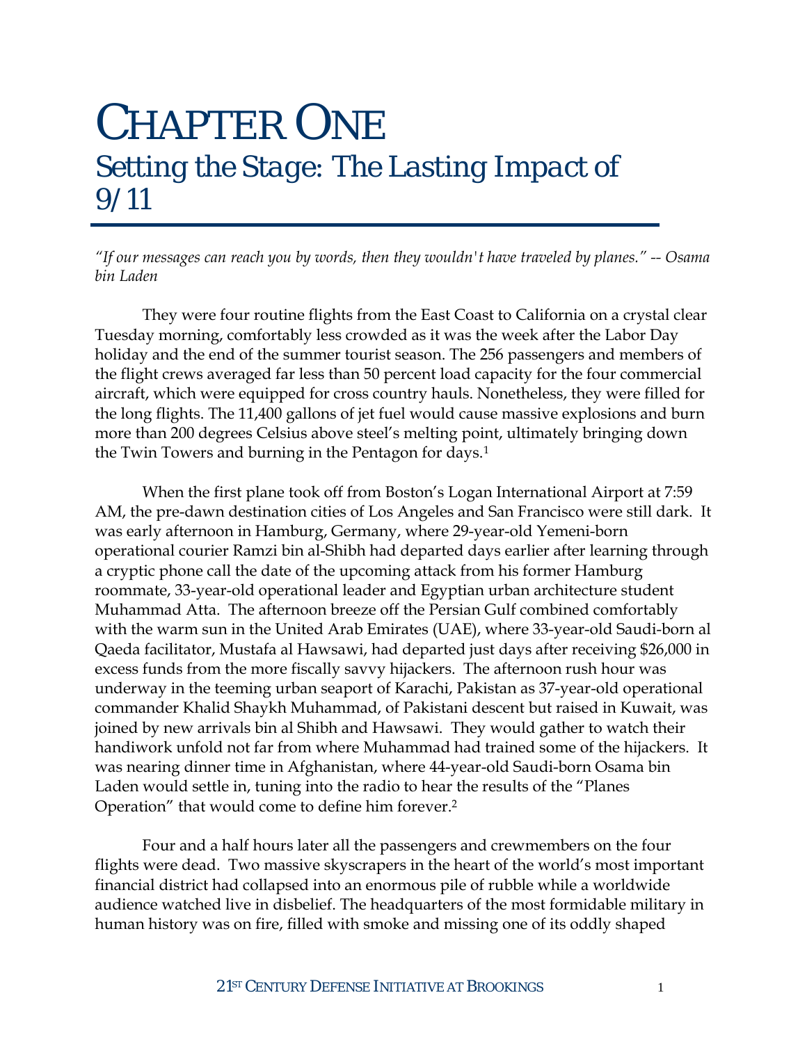# CHAPTER ONE

## Setting the Stage: The Lasting Impact of 9/11

*"If our messages can reach you by words, then they wouldn't have traveled by planes." -- Osama bin Laden*

They were four routine flights from the East Coast to California on a crystal clear Tuesday morning, comfortably less crowded as it was the week after the Labor Day holiday and the end of the summer tourist season. The 256 passengers and members of the flight crews averaged far less than 50 percent load capacity for the four commercial aircraft, which were equipped for cross country hauls. Nonetheless, they were filled for the long flights. The 11,400 gallons of jet fuel would cause massive explosions and burn more than 200 degrees Celsius above steel's melting point, ultimately bringing down the Twin Towers and burning in the Pentagon for days.[1]

When the first plane took off from Boston's Logan International Airport at 7:59 AM, the pre-dawn destination cities of Los Angeles and San Francisco were still dark. It was early afternoon in Hamburg, Germany, where 29-year-old Yemeni-born operational courier Ramzi bin al-Shibh had departed days earlier after learning through a cryptic phone call the date of the upcoming attack from his former Hamburg roommate, 33-year-old operational leader and Egyptian urban architecture student Muhammad Atta. The afternoon breeze off the Persian Gulf combined comfortably with the warm sun in the United Arab Emirates (UAE), where 33-year-old Saudi-born al Qaeda facilitator, Mustafa al Hawsawi, had departed just days after receiving $26,000 in excess funds from the more fiscally savvy hijackers. The afternoon rush hour was underway in the teeming urban seaport of Karachi, Pakistan as 37-year-old operational commander Khalid Shaykh Muhammad, of Pakistani descent but raised in Kuwait, was joined by new arrivals bin al Shibh and Hawsawi. They would gather to watch their handiwork unfold not far from where Muhammad had trained some of the hijackers. It was nearing dinner time in Afghanistan, where 44-year-old Saudi-born Osama bin Laden would settle in, tuning into the radio to hear the results of the "Planes Operation" that would come to define him forever.[2]

Four and a half hours later all the passengers and crewmembers on the four flights were dead. Two massive skyscrapers in the heart of the world's most important financial district had collapsed into an enormous pile of rubble while a worldwide audience watched live in disbelief. The headquarters of the most formidable military in human history was on fire, filled with smoke and missing one of its oddly shaped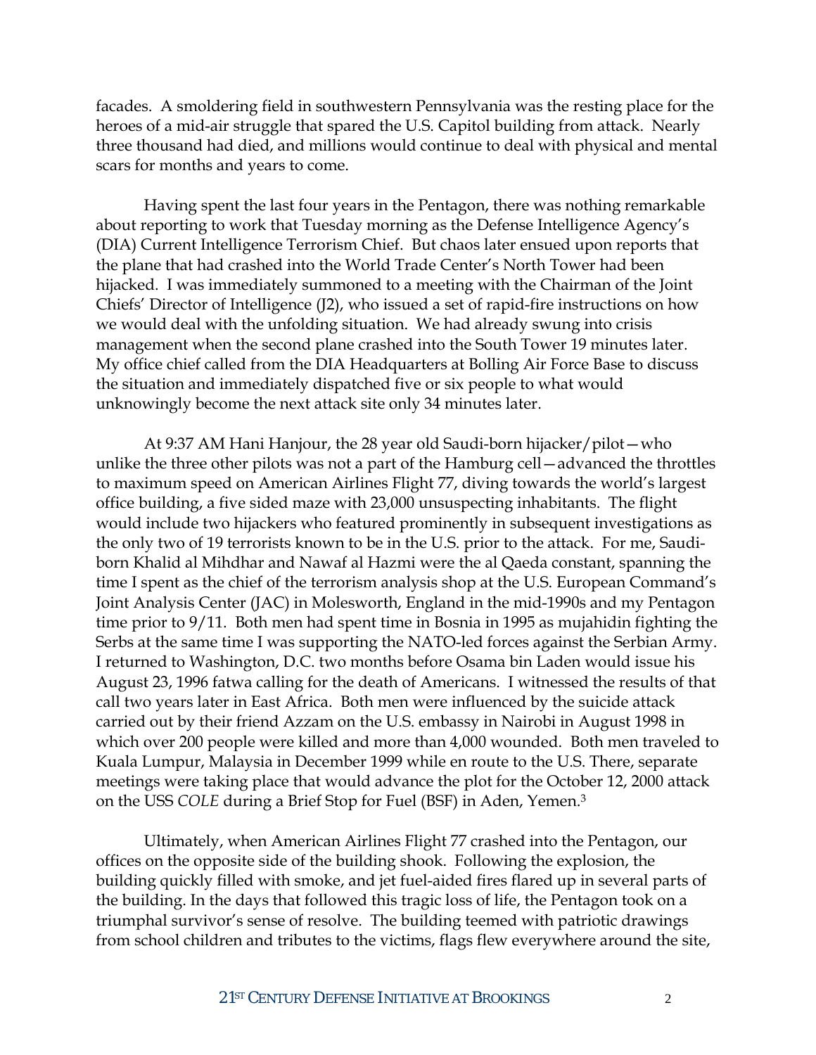facades. A smoldering field in southwestern Pennsylvania was the resting place for the heroes of a mid-air struggle that spared the U.S. Capitol building from attack. Nearly three thousand had died, and millions would continue to deal with physical and mental scars for months and years to come.

Having spent the last four years in the Pentagon, there was nothing remarkable about reporting to work that Tuesday morning as the Defense Intelligence Agency's (DIA) Current Intelligence Terrorism Chief. But chaos later ensued upon reports that the plane that had crashed into the World Trade Center's North Tower had been hijacked. I was immediately summoned to a meeting with the Chairman of the Joint Chiefs' Director of Intelligence (J2), who issued a set of rapid-fire instructions on how we would deal with the unfolding situation. We had already swung into crisis management when the second plane crashed into the South Tower 19 minutes later. My office chief called from the DIA Headquarters at Bolling Air Force Base to discuss the situation and immediately dispatched five or six people to what would unknowingly become the next attack site only 34 minutes later.

At 9:37 AM Hani Hanjour, the 28 year old Saudi-born hijacker/pilot—who unlike the three other pilots was not a part of the Hamburg cell—advanced the throttles to maximum speed on American Airlines Flight 77, diving towards the world's largest office building, a five sided maze with 23,000 unsuspecting inhabitants. The flight would include two hijackers who featured prominently in subsequent investigations as the only two of 19 terrorists known to be in the U.S. prior to the attack. For me, Saudi-born Khalid al Mihdhar and Nawaf al Hazmi were the al Qaeda constant, spanning the time I spent as the chief of the terrorism analysis shop at the U.S. European Command's Joint Analysis Center (JAC) in Molesworth, England in the mid-1990s and my Pentagon time prior to 9/11. Both men had spent time in Bosnia in 1995 as mujahidin fighting the Serbs at the same time I was supporting the NATO-led forces against the Serbian Army. I returned to Washington, D.C. two months before Osama bin Laden would issue his August 23, 1996 fatwa calling for the death of Americans. I witnessed the results of that call two years later in East Africa. Both men were influenced by the suicide attack carried out by their friend Azzam on the U.S. embassy in Nairobi in August 1998 in which over 200 people were killed and more than 4,000 wounded. Both men traveled to Kuala Lumpur, Malaysia in December 1999 while en route to the U.S. There, separate meetings were taking place that would advance the plot for the October 12, 2000 attack on the USS *COLE* during a Brief Stop for Fuel (BSF) in Aden, Yemen.[3]

Ultimately, when American Airlines Flight 77 crashed into the Pentagon, our offices on the opposite side of the building shook. Following the explosion, the building quickly filled with smoke, and jet fuel-aided fires flared up in several parts of the building. In the days that followed this tragic loss of life, the Pentagon took on a triumphal survivor's sense of resolve. The building teemed with patriotic drawings from school children and tributes to the victims, flags flew everywhere around the site,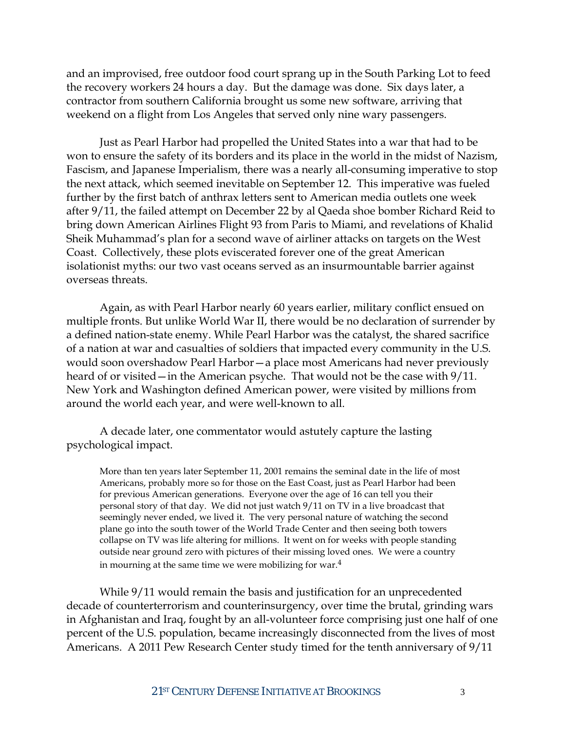and an improvised, free outdoor food court sprang up in the South Parking Lot to feed the recovery workers 24 hours a day. But the damage was done. Six days later, a contractor from southern California brought us some new software, arriving that weekend on a flight from Los Angeles that served only nine wary passengers.

Just as Pearl Harbor had propelled the United States into a war that had to be won to ensure the safety of its borders and its place in the world in the midst of Nazism, Fascism, and Japanese Imperialism, there was a nearly all-consuming imperative to stop the next attack, which seemed inevitable on September 12. This imperative was fueled further by the first batch of anthrax letters sent to American media outlets one week after 9/11, the failed attempt on December 22 by al Qaeda shoe bomber Richard Reid to bring down American Airlines Flight 93 from Paris to Miami, and revelations of Khalid Sheik Muhammad's plan for a second wave of airliner attacks on targets on the West Coast. Collectively, these plots eviscerated forever one of the great American isolationist myths: our two vast oceans served as an insurmountable barrier against overseas threats.

Again, as with Pearl Harbor nearly 60 years earlier, military conflict ensued on multiple fronts. But unlike World War II, there would be no declaration of surrender by a defined nation-state enemy. While Pearl Harbor was the catalyst, the shared sacrifice of a nation at war and casualties of soldiers that impacted every community in the U.S. would soon overshadow Pearl Harbor—a place most Americans had never previously heard of or visited—in the American psyche. That would not be the case with 9/11. New York and Washington defined American power, were visited by millions from around the world each year, and were well-known to all.

A decade later, one commentator would astutely capture the lasting psychological impact.

> More than ten years later September 11, 2001 remains the seminal date in the life of most Americans, probably more so for those on the East Coast, just as Pearl Harbor had been for previous American generations. Everyone over the age of 16 can tell you their personal story of that day. We did not just watch 9/11 on TV in a live broadcast that seemingly never ended, we lived it. The very personal nature of watching the second plane go into the south tower of the World Trade Center and then seeing both towers collapse on TV was life altering for millions. It went on for weeks with people standing outside near ground zero with pictures of their missing loved ones. We were a country in mourning at the same time we were mobilizing for war.[4]

While 9/11 would remain the basis and justification for an unprecedented decade of counterterrorism and counterinsurgency, over time the brutal, grinding wars in Afghanistan and Iraq, fought by an all-volunteer force comprising just one half of one percent of the U.S. population, became increasingly disconnected from the lives of most Americans. A 2011 Pew Research Center study timed for the tenth anniversary of 9/11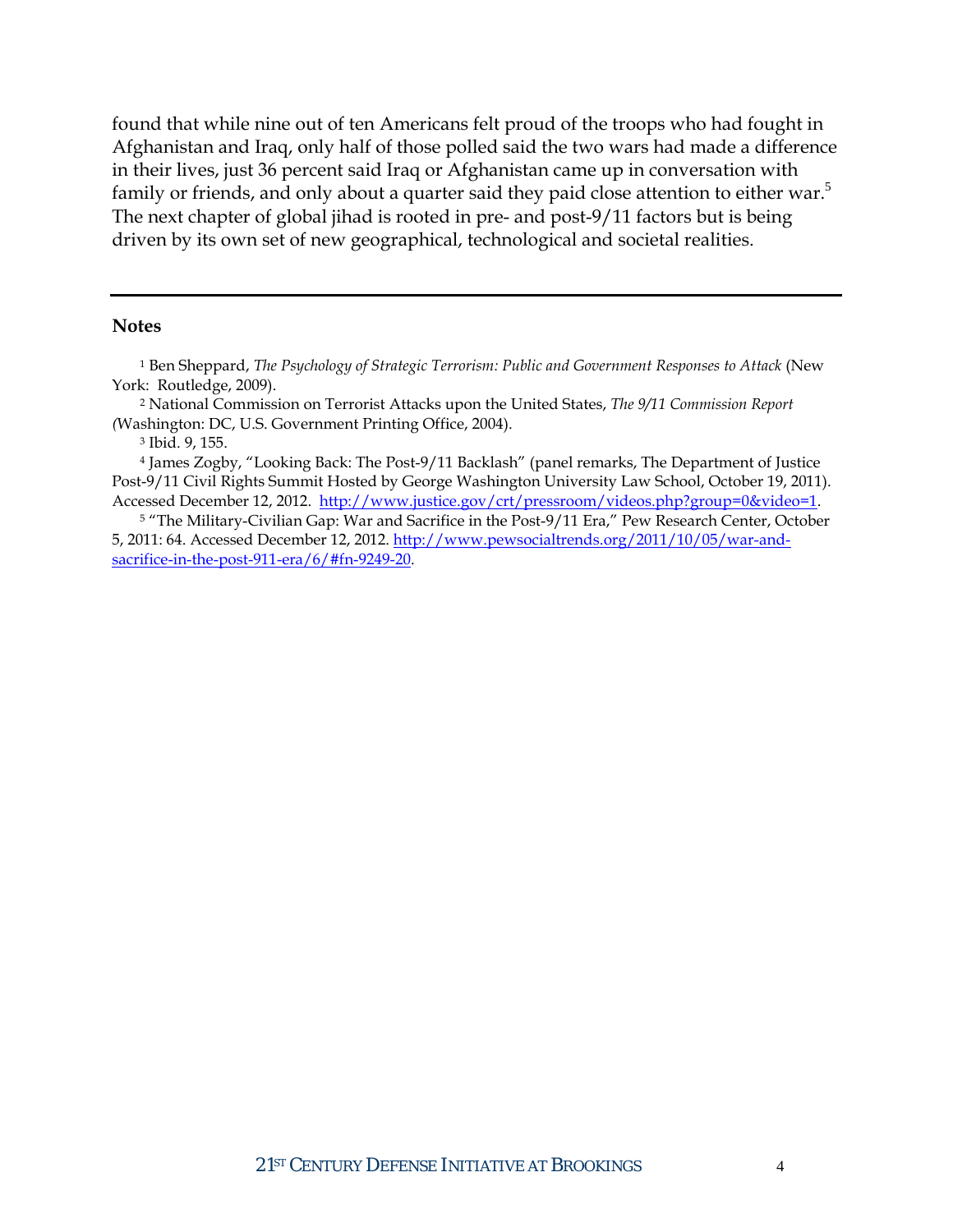found that while nine out of ten Americans felt proud of the troops who had fought in Afghanistan and Iraq, only half of those polled said the two wars had made a difference in their lives, just 36 percent said Iraq or Afghanistan came up in conversation with family or friends, and only about a quarter said they paid close attention to either war.[5] The next chapter of global jihad is rooted in pre- and post-9/11 factors but is being driven by its own set of new geographical, technological and societal realities.

---

**Notes**

[1] Ben Sheppard, *The Psychology of Strategic Terrorism: Public and Government Responses to Attack* (New York: Routledge, 2009).

[2] National Commission on Terrorist Attacks upon the United States, *The 9/11 Commission Report* (Washington: DC, U.S. Government Printing Office, 2004).

[3] Ibid. 9, 155.

[4] James Zogby, "Looking Back: The Post-9/11 Backlash" (panel remarks, The Department of Justice Post-9/11 Civil Rights Summit Hosted by George Washington University Law School, October 19, 2011). Accessed December 12, 2012. http://www.justice.gov/crt/pressroom/videos.php?group=0&video=1.

[5] "The Military-Civilian Gap: War and Sacrifice in the Post-9/11 Era," Pew Research Center, October 5, 2011: 64. Accessed December 12, 2012. http://www.pewsocialtrends.org/2011/10/05/war-and-sacrifice-in-the-post-911-era/6/#fn-9249-20.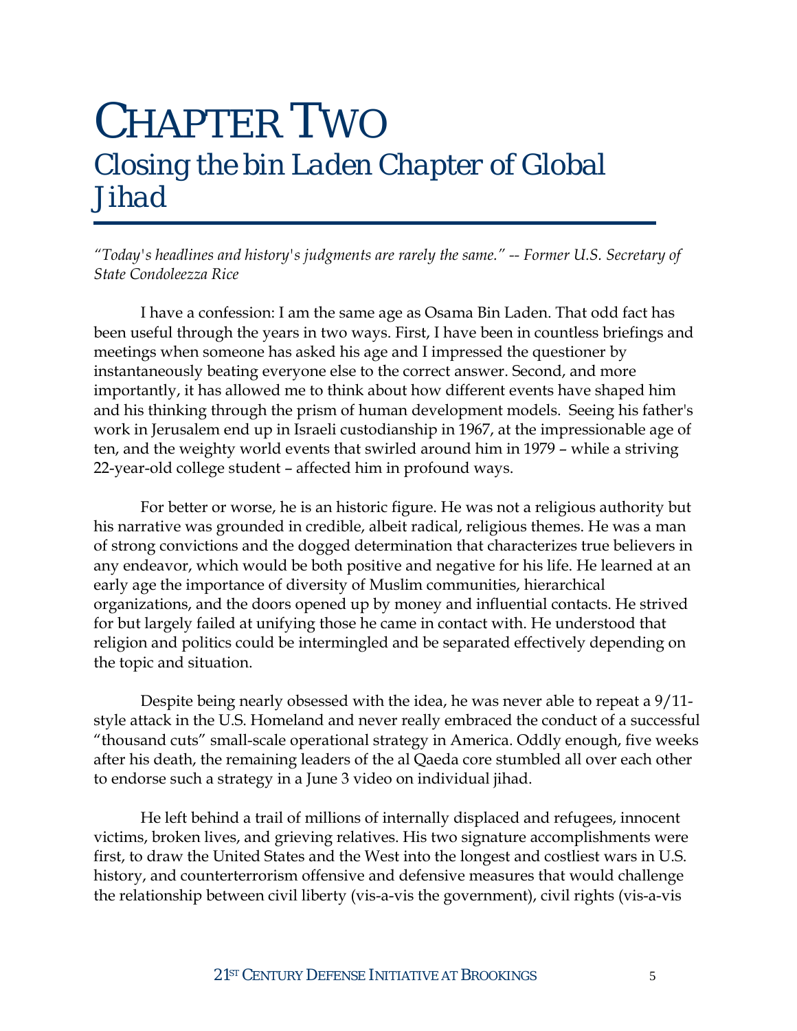# CHAPTER TWO
## *Closing the bin Laden Chapter of Global Jihad*

*"Today's headlines and history's judgments are rarely the same." -- Former U.S. Secretary of State Condoleezza Rice*

I have a confession: I am the same age as Osama Bin Laden. That odd fact has been useful through the years in two ways. First, I have been in countless briefings and meetings when someone has asked his age and I impressed the questioner by instantaneously beating everyone else to the correct answer. Second, and more importantly, it has allowed me to think about how different events have shaped him and his thinking through the prism of human development models. Seeing his father's work in Jerusalem end up in Israeli custodianship in 1967, at the impressionable age of ten, and the weighty world events that swirled around him in 1979 – while a striving 22-year-old college student – affected him in profound ways.

For better or worse, he is an historic figure. He was not a religious authority but his narrative was grounded in credible, albeit radical, religious themes. He was a man of strong convictions and the dogged determination that characterizes true believers in any endeavor, which would be both positive and negative for his life. He learned at an early age the importance of diversity of Muslim communities, hierarchical organizations, and the doors opened up by money and influential contacts. He strived for but largely failed at unifying those he came in contact with. He understood that religion and politics could be intermingled and be separated effectively depending on the topic and situation.

Despite being nearly obsessed with the idea, he was never able to repeat a 9/11-style attack in the U.S. Homeland and never really embraced the conduct of a successful "thousand cuts" small-scale operational strategy in America. Oddly enough, five weeks after his death, the remaining leaders of the al Qaeda core stumbled all over each other to endorse such a strategy in a June 3 video on individual jihad.

He left behind a trail of millions of internally displaced and refugees, innocent victims, broken lives, and grieving relatives. His two signature accomplishments were first, to draw the United States and the West into the longest and costliest wars in U.S. history, and counterterrorism offensive and defensive measures that would challenge the relationship between civil liberty (vis-a-vis the government), civil rights (vis-a-vis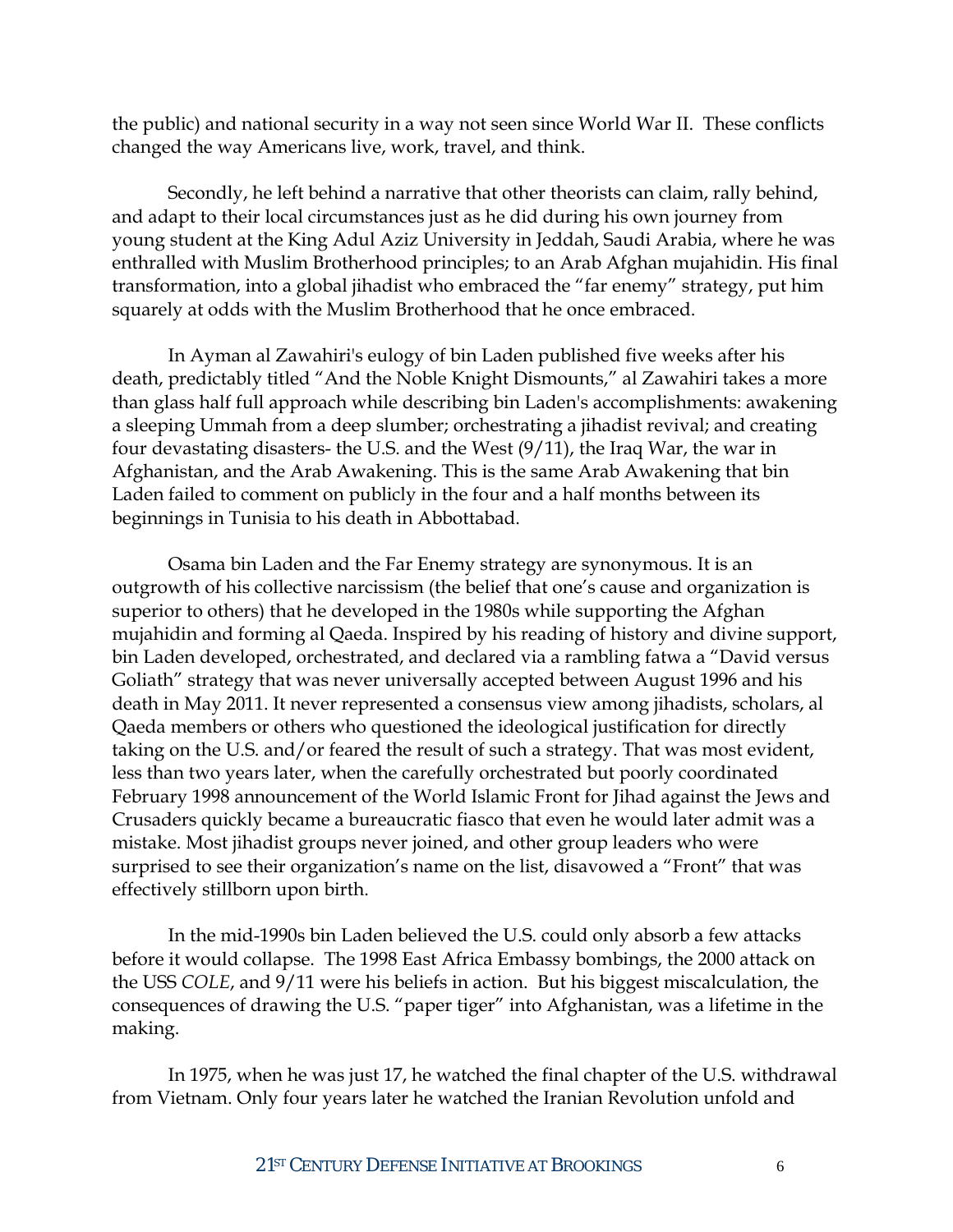the public) and national security in a way not seen since World War II. These conflicts changed the way Americans live, work, travel, and think.

Secondly, he left behind a narrative that other theorists can claim, rally behind, and adapt to their local circumstances just as he did during his own journey from young student at the King Adul Aziz University in Jeddah, Saudi Arabia, where he was enthralled with Muslim Brotherhood principles; to an Arab Afghan mujahidin. His final transformation, into a global jihadist who embraced the "far enemy" strategy, put him squarely at odds with the Muslim Brotherhood that he once embraced.

In Ayman al Zawahiri's eulogy of bin Laden published five weeks after his death, predictably titled "And the Noble Knight Dismounts," al Zawahiri takes a more than glass half full approach while describing bin Laden's accomplishments: awakening a sleeping Ummah from a deep slumber; orchestrating a jihadist revival; and creating four devastating disasters- the U.S. and the West (9/11), the Iraq War, the war in Afghanistan, and the Arab Awakening. This is the same Arab Awakening that bin Laden failed to comment on publicly in the four and a half months between its beginnings in Tunisia to his death in Abbottabad.

Osama bin Laden and the Far Enemy strategy are synonymous. It is an outgrowth of his collective narcissism (the belief that one's cause and organization is superior to others) that he developed in the 1980s while supporting the Afghan mujahidin and forming al Qaeda. Inspired by his reading of history and divine support, bin Laden developed, orchestrated, and declared via a rambling fatwa a "David versus Goliath" strategy that was never universally accepted between August 1996 and his death in May 2011. It never represented a consensus view among jihadists, scholars, al Qaeda members or others who questioned the ideological justification for directly taking on the U.S. and/or feared the result of such a strategy. That was most evident, less than two years later, when the carefully orchestrated but poorly coordinated February 1998 announcement of the World Islamic Front for Jihad against the Jews and Crusaders quickly became a bureaucratic fiasco that even he would later admit was a mistake. Most jihadist groups never joined, and other group leaders who were surprised to see their organization's name on the list, disavowed a "Front" that was effectively stillborn upon birth.

In the mid-1990s bin Laden believed the U.S. could only absorb a few attacks before it would collapse. The 1998 East Africa Embassy bombings, the 2000 attack on the USS *COLE*, and 9/11 were his beliefs in action. But his biggest miscalculation, the consequences of drawing the U.S. "paper tiger" into Afghanistan, was a lifetime in the making.

In 1975, when he was just 17, he watched the final chapter of the U.S. withdrawal from Vietnam. Only four years later he watched the Iranian Revolution unfold and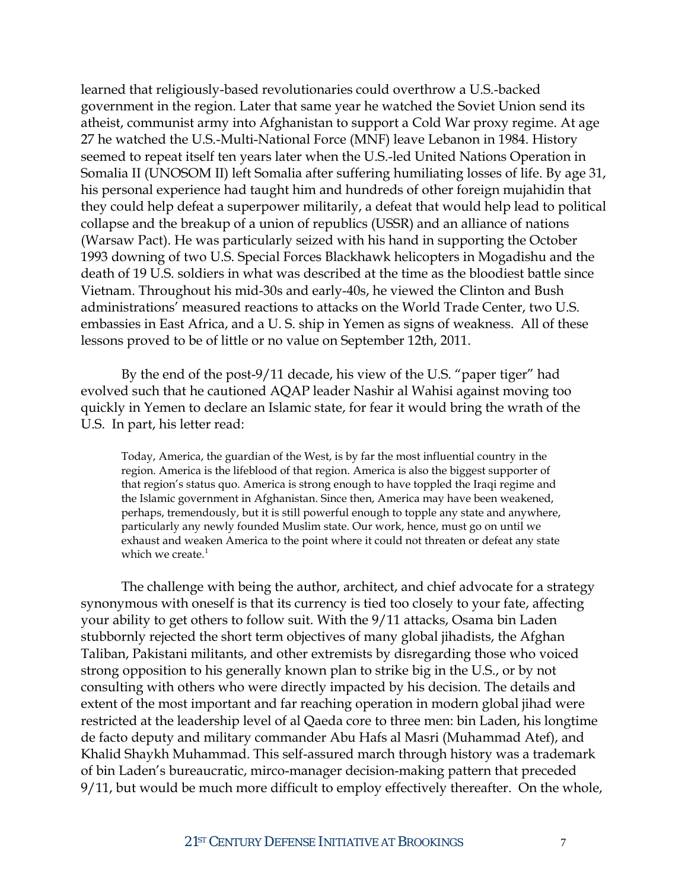learned that religiously-based revolutionaries could overthrow a U.S.-backed government in the region. Later that same year he watched the Soviet Union send its atheist, communist army into Afghanistan to support a Cold War proxy regime. At age 27 he watched the U.S.-Multi-National Force (MNF) leave Lebanon in 1984. History seemed to repeat itself ten years later when the U.S.-led United Nations Operation in Somalia II (UNOSOM II) left Somalia after suffering humiliating losses of life. By age 31, his personal experience had taught him and hundreds of other foreign mujahidin that they could help defeat a superpower militarily, a defeat that would help lead to political collapse and the breakup of a union of republics (USSR) and an alliance of nations (Warsaw Pact). He was particularly seized with his hand in supporting the October 1993 downing of two U.S. Special Forces Blackhawk helicopters in Mogadishu and the death of 19 U.S. soldiers in what was described at the time as the bloodiest battle since Vietnam. Throughout his mid-30s and early-40s, he viewed the Clinton and Bush administrations' measured reactions to attacks on the World Trade Center, two U.S. embassies in East Africa, and a U. S. ship in Yemen as signs of weakness. All of these lessons proved to be of little or no value on September 12th, 2011.

By the end of the post-9/11 decade, his view of the U.S. "paper tiger" had evolved such that he cautioned AQAP leader Nashir al Wahisi against moving too quickly in Yemen to declare an Islamic state, for fear it would bring the wrath of the U.S. In part, his letter read:

> Today, America, the guardian of the West, is by far the most influential country in the region. America is the lifeblood of that region. America is also the biggest supporter of that region's status quo. America is strong enough to have toppled the Iraqi regime and the Islamic government in Afghanistan. Since then, America may have been weakened, perhaps, tremendously, but it is still powerful enough to topple any state and anywhere, particularly any newly founded Muslim state. Our work, hence, must go on until we exhaust and weaken America to the point where it could not threaten or defeat any state which we create.[1]

The challenge with being the author, architect, and chief advocate for a strategy synonymous with oneself is that its currency is tied too closely to your fate, affecting your ability to get others to follow suit. With the 9/11 attacks, Osama bin Laden stubbornly rejected the short term objectives of many global jihadists, the Afghan Taliban, Pakistani militants, and other extremists by disregarding those who voiced strong opposition to his generally known plan to strike big in the U.S., or by not consulting with others who were directly impacted by his decision. The details and extent of the most important and far reaching operation in modern global jihad were restricted at the leadership level of al Qaeda core to three men: bin Laden, his longtime de facto deputy and military commander Abu Hafs al Masri (Muhammad Atef), and Khalid Shaykh Muhammad. This self-assured march through history was a trademark of bin Laden's bureaucratic, mirco-manager decision-making pattern that preceded 9/11, but would be much more difficult to employ effectively thereafter. On the whole,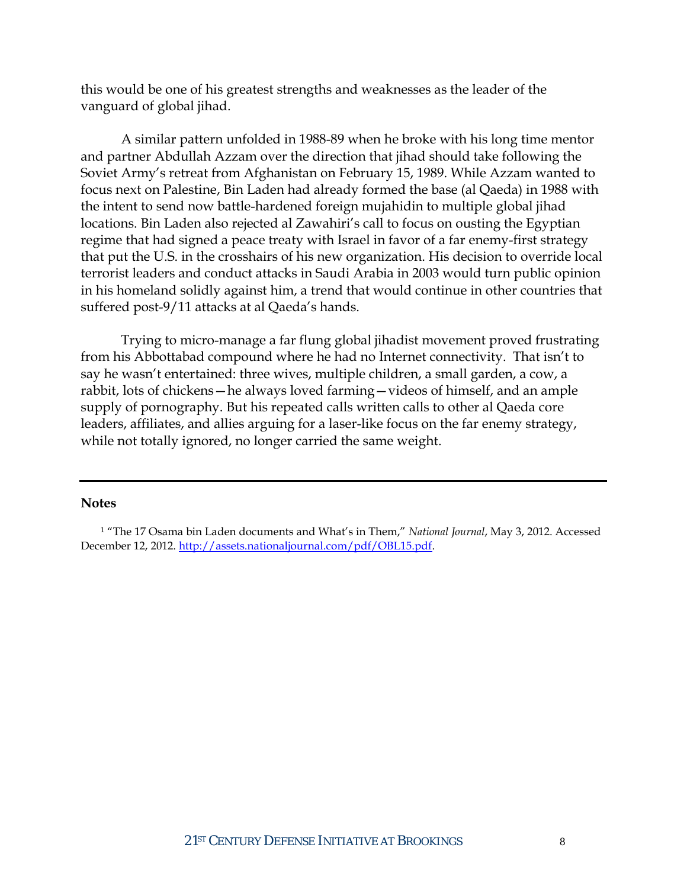this would be one of his greatest strengths and weaknesses as the leader of the vanguard of global jihad.

A similar pattern unfolded in 1988-89 when he broke with his long time mentor and partner Abdullah Azzam over the direction that jihad should take following the Soviet Army's retreat from Afghanistan on February 15, 1989. While Azzam wanted to focus next on Palestine, Bin Laden had already formed the base (al Qaeda) in 1988 with the intent to send now battle-hardened foreign mujahidin to multiple global jihad locations. Bin Laden also rejected al Zawahiri's call to focus on ousting the Egyptian regime that had signed a peace treaty with Israel in favor of a far enemy-first strategy that put the U.S. in the crosshairs of his new organization. His decision to override local terrorist leaders and conduct attacks in Saudi Arabia in 2003 would turn public opinion in his homeland solidly against him, a trend that would continue in other countries that suffered post-9/11 attacks at al Qaeda's hands.

Trying to micro-manage a far flung global jihadist movement proved frustrating from his Abbottabad compound where he had no Internet connectivity. That isn't to say he wasn't entertained: three wives, multiple children, a small garden, a cow, a rabbit, lots of chickens—he always loved farming—videos of himself, and an ample supply of pornography. But his repeated calls written calls to other al Qaeda core leaders, affiliates, and allies arguing for a laser-like focus on the far enemy strategy, while not totally ignored, no longer carried the same weight.

---

**Notes**

[1] "The 17 Osama bin Laden documents and What's in Them," *National Journal*, May 3, 2012. Accessed December 12, 2012. http://assets.nationaljournal.com/pdf/OBL15.pdf.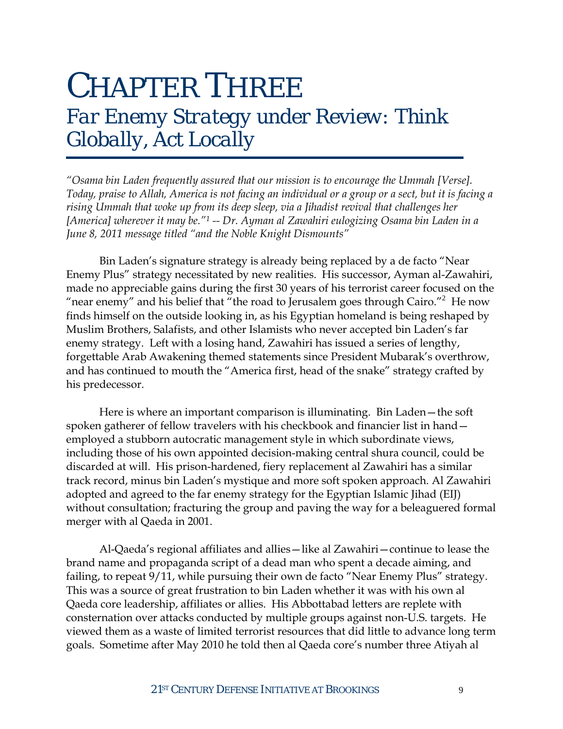# CHAPTER THREE

## *Far Enemy Strategy under Review: Think Globally, Act Locally*

*"Osama bin Laden frequently assured that our mission is to encourage the Ummah [Verse]. Today, praise to Allah, America is not facing an individual or a group or a sect, but it is facing a rising Ummah that woke up from its deep sleep, via a Jihadist revival that challenges her [America] wherever it may be."[1] -- Dr. Ayman al Zawahiri eulogizing Osama bin Laden in a June 8, 2011 message titled "and the Noble Knight Dismounts"*

Bin Laden's signature strategy is already being replaced by a de facto "Near Enemy Plus" strategy necessitated by new realities. His successor, Ayman al-Zawahiri, made no appreciable gains during the first 30 years of his terrorist career focused on the "near enemy" and his belief that "the road to Jerusalem goes through Cairo."[2] He now finds himself on the outside looking in, as his Egyptian homeland is being reshaped by Muslim Brothers, Salafists, and other Islamists who never accepted bin Laden's far enemy strategy. Left with a losing hand, Zawahiri has issued a series of lengthy, forgettable Arab Awakening themed statements since President Mubarak's overthrow, and has continued to mouth the "America first, head of the snake" strategy crafted by his predecessor.

Here is where an important comparison is illuminating. Bin Laden—the soft spoken gatherer of fellow travelers with his checkbook and financier list in hand—employed a stubborn autocratic management style in which subordinate views, including those of his own appointed decision-making central shura council, could be discarded at will. His prison-hardened, fiery replacement al Zawahiri has a similar track record, minus bin Laden's mystique and more soft spoken approach. Al Zawahiri adopted and agreed to the far enemy strategy for the Egyptian Islamic Jihad (EIJ) without consultation; fracturing the group and paving the way for a beleaguered formal merger with al Qaeda in 2001.

Al-Qaeda's regional affiliates and allies—like al Zawahiri—continue to lease the brand name and propaganda script of a dead man who spent a decade aiming, and failing, to repeat 9/11, while pursuing their own de facto "Near Enemy Plus" strategy. This was a source of great frustration to bin Laden whether it was with his own al Qaeda core leadership, affiliates or allies. His Abbottabad letters are replete with consternation over attacks conducted by multiple groups against non-U.S. targets. He viewed them as a waste of limited terrorist resources that did little to advance long term goals. Sometime after May 2010 he told then al Qaeda core's number three Atiyah al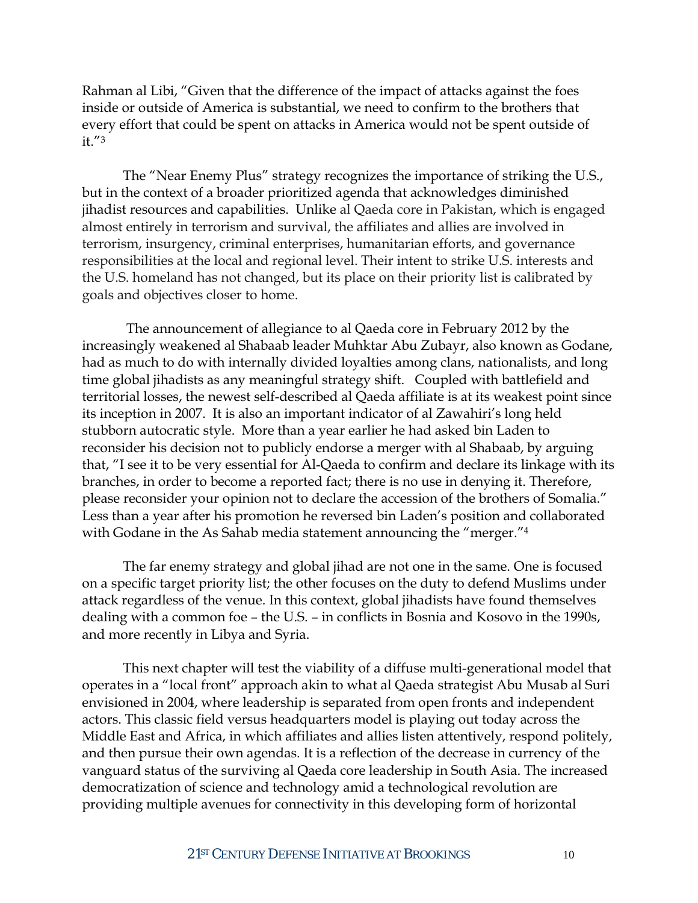Rahman al Libi, “Given that the difference of the impact of attacks against the foes inside or outside of America is substantial, we need to confirm to the brothers that every effort that could be spent on attacks in America would not be spent outside of it.”[3]

The “Near Enemy Plus” strategy recognizes the importance of striking the U.S., but in the context of a broader prioritized agenda that acknowledges diminished jihadist resources and capabilities. Unlike al Qaeda core in Pakistan, which is engaged almost entirely in terrorism and survival, the affiliates and allies are involved in terrorism, insurgency, criminal enterprises, humanitarian efforts, and governance responsibilities at the local and regional level. Their intent to strike U.S. interests and the U.S. homeland has not changed, but its place on their priority list is calibrated by goals and objectives closer to home.

The announcement of allegiance to al Qaeda core in February 2012 by the increasingly weakened al Shabaab leader Muhktar Abu Zubayr, also known as Godane, had as much to do with internally divided loyalties among clans, nationalists, and long time global jihadists as any meaningful strategy shift. Coupled with battlefield and territorial losses, the newest self-described al Qaeda affiliate is at its weakest point since its inception in 2007. It is also an important indicator of al Zawahiri’s long held stubborn autocratic style. More than a year earlier he had asked bin Laden to reconsider his decision not to publicly endorse a merger with al Shabaab, by arguing that, “I see it to be very essential for Al-Qaeda to confirm and declare its linkage with its branches, in order to become a reported fact; there is no use in denying it. Therefore, please reconsider your opinion not to declare the accession of the brothers of Somalia.” Less than a year after his promotion he reversed bin Laden’s position and collaborated with Godane in the As Sahab media statement announcing the “merger.”[4]

The far enemy strategy and global jihad are not one in the same. One is focused on a specific target priority list; the other focuses on the duty to defend Muslims under attack regardless of the venue. In this context, global jihadists have found themselves dealing with a common foe – the U.S. – in conflicts in Bosnia and Kosovo in the 1990s, and more recently in Libya and Syria.

This next chapter will test the viability of a diffuse multi-generational model that operates in a “local front” approach akin to what al Qaeda strategist Abu Musab al Suri envisioned in 2004, where leadership is separated from open fronts and independent actors. This classic field versus headquarters model is playing out today across the Middle East and Africa, in which affiliates and allies listen attentively, respond politely, and then pursue their own agendas. It is a reflection of the decrease in currency of the vanguard status of the surviving al Qaeda core leadership in South Asia. The increased democratization of science and technology amid a technological revolution are providing multiple avenues for connectivity in this developing form of horizontal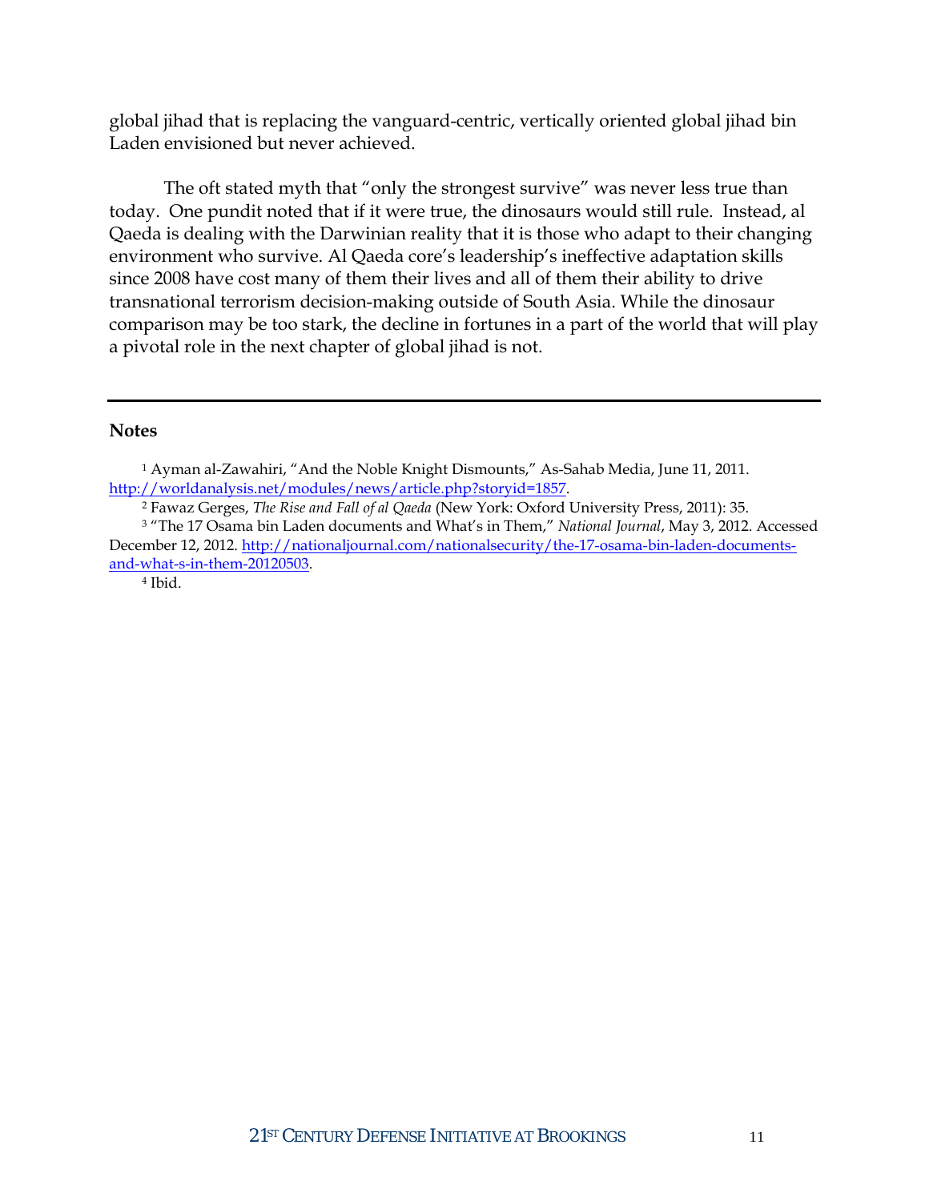global jihad that is replacing the vanguard-centric, vertically oriented global jihad bin Laden envisioned but never achieved.

The oft stated myth that "only the strongest survive" was never less true than today. One pundit noted that if it were true, the dinosaurs would still rule. Instead, al Qaeda is dealing with the Darwinian reality that it is those who adapt to their changing environment who survive. Al Qaeda core's leadership's ineffective adaptation skills since 2008 have cost many of them their lives and all of them their ability to drive transnational terrorism decision-making outside of South Asia. While the dinosaur comparison may be too stark, the decline in fortunes in a part of the world that will play a pivotal role in the next chapter of global jihad is not.

---

**Notes**

[1] Ayman al-Zawahiri, "And the Noble Knight Dismounts," As-Sahab Media, June 11, 2011. http://worldanalysis.net/modules/news/article.php?storyid=1857.

[2] Fawaz Gerges, *The Rise and Fall of al Qaeda* (New York: Oxford University Press, 2011): 35.

[3] "The 17 Osama bin Laden documents and What's in Them," *National Journal*, May 3, 2012. Accessed December 12, 2012. http://nationaljournal.com/nationalsecurity/the-17-osama-bin-laden-documents-and-what-s-in-them-20120503.

[4] Ibid.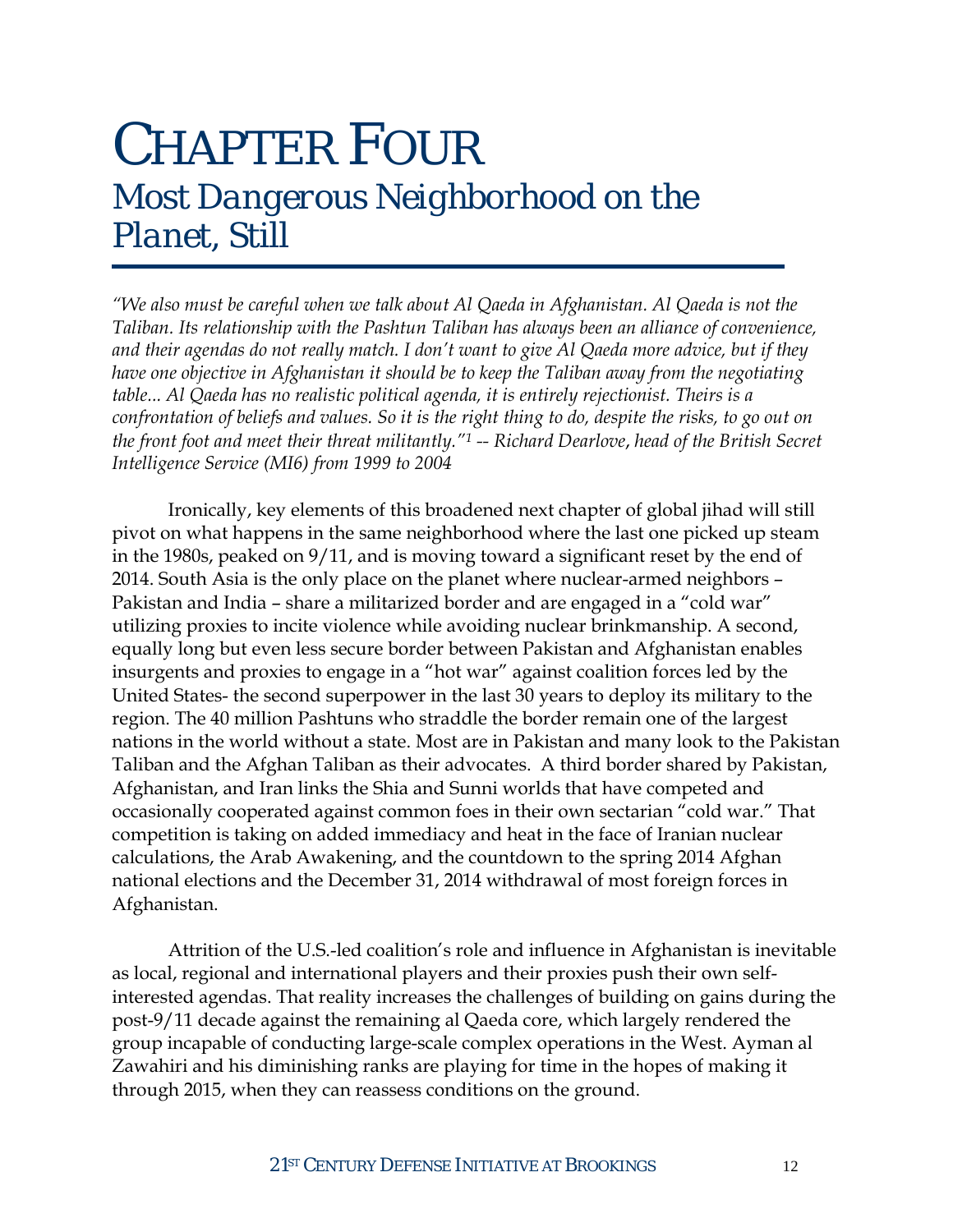# CHAPTER FOUR

## *Most Dangerous Neighborhood on the Planet, Still*

*"We also must be careful when we talk about Al Qaeda in Afghanistan. Al Qaeda is not the Taliban. Its relationship with the Pashtun Taliban has always been an alliance of convenience, and their agendas do not really match. I don't want to give Al Qaeda more advice, but if they have one objective in Afghanistan it should be to keep the Taliban away from the negotiating table... Al Qaeda has no realistic political agenda, it is entirely rejectionist. Theirs is a confrontation of beliefs and values. So it is the right thing to do, despite the risks, to go out on the front foot and meet their threat militantly."[1] -- Richard Dearlove, head of the British Secret Intelligence Service (MI6) from 1999 to 2004*

Ironically, key elements of this broadened next chapter of global jihad will still pivot on what happens in the same neighborhood where the last one picked up steam in the 1980s, peaked on 9/11, and is moving toward a significant reset by the end of 2014. South Asia is the only place on the planet where nuclear-armed neighbors – Pakistan and India – share a militarized border and are engaged in a "cold war" utilizing proxies to incite violence while avoiding nuclear brinkmanship. A second, equally long but even less secure border between Pakistan and Afghanistan enables insurgents and proxies to engage in a "hot war" against coalition forces led by the United States- the second superpower in the last 30 years to deploy its military to the region. The 40 million Pashtuns who straddle the border remain one of the largest nations in the world without a state. Most are in Pakistan and many look to the Pakistan Taliban and the Afghan Taliban as their advocates. A third border shared by Pakistan, Afghanistan, and Iran links the Shia and Sunni worlds that have competed and occasionally cooperated against common foes in their own sectarian "cold war." That competition is taking on added immediacy and heat in the face of Iranian nuclear calculations, the Arab Awakening, and the countdown to the spring 2014 Afghan national elections and the December 31, 2014 withdrawal of most foreign forces in Afghanistan.

Attrition of the U.S.-led coalition's role and influence in Afghanistan is inevitable as local, regional and international players and their proxies push their own self-interested agendas. That reality increases the challenges of building on gains during the post-9/11 decade against the remaining al Qaeda core, which largely rendered the group incapable of conducting large-scale complex operations in the West. Ayman al Zawahiri and his diminishing ranks are playing for time in the hopes of making it through 2015, when they can reassess conditions on the ground.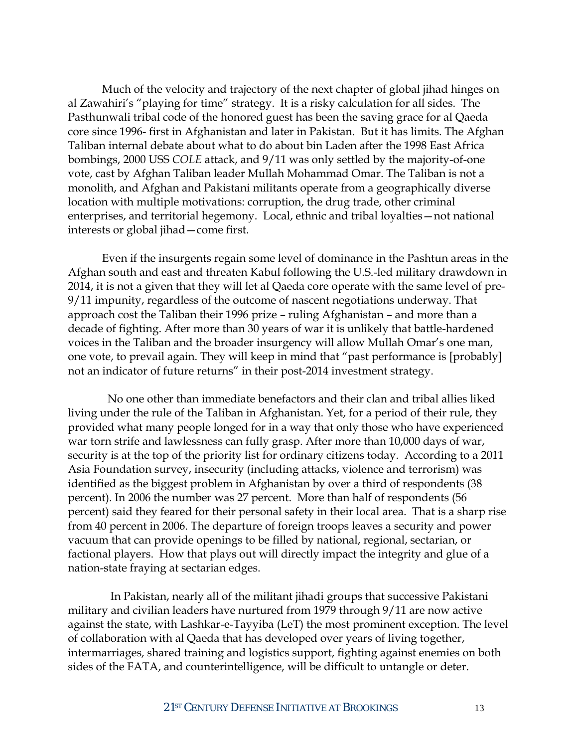Much of the velocity and trajectory of the next chapter of global jihad hinges on al Zawahiri's "playing for time" strategy. It is a risky calculation for all sides. The Pasthunwali tribal code of the honored guest has been the saving grace for al Qaeda core since 1996- first in Afghanistan and later in Pakistan. But it has limits. The Afghan Taliban internal debate about what to do about bin Laden after the 1998 East Africa bombings, 2000 USS *COLE* attack, and 9/11 was only settled by the majority-of-one vote, cast by Afghan Taliban leader Mullah Mohammad Omar. The Taliban is not a monolith, and Afghan and Pakistani militants operate from a geographically diverse location with multiple motivations: corruption, the drug trade, other criminal enterprises, and territorial hegemony. Local, ethnic and tribal loyalties—not national interests or global jihad—come first.

Even if the insurgents regain some level of dominance in the Pashtun areas in the Afghan south and east and threaten Kabul following the U.S.-led military drawdown in 2014, it is not a given that they will let al Qaeda core operate with the same level of pre-9/11 impunity, regardless of the outcome of nascent negotiations underway. That approach cost the Taliban their 1996 prize – ruling Afghanistan – and more than a decade of fighting. After more than 30 years of war it is unlikely that battle-hardened voices in the Taliban and the broader insurgency will allow Mullah Omar's one man, one vote, to prevail again. They will keep in mind that "past performance is [probably] not an indicator of future returns" in their post-2014 investment strategy.

No one other than immediate benefactors and their clan and tribal allies liked living under the rule of the Taliban in Afghanistan. Yet, for a period of their rule, they provided what many people longed for in a way that only those who have experienced war torn strife and lawlessness can fully grasp. After more than 10,000 days of war, security is at the top of the priority list for ordinary citizens today. According to a 2011 Asia Foundation survey, insecurity (including attacks, violence and terrorism) was identified as the biggest problem in Afghanistan by over a third of respondents (38 percent). In 2006 the number was 27 percent. More than half of respondents (56 percent) said they feared for their personal safety in their local area. That is a sharp rise from 40 percent in 2006. The departure of foreign troops leaves a security and power vacuum that can provide openings to be filled by national, regional, sectarian, or factional players. How that plays out will directly impact the integrity and glue of a nation-state fraying at sectarian edges.

In Pakistan, nearly all of the militant jihadi groups that successive Pakistani military and civilian leaders have nurtured from 1979 through 9/11 are now active against the state, with Lashkar-e-Tayyiba (LeT) the most prominent exception. The level of collaboration with al Qaeda that has developed over years of living together, intermarriages, shared training and logistics support, fighting against enemies on both sides of the FATA, and counterintelligence, will be difficult to untangle or deter.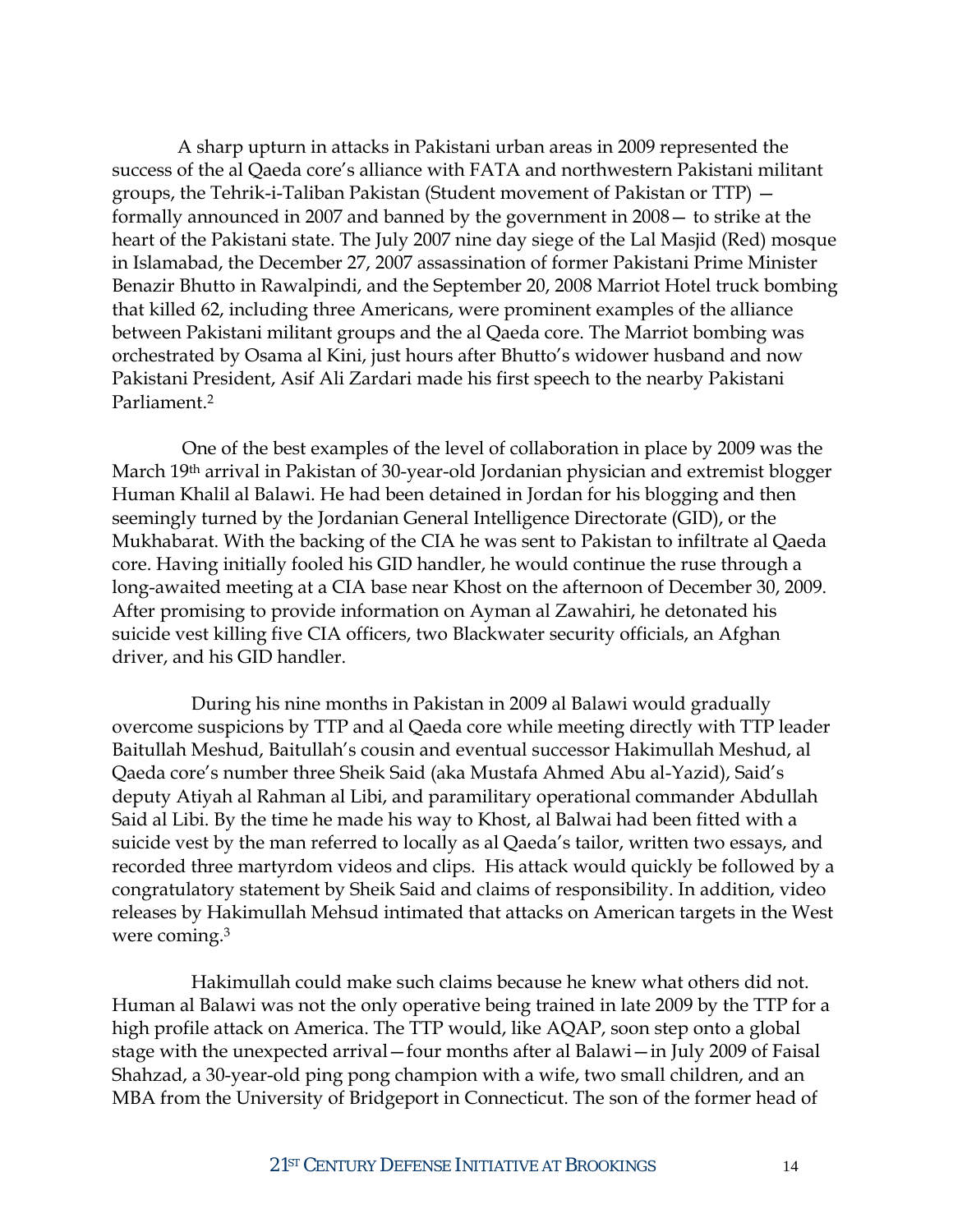A sharp upturn in attacks in Pakistani urban areas in 2009 represented the success of the al Qaeda core's alliance with FATA and northwestern Pakistani militant groups, the Tehrik-i-Taliban Pakistan (Student movement of Pakistan or TTP) — formally announced in 2007 and banned by the government in 2008— to strike at the heart of the Pakistani state. The July 2007 nine day siege of the Lal Masjid (Red) mosque in Islamabad, the December 27, 2007 assassination of former Pakistani Prime Minister Benazir Bhutto in Rawalpindi, and the September 20, 2008 Marriot Hotel truck bombing that killed 62, including three Americans, were prominent examples of the alliance between Pakistani militant groups and the al Qaeda core. The Marriot bombing was orchestrated by Osama al Kini, just hours after Bhutto's widower husband and now Pakistani President, Asif Ali Zardari made his first speech to the nearby Pakistani Parliament.[2]

One of the best examples of the level of collaboration in place by 2009 was the March 19th arrival in Pakistan of 30-year-old Jordanian physician and extremist blogger Human Khalil al Balawi. He had been detained in Jordan for his blogging and then seemingly turned by the Jordanian General Intelligence Directorate (GID), or the Mukhabarat. With the backing of the CIA he was sent to Pakistan to infiltrate al Qaeda core. Having initially fooled his GID handler, he would continue the ruse through a long-awaited meeting at a CIA base near Khost on the afternoon of December 30, 2009. After promising to provide information on Ayman al Zawahiri, he detonated his suicide vest killing five CIA officers, two Blackwater security officials, an Afghan driver, and his GID handler.

During his nine months in Pakistan in 2009 al Balawi would gradually overcome suspicions by TTP and al Qaeda core while meeting directly with TTP leader Baitullah Meshud, Baitullah's cousin and eventual successor Hakimullah Meshud, al Qaeda core's number three Sheik Said (aka Mustafa Ahmed Abu al-Yazid), Said's deputy Atiyah al Rahman al Libi, and paramilitary operational commander Abdullah Said al Libi. By the time he made his way to Khost, al Balwai had been fitted with a suicide vest by the man referred to locally as al Qaeda's tailor, written two essays, and recorded three martyrdom videos and clips. His attack would quickly be followed by a congratulatory statement by Sheik Said and claims of responsibility. In addition, video releases by Hakimullah Mehsud intimated that attacks on American targets in the West were coming.[3]

Hakimullah could make such claims because he knew what others did not. Human al Balawi was not the only operative being trained in late 2009 by the TTP for a high profile attack on America. The TTP would, like AQAP, soon step onto a global stage with the unexpected arrival—four months after al Balawi—in July 2009 of Faisal Shahzad, a 30-year-old ping pong champion with a wife, two small children, and an MBA from the University of Bridgeport in Connecticut. The son of the former head of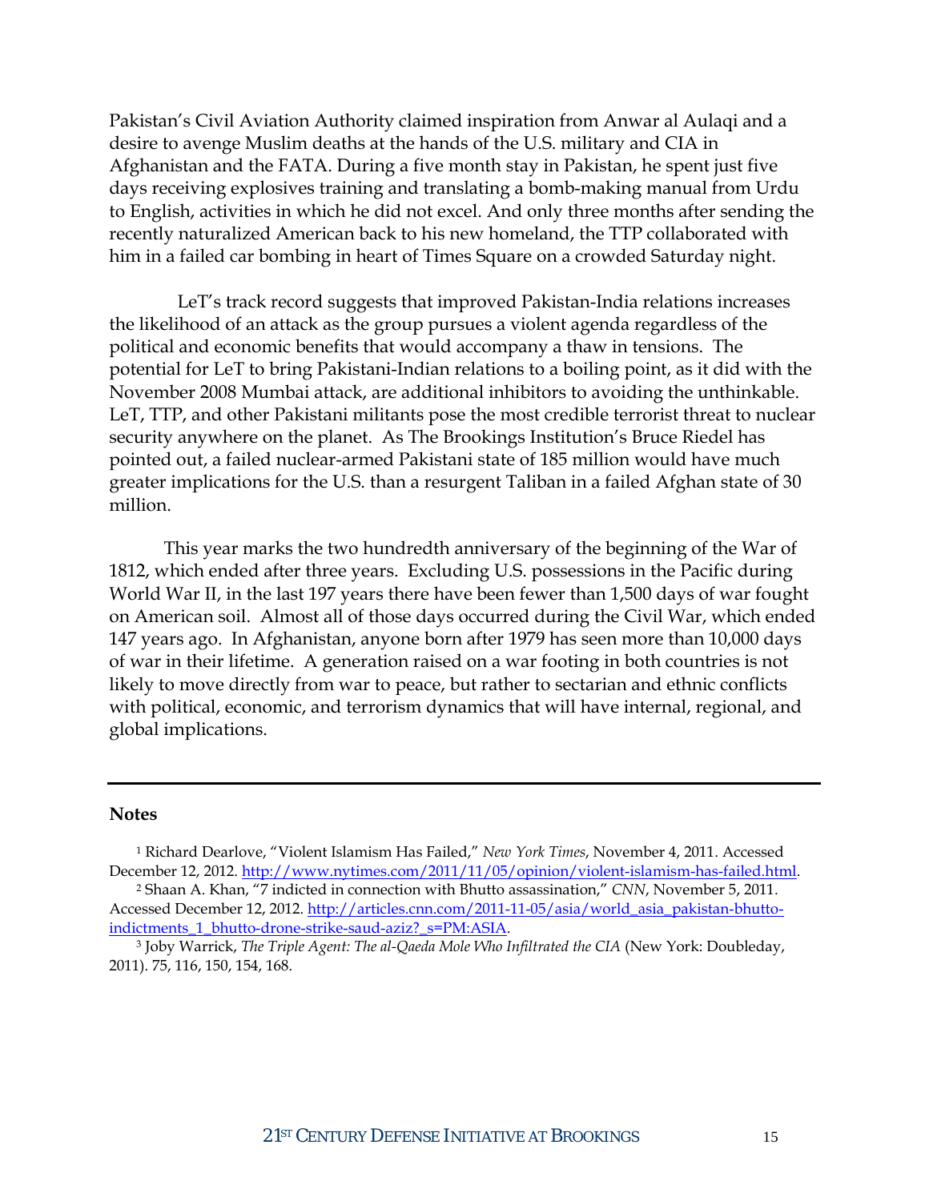Pakistan's Civil Aviation Authority claimed inspiration from Anwar al Aulaqi and a desire to avenge Muslim deaths at the hands of the U.S. military and CIA in Afghanistan and the FATA. During a five month stay in Pakistan, he spent just five days receiving explosives training and translating a bomb-making manual from Urdu to English, activities in which he did not excel. And only three months after sending the recently naturalized American back to his new homeland, the TTP collaborated with him in a failed car bombing in heart of Times Square on a crowded Saturday night.

LeT's track record suggests that improved Pakistan-India relations increases the likelihood of an attack as the group pursues a violent agenda regardless of the political and economic benefits that would accompany a thaw in tensions. The potential for LeT to bring Pakistani-Indian relations to a boiling point, as it did with the November 2008 Mumbai attack, are additional inhibitors to avoiding the unthinkable. LeT, TTP, and other Pakistani militants pose the most credible terrorist threat to nuclear security anywhere on the planet. As The Brookings Institution's Bruce Riedel has pointed out, a failed nuclear-armed Pakistani state of 185 million would have much greater implications for the U.S. than a resurgent Taliban in a failed Afghan state of 30 million.

This year marks the two hundredth anniversary of the beginning of the War of 1812, which ended after three years. Excluding U.S. possessions in the Pacific during World War II, in the last 197 years there have been fewer than 1,500 days of war fought on American soil. Almost all of those days occurred during the Civil War, which ended 147 years ago. In Afghanistan, anyone born after 1979 has seen more than 10,000 days of war in their lifetime. A generation raised on a war footing in both countries is not likely to move directly from war to peace, but rather to sectarian and ethnic conflicts with political, economic, and terrorism dynamics that will have internal, regional, and global implications.

---

**Notes**

[1] Richard Dearlove, "Violent Islamism Has Failed," *New York Times*, November 4, 2011. Accessed December 12, 2012. http://www.nytimes.com/2011/11/05/opinion/violent-islamism-has-failed.html.

[2] Shaan A. Khan, "7 indicted in connection with Bhutto assassination," *CNN*, November 5, 2011. Accessed December 12, 2012. http://articles.cnn.com/2011-11-05/asia/world_asia_pakistan-bhutto-indictments_1_bhutto-drone-strike-saud-aziz?_s=PM:ASIA.

[3] Joby Warrick, *The Triple Agent: The al-Qaeda Mole Who Infiltrated the CIA* (New York: Doubleday, 2011). 75, 116, 150, 154, 168.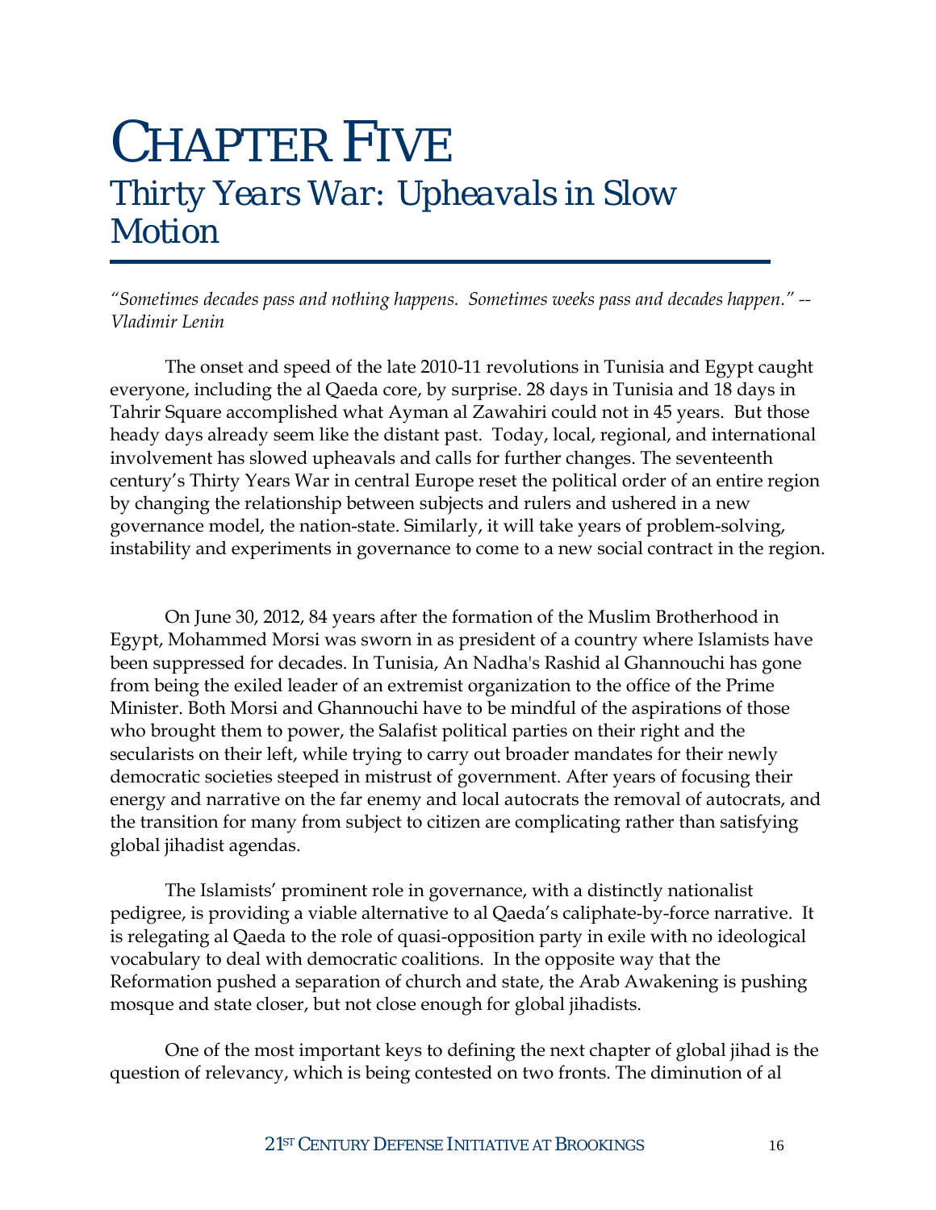# Chapter Five

## *Thirty Years War: Upheavals in Slow Motion*

*"Sometimes decades pass and nothing happens. Sometimes weeks pass and decades happen." -- Vladimir Lenin*

The onset and speed of the late 2010-11 revolutions in Tunisia and Egypt caught everyone, including the al Qaeda core, by surprise. 28 days in Tunisia and 18 days in Tahrir Square accomplished what Ayman al Zawahiri could not in 45 years. But those heady days already seem like the distant past. Today, local, regional, and international involvement has slowed upheavals and calls for further changes. The seventeenth century's Thirty Years War in central Europe reset the political order of an entire region by changing the relationship between subjects and rulers and ushered in a new governance model, the nation-state. Similarly, it will take years of problem-solving, instability and experiments in governance to come to a new social contract in the region.

On June 30, 2012, 84 years after the formation of the Muslim Brotherhood in Egypt, Mohammed Morsi was sworn in as president of a country where Islamists have been suppressed for decades. In Tunisia, An Nadha's Rashid al Ghannouchi has gone from being the exiled leader of an extremist organization to the office of the Prime Minister. Both Morsi and Ghannouchi have to be mindful of the aspirations of those who brought them to power, the Salafist political parties on their right and the secularists on their left, while trying to carry out broader mandates for their newly democratic societies steeped in mistrust of government. After years of focusing their energy and narrative on the far enemy and local autocrats the removal of autocrats, and the transition for many from subject to citizen are complicating rather than satisfying global jihadist agendas.

The Islamists' prominent role in governance, with a distinctly nationalist pedigree, is providing a viable alternative to al Qaeda's caliphate-by-force narrative. It is relegating al Qaeda to the role of quasi-opposition party in exile with no ideological vocabulary to deal with democratic coalitions. In the opposite way that the Reformation pushed a separation of church and state, the Arab Awakening is pushing mosque and state closer, but not close enough for global jihadists.

One of the most important keys to defining the next chapter of global jihad is the question of relevancy, which is being contested on two fronts. The diminution of al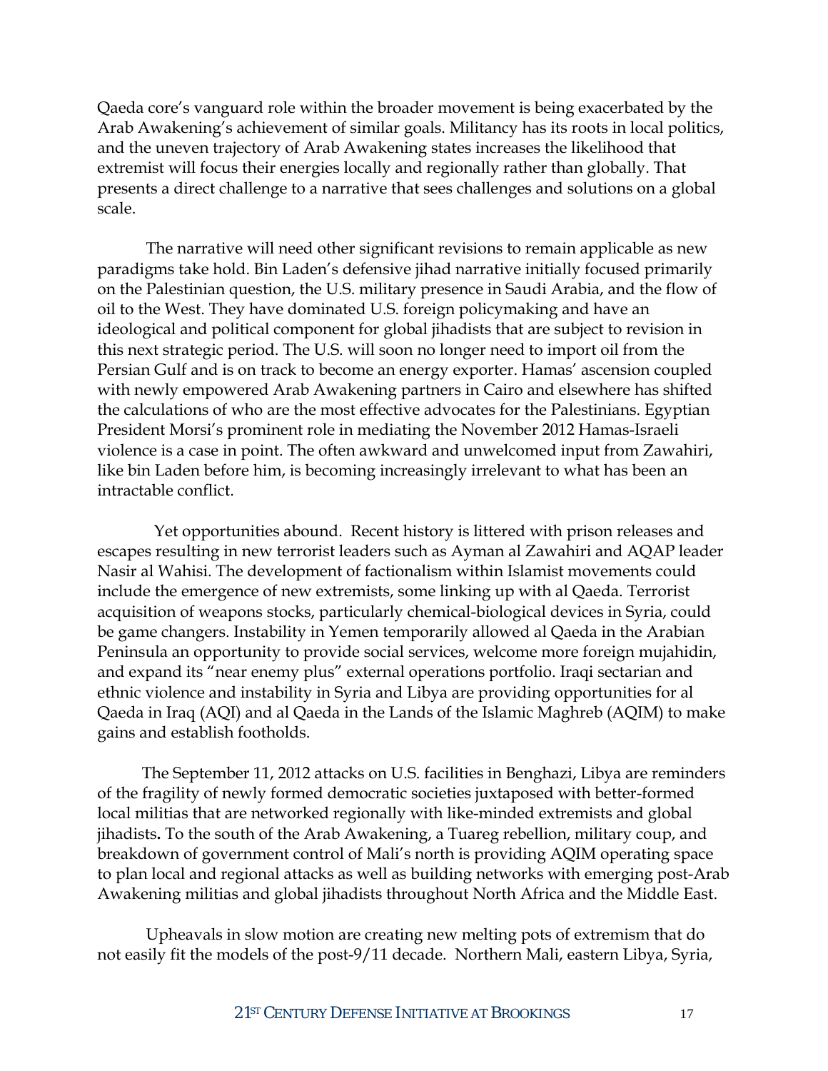Qaeda core's vanguard role within the broader movement is being exacerbated by the Arab Awakening's achievement of similar goals. Militancy has its roots in local politics, and the uneven trajectory of Arab Awakening states increases the likelihood that extremist will focus their energies locally and regionally rather than globally. That presents a direct challenge to a narrative that sees challenges and solutions on a global scale.

The narrative will need other significant revisions to remain applicable as new paradigms take hold. Bin Laden's defensive jihad narrative initially focused primarily on the Palestinian question, the U.S. military presence in Saudi Arabia, and the flow of oil to the West. They have dominated U.S. foreign policymaking and have an ideological and political component for global jihadists that are subject to revision in this next strategic period. The U.S. will soon no longer need to import oil from the Persian Gulf and is on track to become an energy exporter. Hamas' ascension coupled with newly empowered Arab Awakening partners in Cairo and elsewhere has shifted the calculations of who are the most effective advocates for the Palestinians. Egyptian President Morsi's prominent role in mediating the November 2012 Hamas-Israeli violence is a case in point. The often awkward and unwelcomed input from Zawahiri, like bin Laden before him, is becoming increasingly irrelevant to what has been an intractable conflict.

Yet opportunities abound. Recent history is littered with prison releases and escapes resulting in new terrorist leaders such as Ayman al Zawahiri and AQAP leader Nasir al Wahisi. The development of factionalism within Islamist movements could include the emergence of new extremists, some linking up with al Qaeda. Terrorist acquisition of weapons stocks, particularly chemical-biological devices in Syria, could be game changers. Instability in Yemen temporarily allowed al Qaeda in the Arabian Peninsula an opportunity to provide social services, welcome more foreign mujahidin, and expand its "near enemy plus" external operations portfolio. Iraqi sectarian and ethnic violence and instability in Syria and Libya are providing opportunities for al Qaeda in Iraq (AQI) and al Qaeda in the Lands of the Islamic Maghreb (AQIM) to make gains and establish footholds.

The September 11, 2012 attacks on U.S. facilities in Benghazi, Libya are reminders of the fragility of newly formed democratic societies juxtaposed with better-formed local militias that are networked regionally with like-minded extremists and global jihadists**.** To the south of the Arab Awakening, a Tuareg rebellion, military coup, and breakdown of government control of Mali's north is providing AQIM operating space to plan local and regional attacks as well as building networks with emerging post-Arab Awakening militias and global jihadists throughout North Africa and the Middle East.

Upheavals in slow motion are creating new melting pots of extremism that do not easily fit the models of the post-9/11 decade. Northern Mali, eastern Libya, Syria,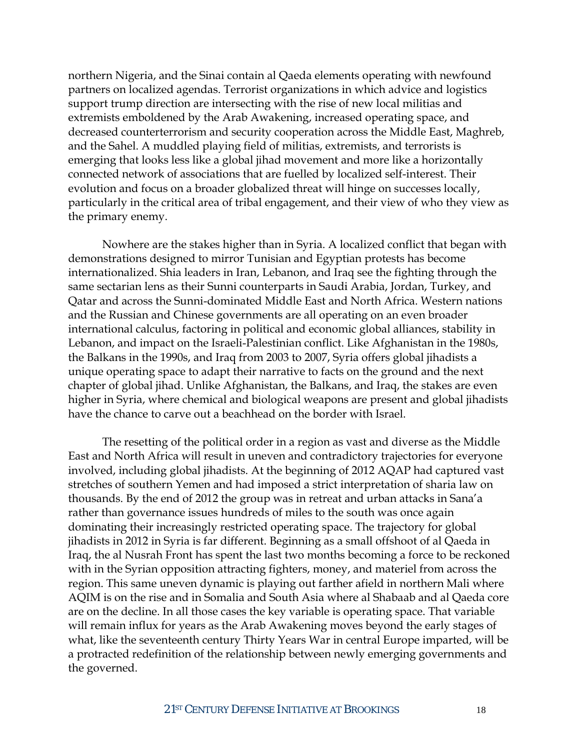northern Nigeria, and the Sinai contain al Qaeda elements operating with newfound partners on localized agendas. Terrorist organizations in which advice and logistics support trump direction are intersecting with the rise of new local militias and extremists emboldened by the Arab Awakening, increased operating space, and decreased counterterrorism and security cooperation across the Middle East, Maghreb, and the Sahel. A muddled playing field of militias, extremists, and terrorists is emerging that looks less like a global jihad movement and more like a horizontally connected network of associations that are fuelled by localized self-interest. Their evolution and focus on a broader globalized threat will hinge on successes locally, particularly in the critical area of tribal engagement, and their view of who they view as the primary enemy.

Nowhere are the stakes higher than in Syria. A localized conflict that began with demonstrations designed to mirror Tunisian and Egyptian protests has become internationalized. Shia leaders in Iran, Lebanon, and Iraq see the fighting through the same sectarian lens as their Sunni counterparts in Saudi Arabia, Jordan, Turkey, and Qatar and across the Sunni-dominated Middle East and North Africa. Western nations and the Russian and Chinese governments are all operating on an even broader international calculus, factoring in political and economic global alliances, stability in Lebanon, and impact on the Israeli-Palestinian conflict. Like Afghanistan in the 1980s, the Balkans in the 1990s, and Iraq from 2003 to 2007, Syria offers global jihadists a unique operating space to adapt their narrative to facts on the ground and the next chapter of global jihad. Unlike Afghanistan, the Balkans, and Iraq, the stakes are even higher in Syria, where chemical and biological weapons are present and global jihadists have the chance to carve out a beachhead on the border with Israel.

The resetting of the political order in a region as vast and diverse as the Middle East and North Africa will result in uneven and contradictory trajectories for everyone involved, including global jihadists. At the beginning of 2012 AQAP had captured vast stretches of southern Yemen and had imposed a strict interpretation of sharia law on thousands. By the end of 2012 the group was in retreat and urban attacks in Sana'a rather than governance issues hundreds of miles to the south was once again dominating their increasingly restricted operating space. The trajectory for global jihadists in 2012 in Syria is far different. Beginning as a small offshoot of al Qaeda in Iraq, the al Nusrah Front has spent the last two months becoming a force to be reckoned with in the Syrian opposition attracting fighters, money, and materiel from across the region. This same uneven dynamic is playing out farther afield in northern Mali where AQIM is on the rise and in Somalia and South Asia where al Shabaab and al Qaeda core are on the decline. In all those cases the key variable is operating space. That variable will remain influx for years as the Arab Awakening moves beyond the early stages of what, like the seventeenth century Thirty Years War in central Europe imparted, will be a protracted redefinition of the relationship between newly emerging governments and the governed.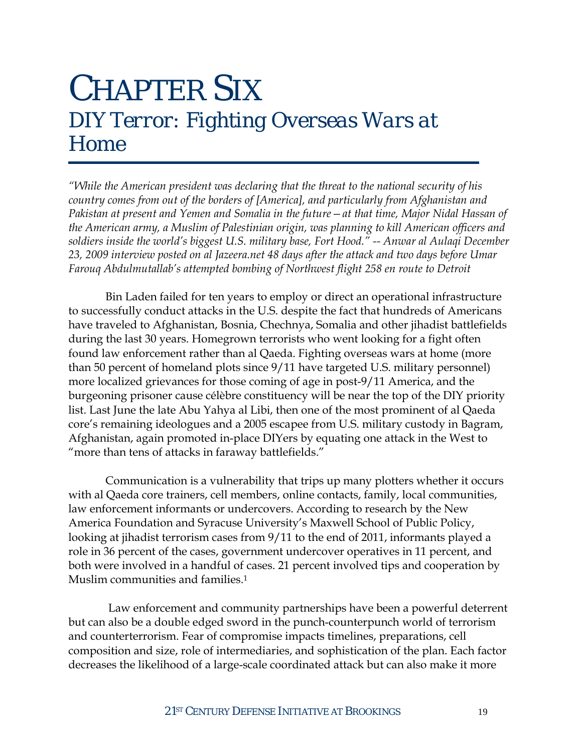# CHAPTER SIX

## DIY Terror: Fighting Overseas Wars at Home

*"While the American president was declaring that the threat to the national security of his country comes from out of the borders of [America], and particularly from Afghanistan and Pakistan at present and Yemen and Somalia in the future—at that time, Major Nidal Hassan of the American army, a Muslim of Palestinian origin, was planning to kill American officers and soldiers inside the world's biggest U.S. military base, Fort Hood." -- Anwar al Aulaqi December 23, 2009 interview posted on al Jazeera.net 48 days after the attack and two days before Umar Farouq Abdulmutallab's attempted bombing of Northwest flight 258 en route to Detroit*

Bin Laden failed for ten years to employ or direct an operational infrastructure to successfully conduct attacks in the U.S. despite the fact that hundreds of Americans have traveled to Afghanistan, Bosnia, Chechnya, Somalia and other jihadist battlefields during the last 30 years. Homegrown terrorists who went looking for a fight often found law enforcement rather than al Qaeda. Fighting overseas wars at home (more than 50 percent of homeland plots since 9/11 have targeted U.S. military personnel) more localized grievances for those coming of age in post-9/11 America, and the burgeoning prisoner cause célèbre constituency will be near the top of the DIY priority list. Last June the late Abu Yahya al Libi, then one of the most prominent of al Qaeda core's remaining ideologues and a 2005 escapee from U.S. military custody in Bagram, Afghanistan, again promoted in-place DIYers by equating one attack in the West to "more than tens of attacks in faraway battlefields."

Communication is a vulnerability that trips up many plotters whether it occurs with al Qaeda core trainers, cell members, online contacts, family, local communities, law enforcement informants or undercovers. According to research by the New America Foundation and Syracuse University's Maxwell School of Public Policy, looking at jihadist terrorism cases from 9/11 to the end of 2011, informants played a role in 36 percent of the cases, government undercover operatives in 11 percent, and both were involved in a handful of cases. 21 percent involved tips and cooperation by Muslim communities and families.[1]

Law enforcement and community partnerships have been a powerful deterrent but can also be a double edged sword in the punch-counterpunch world of terrorism and counterterrorism. Fear of compromise impacts timelines, preparations, cell composition and size, role of intermediaries, and sophistication of the plan. Each factor decreases the likelihood of a large-scale coordinated attack but can also make it more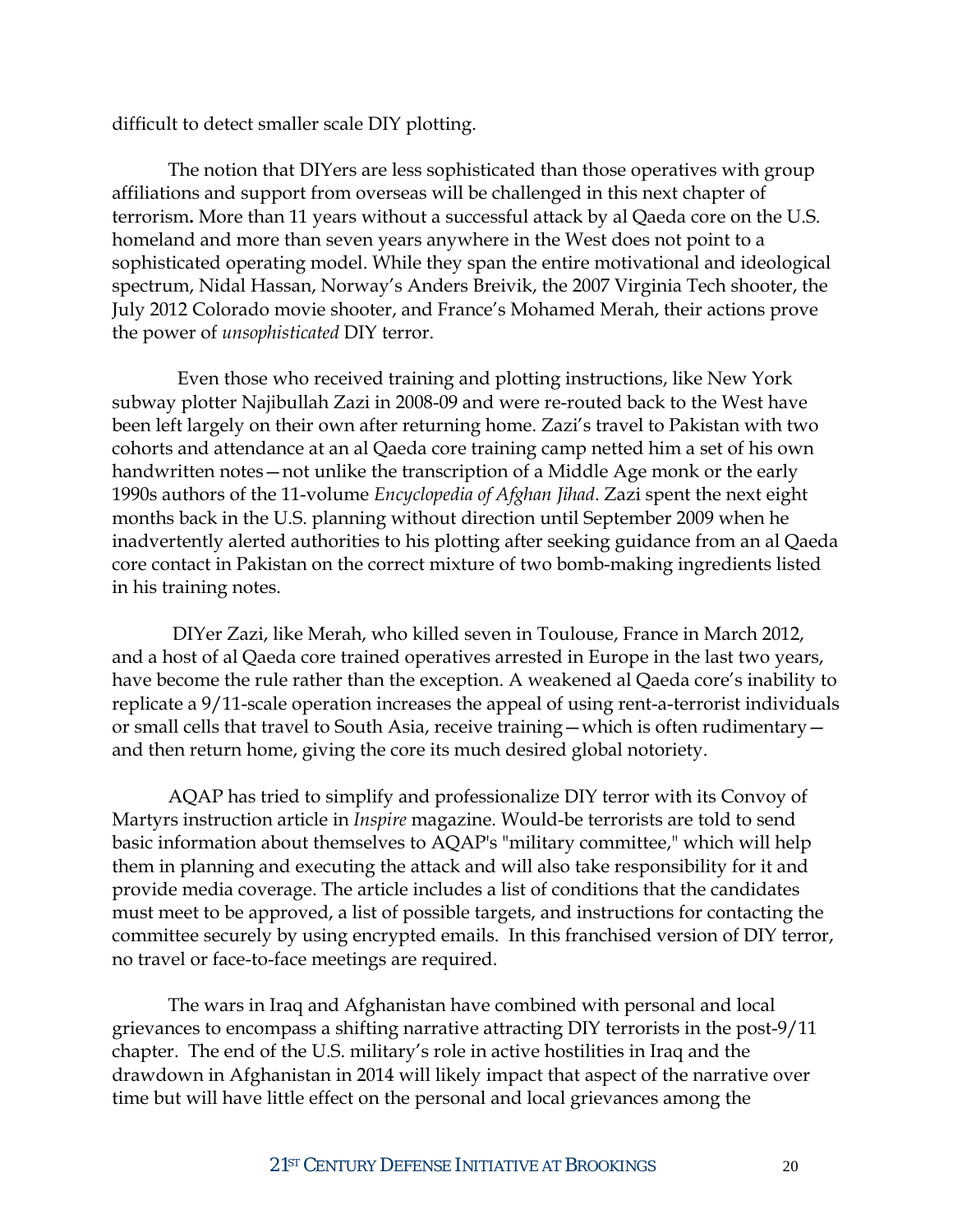difficult to detect smaller scale DIY plotting.

The notion that DIYers are less sophisticated than those operatives with group affiliations and support from overseas will be challenged in this next chapter of terrorism**.** More than 11 years without a successful attack by al Qaeda core on the U.S. homeland and more than seven years anywhere in the West does not point to a sophisticated operating model. While they span the entire motivational and ideological spectrum, Nidal Hassan, Norway's Anders Breivik, the 2007 Virginia Tech shooter, the July 2012 Colorado movie shooter, and France's Mohamed Merah, their actions prove the power of *unsophisticated* DIY terror.

Even those who received training and plotting instructions, like New York subway plotter Najibullah Zazi in 2008-09 and were re-routed back to the West have been left largely on their own after returning home. Zazi's travel to Pakistan with two cohorts and attendance at an al Qaeda core training camp netted him a set of his own handwritten notes—not unlike the transcription of a Middle Age monk or the early 1990s authors of the 11-volume *Encyclopedia of Afghan Jihad*. Zazi spent the next eight months back in the U.S. planning without direction until September 2009 when he inadvertently alerted authorities to his plotting after seeking guidance from an al Qaeda core contact in Pakistan on the correct mixture of two bomb-making ingredients listed in his training notes.

DIYer Zazi, like Merah, who killed seven in Toulouse, France in March 2012, and a host of al Qaeda core trained operatives arrested in Europe in the last two years, have become the rule rather than the exception. A weakened al Qaeda core's inability to replicate a 9/11-scale operation increases the appeal of using rent-a-terrorist individuals or small cells that travel to South Asia, receive training—which is often rudimentary—and then return home, giving the core its much desired global notoriety.

AQAP has tried to simplify and professionalize DIY terror with its Convoy of Martyrs instruction article in *Inspire* magazine. Would-be terrorists are told to send basic information about themselves to AQAP's "military committee," which will help them in planning and executing the attack and will also take responsibility for it and provide media coverage. The article includes a list of conditions that the candidates must meet to be approved, a list of possible targets, and instructions for contacting the committee securely by using encrypted emails. In this franchised version of DIY terror, no travel or face-to-face meetings are required.

The wars in Iraq and Afghanistan have combined with personal and local grievances to encompass a shifting narrative attracting DIY terrorists in the post-9/11 chapter. The end of the U.S. military's role in active hostilities in Iraq and the drawdown in Afghanistan in 2014 will likely impact that aspect of the narrative over time but will have little effect on the personal and local grievances among the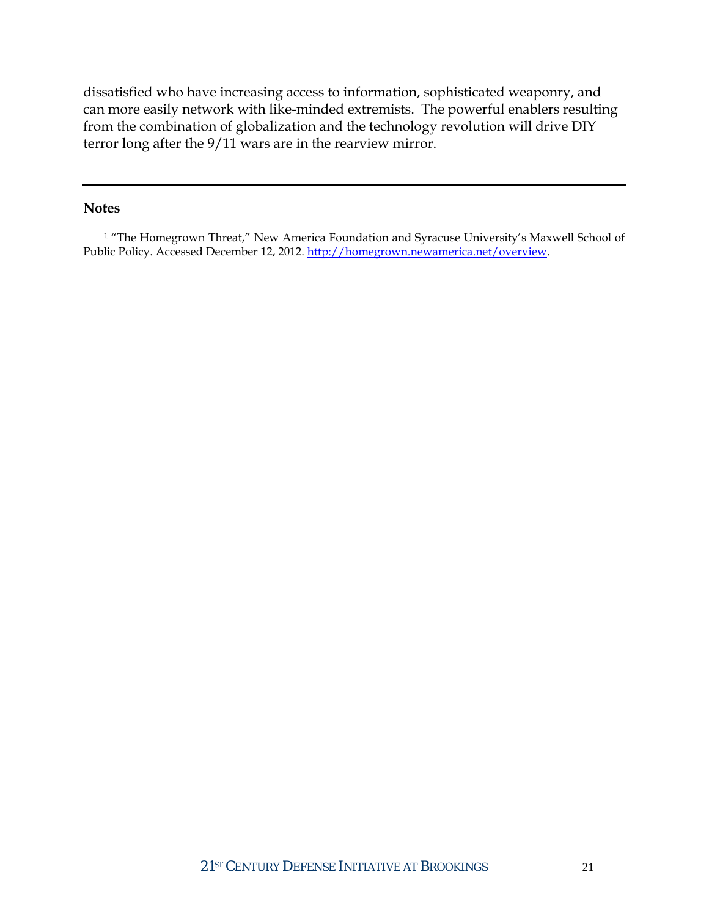dissatisfied who have increasing access to information, sophisticated weaponry, and can more easily network with like-minded extremists. The powerful enablers resulting from the combination of globalization and the technology revolution will drive DIY terror long after the 9/11 wars are in the rearview mirror.

---

**Notes**

[1] "The Homegrown Threat," New America Foundation and Syracuse University's Maxwell School of Public Policy. Accessed December 12, 2012. http://homegrown.newamerica.net/overview.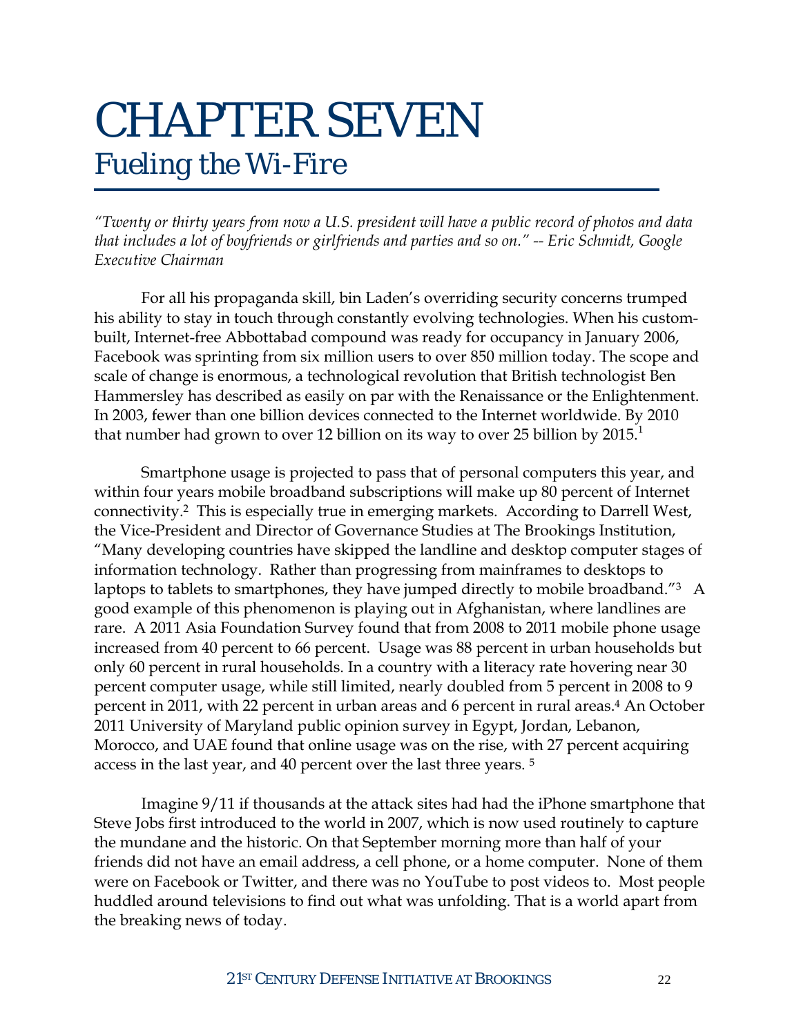# CHAPTER SEVEN

## Fueling the Wi-Fire

*"Twenty or thirty years from now a U.S. president will have a public record of photos and data that includes a lot of boyfriends or girlfriends and parties and so on." -- Eric Schmidt, Google Executive Chairman*

For all his propaganda skill, bin Laden's overriding security concerns trumped his ability to stay in touch through constantly evolving technologies. When his custom-built, Internet-free Abbottabad compound was ready for occupancy in January 2006, Facebook was sprinting from six million users to over 850 million today. The scope and scale of change is enormous, a technological revolution that British technologist Ben Hammersley has described as easily on par with the Renaissance or the Enlightenment. In 2003, fewer than one billion devices connected to the Internet worldwide. By 2010 that number had grown to over 12 billion on its way to over 25 billion by 2015.[1]

Smartphone usage is projected to pass that of personal computers this year, and within four years mobile broadband subscriptions will make up 80 percent of Internet connectivity.[2] This is especially true in emerging markets. According to Darrell West, the Vice-President and Director of Governance Studies at The Brookings Institution, "Many developing countries have skipped the landline and desktop computer stages of information technology. Rather than progressing from mainframes to desktops to laptops to tablets to smartphones, they have jumped directly to mobile broadband."[3] A good example of this phenomenon is playing out in Afghanistan, where landlines are rare. A 2011 Asia Foundation Survey found that from 2008 to 2011 mobile phone usage increased from 40 percent to 66 percent. Usage was 88 percent in urban households but only 60 percent in rural households. In a country with a literacy rate hovering near 30 percent computer usage, while still limited, nearly doubled from 5 percent in 2008 to 9 percent in 2011, with 22 percent in urban areas and 6 percent in rural areas.[4] An October 2011 University of Maryland public opinion survey in Egypt, Jordan, Lebanon, Morocco, and UAE found that online usage was on the rise, with 27 percent acquiring access in the last year, and 40 percent over the last three years. [5]

Imagine 9/11 if thousands at the attack sites had had the iPhone smartphone that Steve Jobs first introduced to the world in 2007, which is now used routinely to capture the mundane and the historic. On that September morning more than half of your friends did not have an email address, a cell phone, or a home computer. None of them were on Facebook or Twitter, and there was no YouTube to post videos to. Most people huddled around televisions to find out what was unfolding. That is a world apart from the breaking news of today.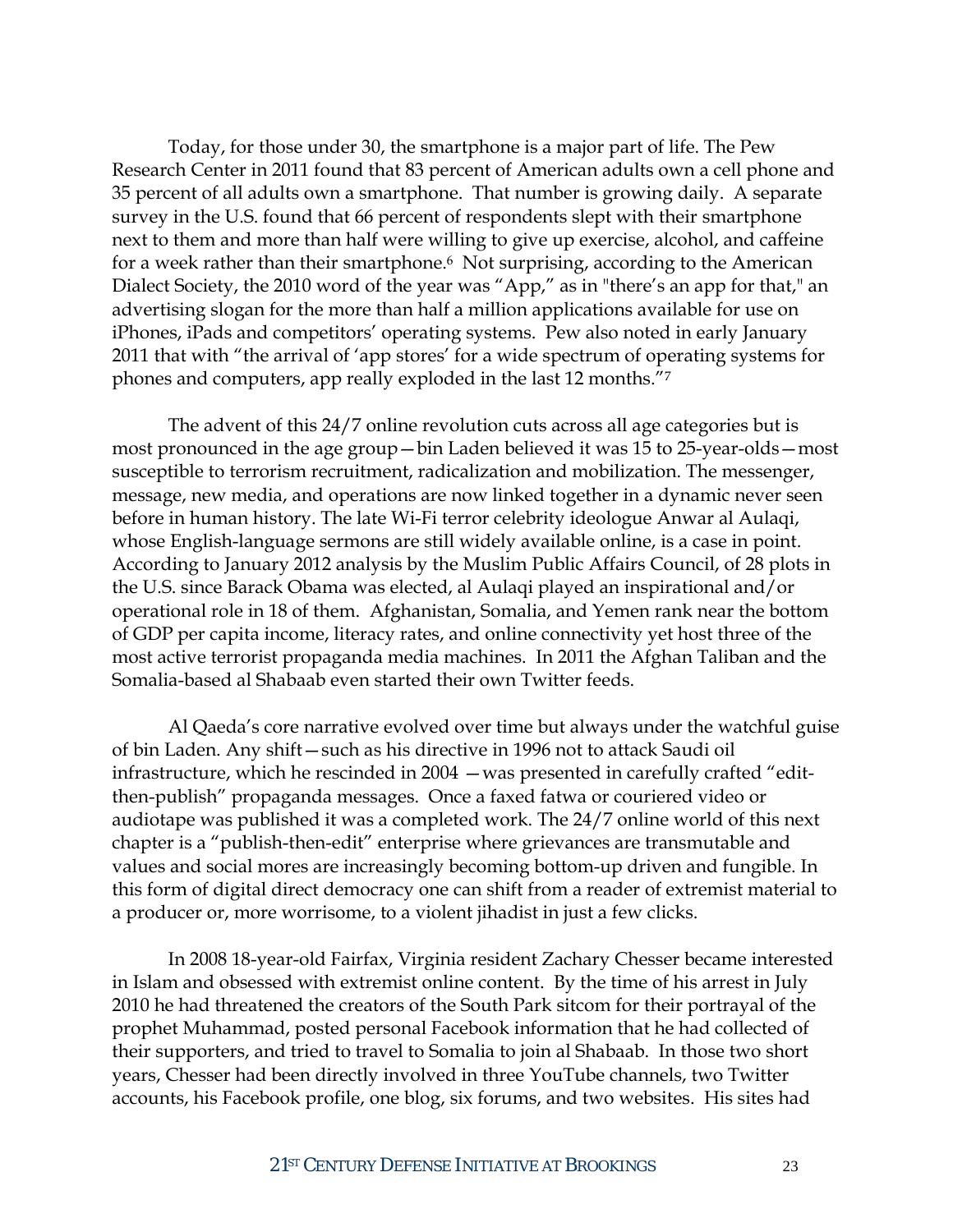Today, for those under 30, the smartphone is a major part of life. The Pew Research Center in 2011 found that 83 percent of American adults own a cell phone and 35 percent of all adults own a smartphone. That number is growing daily. A separate survey in the U.S. found that 66 percent of respondents slept with their smartphone next to them and more than half were willing to give up exercise, alcohol, and caffeine for a week rather than their smartphone.[6] Not surprising, according to the American Dialect Society, the 2010 word of the year was "App," as in "there's an app for that," an advertising slogan for the more than half a million applications available for use on iPhones, iPads and competitors' operating systems. Pew also noted in early January 2011 that with "the arrival of 'app stores' for a wide spectrum of operating systems for phones and computers, app really exploded in the last 12 months."[7]

The advent of this 24/7 online revolution cuts across all age categories but is most pronounced in the age group—bin Laden believed it was 15 to 25-year-olds—most susceptible to terrorism recruitment, radicalization and mobilization. The messenger, message, new media, and operations are now linked together in a dynamic never seen before in human history. The late Wi-Fi terror celebrity ideologue Anwar al Aulaqi, whose English-language sermons are still widely available online, is a case in point. According to January 2012 analysis by the Muslim Public Affairs Council, of 28 plots in the U.S. since Barack Obama was elected, al Aulaqi played an inspirational and/or operational role in 18 of them. Afghanistan, Somalia, and Yemen rank near the bottom of GDP per capita income, literacy rates, and online connectivity yet host three of the most active terrorist propaganda media machines. In 2011 the Afghan Taliban and the Somalia-based al Shabaab even started their own Twitter feeds.

Al Qaeda's core narrative evolved over time but always under the watchful guise of bin Laden. Any shift—such as his directive in 1996 not to attack Saudi oil infrastructure, which he rescinded in 2004 —was presented in carefully crafted "edit-then-publish" propaganda messages. Once a faxed fatwa or couriered video or audiotape was published it was a completed work. The 24/7 online world of this next chapter is a "publish-then-edit" enterprise where grievances are transmutable and values and social mores are increasingly becoming bottom-up driven and fungible. In this form of digital direct democracy one can shift from a reader of extremist material to a producer or, more worrisome, to a violent jihadist in just a few clicks.

In 2008 18-year-old Fairfax, Virginia resident Zachary Chesser became interested in Islam and obsessed with extremist online content. By the time of his arrest in July 2010 he had threatened the creators of the South Park sitcom for their portrayal of the prophet Muhammad, posted personal Facebook information that he had collected of their supporters, and tried to travel to Somalia to join al Shabaab. In those two short years, Chesser had been directly involved in three YouTube channels, two Twitter accounts, his Facebook profile, one blog, six forums, and two websites. His sites had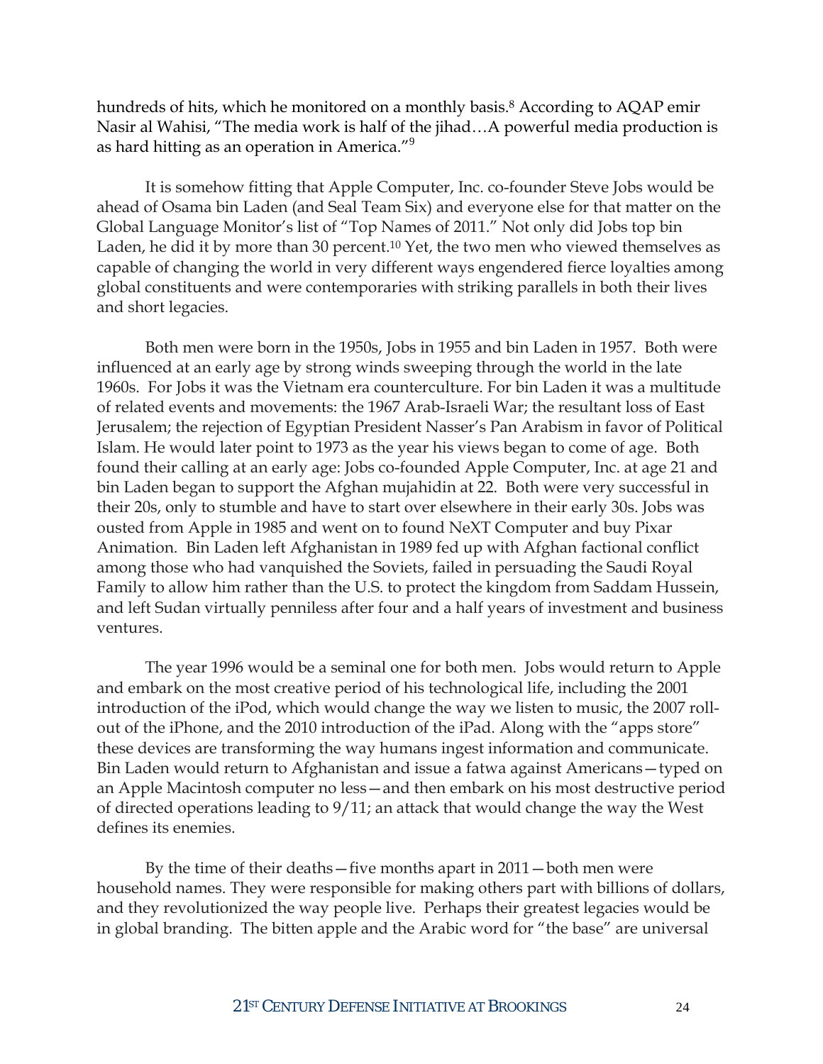hundreds of hits, which he monitored on a monthly basis.[8] According to AQAP emir Nasir al Wahisi, "The media work is half of the jihad…A powerful media production is as hard hitting as an operation in America."[9]

It is somehow fitting that Apple Computer, Inc. co-founder Steve Jobs would be ahead of Osama bin Laden (and Seal Team Six) and everyone else for that matter on the Global Language Monitor's list of "Top Names of 2011." Not only did Jobs top bin Laden, he did it by more than 30 percent.[10] Yet, the two men who viewed themselves as capable of changing the world in very different ways engendered fierce loyalties among global constituents and were contemporaries with striking parallels in both their lives and short legacies.

Both men were born in the 1950s, Jobs in 1955 and bin Laden in 1957. Both were influenced at an early age by strong winds sweeping through the world in the late 1960s. For Jobs it was the Vietnam era counterculture. For bin Laden it was a multitude of related events and movements: the 1967 Arab-Israeli War; the resultant loss of East Jerusalem; the rejection of Egyptian President Nasser's Pan Arabism in favor of Political Islam. He would later point to 1973 as the year his views began to come of age. Both found their calling at an early age: Jobs co-founded Apple Computer, Inc. at age 21 and bin Laden began to support the Afghan mujahidin at 22. Both were very successful in their 20s, only to stumble and have to start over elsewhere in their early 30s. Jobs was ousted from Apple in 1985 and went on to found NeXT Computer and buy Pixar Animation. Bin Laden left Afghanistan in 1989 fed up with Afghan factional conflict among those who had vanquished the Soviets, failed in persuading the Saudi Royal Family to allow him rather than the U.S. to protect the kingdom from Saddam Hussein, and left Sudan virtually penniless after four and a half years of investment and business ventures.

The year 1996 would be a seminal one for both men. Jobs would return to Apple and embark on the most creative period of his technological life, including the 2001 introduction of the iPod, which would change the way we listen to music, the 2007 roll-out of the iPhone, and the 2010 introduction of the iPad. Along with the "apps store" these devices are transforming the way humans ingest information and communicate. Bin Laden would return to Afghanistan and issue a fatwa against Americans—typed on an Apple Macintosh computer no less—and then embark on his most destructive period of directed operations leading to 9/11; an attack that would change the way the West defines its enemies.

By the time of their deaths—five months apart in 2011—both men were household names. They were responsible for making others part with billions of dollars, and they revolutionized the way people live. Perhaps their greatest legacies would be in global branding. The bitten apple and the Arabic word for "the base" are universal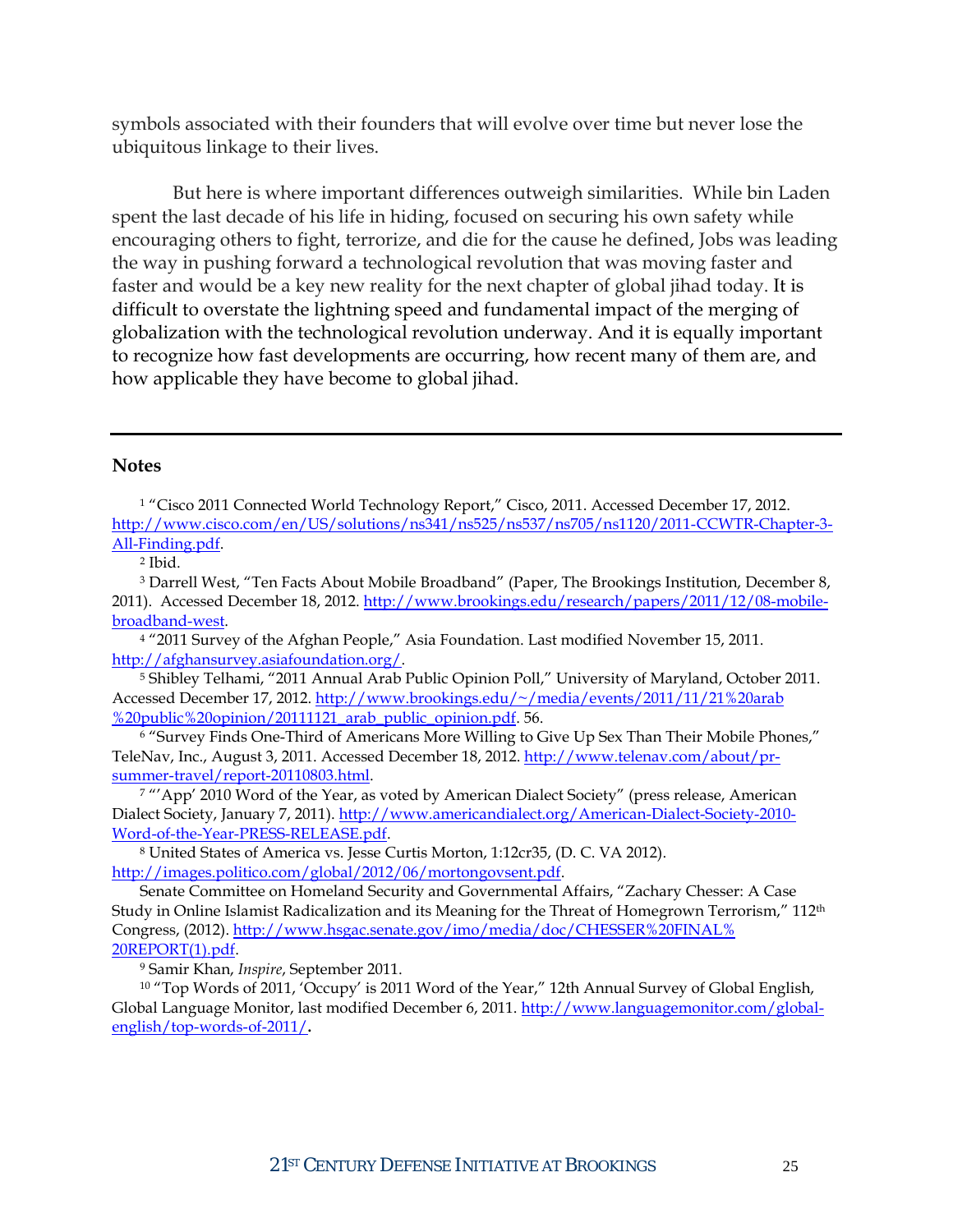symbols associated with their founders that will evolve over time but never lose the ubiquitous linkage to their lives.

But here is where important differences outweigh similarities. While bin Laden spent the last decade of his life in hiding, focused on securing his own safety while encouraging others to fight, terrorize, and die for the cause he defined, Jobs was leading the way in pushing forward a technological revolution that was moving faster and faster and would be a key new reality for the next chapter of global jihad today. It is difficult to overstate the lightning speed and fundamental impact of the merging of globalization with the technological revolution underway. And it is equally important to recognize how fast developments are occurring, how recent many of them are, and how applicable they have become to global jihad.

---

**Notes**

[1] "Cisco 2011 Connected World Technology Report," Cisco, 2011. Accessed December 17, 2012. http://www.cisco.com/en/US/solutions/ns341/ns525/ns537/ns705/ns1120/2011-CCWTR-Chapter-3-All-Finding.pdf.

[2] Ibid.

[3] Darrell West, "Ten Facts About Mobile Broadband" (Paper, The Brookings Institution, December 8, 2011). Accessed December 18, 2012. http://www.brookings.edu/research/papers/2011/12/08-mobile-broadband-west.

[4] "2011 Survey of the Afghan People," Asia Foundation. Last modified November 15, 2011. http://afghansurvey.asiafoundation.org/.

[5] Shibley Telhami, "2011 Annual Arab Public Opinion Poll," University of Maryland, October 2011. Accessed December 17, 2012. http://www.brookings.edu/~/media/events/2011/11/21%20arab%20public%20opinion/20111121_arab_public_opinion.pdf. 56.

[6] "Survey Finds One-Third of Americans More Willing to Give Up Sex Than Their Mobile Phones," TeleNav, Inc., August 3, 2011. Accessed December 18, 2012. http://www.telenav.com/about/pr-summer-travel/report-20110803.html.

[7] "'App' 2010 Word of the Year, as voted by American Dialect Society" (press release, American Dialect Society, January 7, 2011). http://www.americandialect.org/American-Dialect-Society-2010-Word-of-the-Year-PRESS-RELEASE.pdf.

[8] United States of America vs. Jesse Curtis Morton, 1:12cr35, (D. C. VA 2012). http://images.politico.com/global/2012/06/mortongovsent.pdf.

Senate Committee on Homeland Security and Governmental Affairs, "Zachary Chesser: A Case Study in Online Islamist Radicalization and its Meaning for the Threat of Homegrown Terrorism," 112th Congress, (2012). http://www.hsgac.senate.gov/imo/media/doc/CHESSER%20FINAL%20REPORT(1).pdf.

[9] Samir Khan, *Inspire*, September 2011.

[10] "Top Words of 2011, 'Occupy' is 2011 Word of the Year," 12th Annual Survey of Global English, Global Language Monitor, last modified December 6, 2011. http://www.languagemonitor.com/global-english/top-words-of-2011/.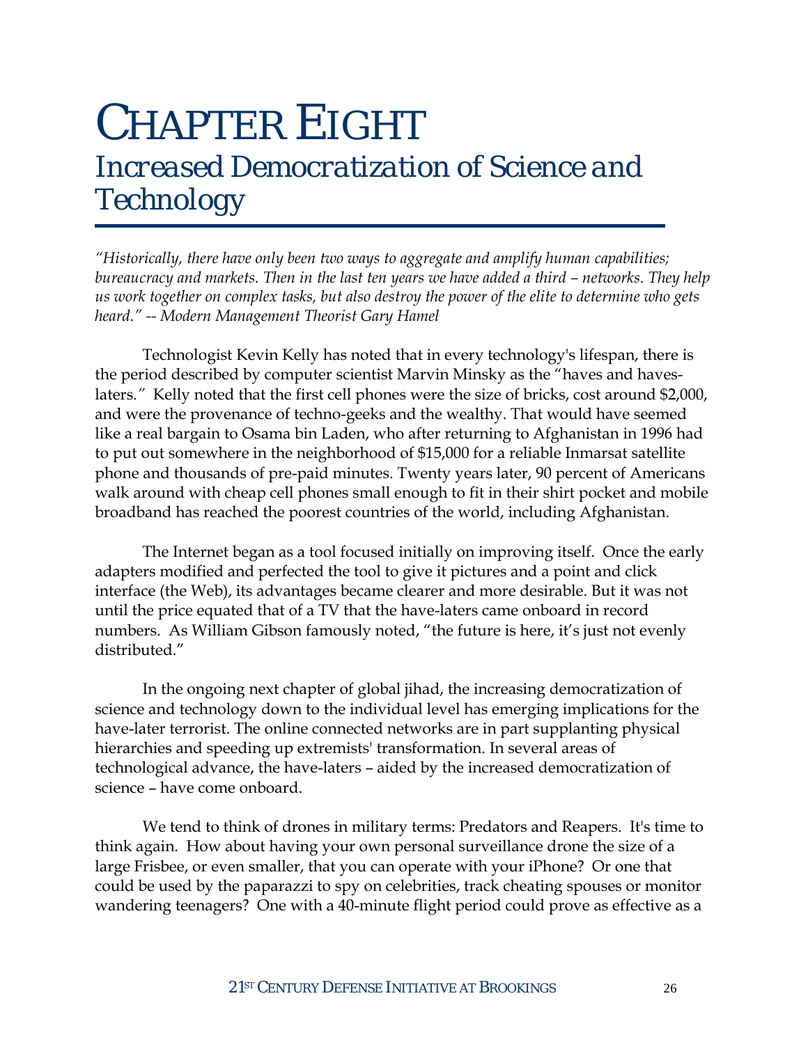# CHAPTER EIGHT

## *Increased Democratization of Science and Technology*

*"Historically, there have only been two ways to aggregate and amplify human capabilities; bureaucracy and markets. Then in the last ten years we have added a third – networks. They help us work together on complex tasks, but also destroy the power of the elite to determine who gets heard." -- Modern Management Theorist Gary Hamel*

Technologist Kevin Kelly has noted that in every technology's lifespan, there is the period described by computer scientist Marvin Minsky as the "haves and haves-laters." Kelly noted that the first cell phones were the size of bricks, cost around $2,000, and were the provenance of techno-geeks and the wealthy. That would have seemed like a real bargain to Osama bin Laden, who after returning to Afghanistan in 1996 had to put out somewhere in the neighborhood of $15,000 for a reliable Inmarsat satellite phone and thousands of pre-paid minutes. Twenty years later, 90 percent of Americans walk around with cheap cell phones small enough to fit in their shirt pocket and mobile broadband has reached the poorest countries of the world, including Afghanistan.

The Internet began as a tool focused initially on improving itself. Once the early adapters modified and perfected the tool to give it pictures and a point and click interface (the Web), its advantages became clearer and more desirable. But it was not until the price equated that of a TV that the have-laters came onboard in record numbers. As William Gibson famously noted, "the future is here, it's just not evenly distributed."

In the ongoing next chapter of global jihad, the increasing democratization of science and technology down to the individual level has emerging implications for the have-later terrorist. The online connected networks are in part supplanting physical hierarchies and speeding up extremists' transformation. In several areas of technological advance, the have-laters – aided by the increased democratization of science – have come onboard.

We tend to think of drones in military terms: Predators and Reapers. It's time to think again. How about having your own personal surveillance drone the size of a large Frisbee, or even smaller, that you can operate with your iPhone? Or one that could be used by the paparazzi to spy on celebrities, track cheating spouses or monitor wandering teenagers? One with a 40-minute flight period could prove as effective as a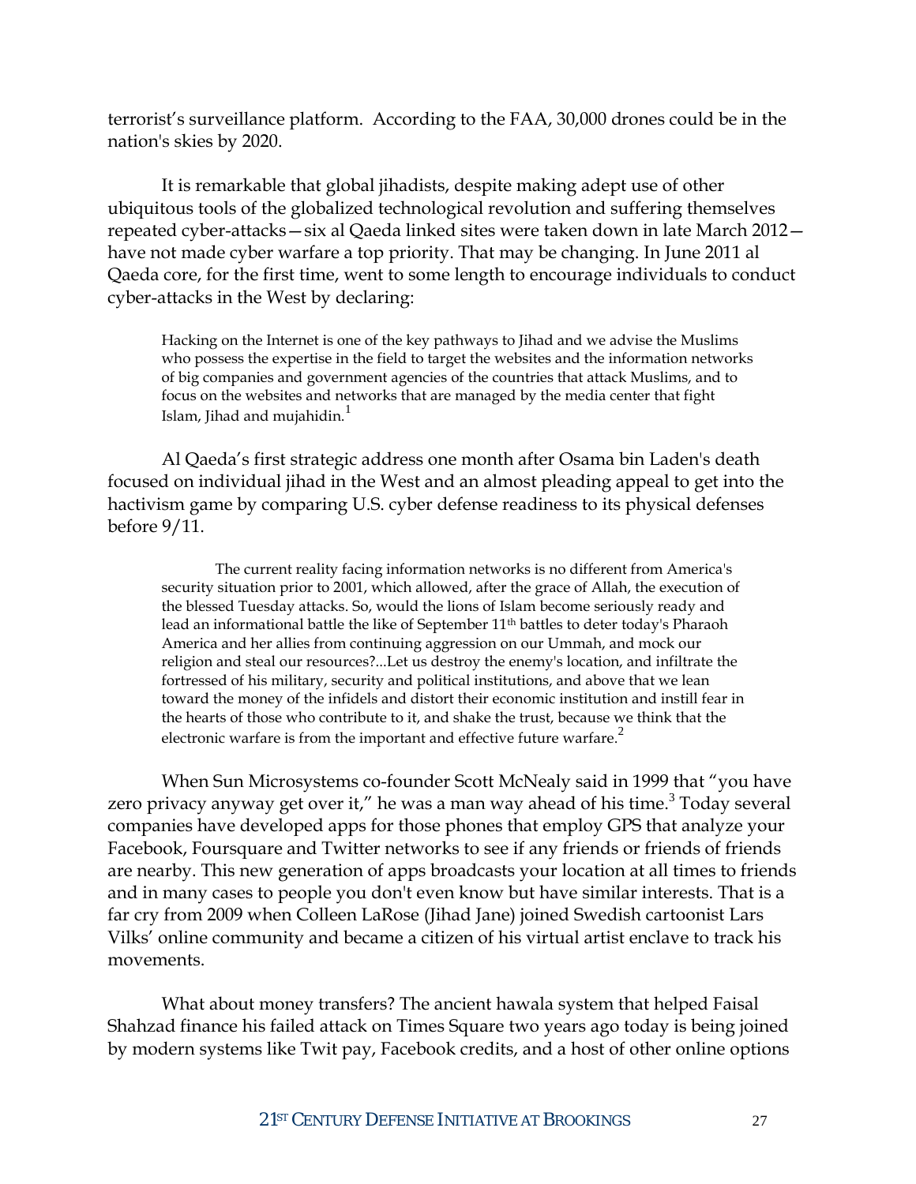terrorist's surveillance platform. According to the FAA, 30,000 drones could be in the nation's skies by 2020.

It is remarkable that global jihadists, despite making adept use of other ubiquitous tools of the globalized technological revolution and suffering themselves repeated cyber-attacks—six al Qaeda linked sites were taken down in late March 2012—have not made cyber warfare a top priority. That may be changing. In June 2011 al Qaeda core, for the first time, went to some length to encourage individuals to conduct cyber-attacks in the West by declaring:

> Hacking on the Internet is one of the key pathways to Jihad and we advise the Muslims who possess the expertise in the field to target the websites and the information networks of big companies and government agencies of the countries that attack Muslims, and to focus on the websites and networks that are managed by the media center that fight Islam, Jihad and mujahidin.[1]

Al Qaeda's first strategic address one month after Osama bin Laden's death focused on individual jihad in the West and an almost pleading appeal to get into the hactivism game by comparing U.S. cyber defense readiness to its physical defenses before 9/11.

> The current reality facing information networks is no different from America's security situation prior to 2001, which allowed, after the grace of Allah, the execution of the blessed Tuesday attacks. So, would the lions of Islam become seriously ready and lead an informational battle the like of September 11th battles to deter today's Pharaoh America and her allies from continuing aggression on our Ummah, and mock our religion and steal our resources?...Let us destroy the enemy's location, and infiltrate the fortressed of his military, security and political institutions, and above that we lean toward the money of the infidels and distort their economic institution and instill fear in the hearts of those who contribute to it, and shake the trust, because we think that the electronic warfare is from the important and effective future warfare.[2]

When Sun Microsystems co-founder Scott McNealy said in 1999 that "you have zero privacy anyway get over it," he was a man way ahead of his time.[3] Today several companies have developed apps for those phones that employ GPS that analyze your Facebook, Foursquare and Twitter networks to see if any friends or friends of friends are nearby. This new generation of apps broadcasts your location at all times to friends and in many cases to people you don't even know but have similar interests. That is a far cry from 2009 when Colleen LaRose (Jihad Jane) joined Swedish cartoonist Lars Vilks' online community and became a citizen of his virtual artist enclave to track his movements.

What about money transfers? The ancient hawala system that helped Faisal Shahzad finance his failed attack on Times Square two years ago today is being joined by modern systems like Twit pay, Facebook credits, and a host of other online options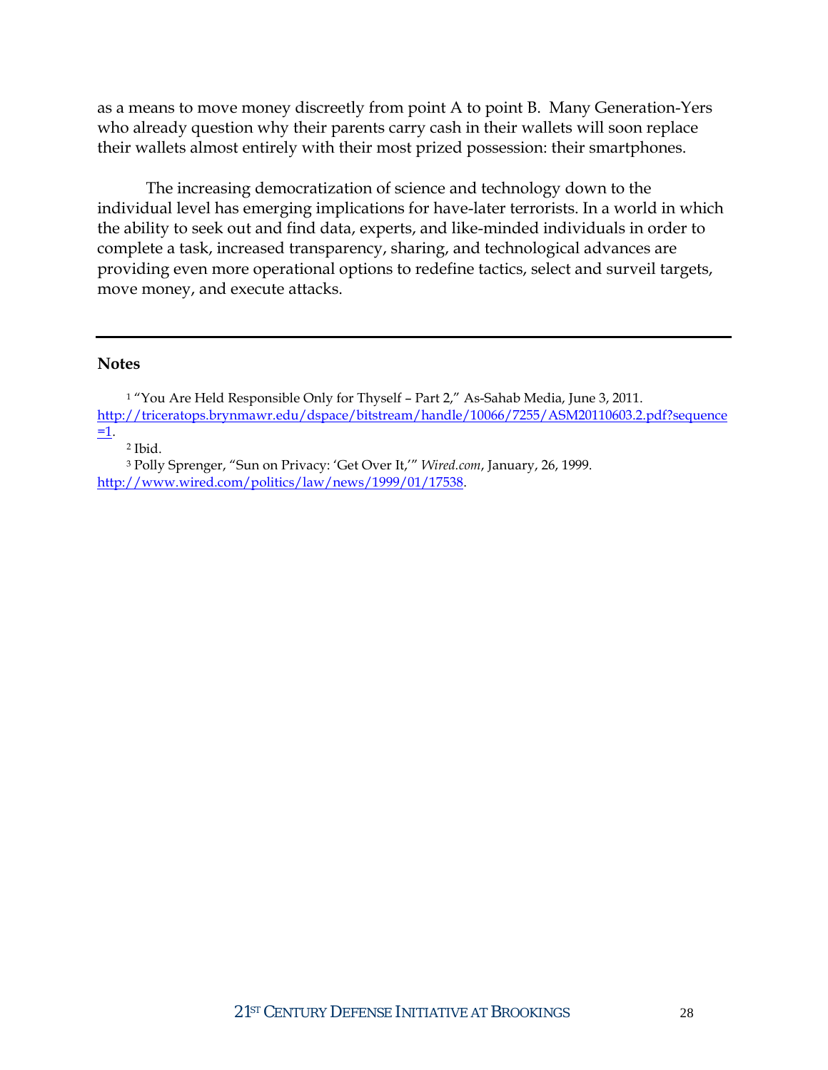as a means to move money discreetly from point A to point B. Many Generation-Yers who already question why their parents carry cash in their wallets will soon replace their wallets almost entirely with their most prized possession: their smartphones.

The increasing democratization of science and technology down to the individual level has emerging implications for have-later terrorists. In a world in which the ability to seek out and find data, experts, and like-minded individuals in order to complete a task, increased transparency, sharing, and technological advances are providing even more operational options to redefine tactics, select and surveil targets, move money, and execute attacks.

---

**Notes**

[1] "You Are Held Responsible Only for Thyself – Part 2," As-Sahab Media, June 3, 2011. http://triceratops.brynmawr.edu/dspace/bitstream/handle/10066/7255/ASM20110603.2.pdf?sequence=1.

[2] Ibid.

[3] Polly Sprenger, "Sun on Privacy: 'Get Over It,'" *Wired.com*, January, 26, 1999. http://www.wired.com/politics/law/news/1999/01/17538.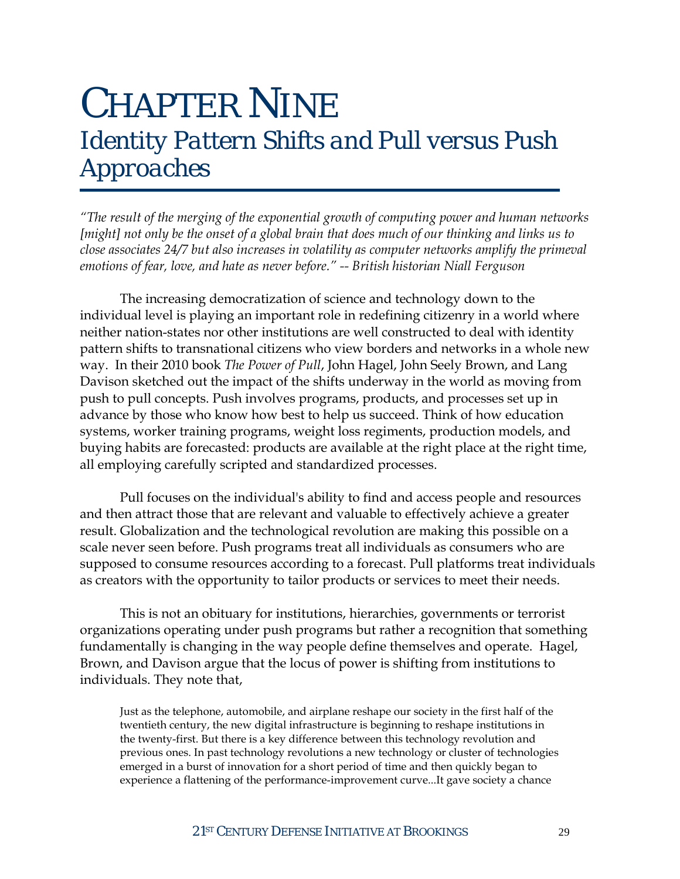# CHAPTER NINE

## *Identity Pattern Shifts and Pull versus Push Approaches*

*"The result of the merging of the exponential growth of computing power and human networks [might] not only be the onset of a global brain that does much of our thinking and links us to close associates 24/7 but also increases in volatility as computer networks amplify the primeval emotions of fear, love, and hate as never before." -- British historian Niall Ferguson*

The increasing democratization of science and technology down to the individual level is playing an important role in redefining citizenry in a world where neither nation-states nor other institutions are well constructed to deal with identity pattern shifts to transnational citizens who view borders and networks in a whole new way. In their 2010 book *The Power of Pull*, John Hagel, John Seely Brown, and Lang Davison sketched out the impact of the shifts underway in the world as moving from push to pull concepts. Push involves programs, products, and processes set up in advance by those who know how best to help us succeed. Think of how education systems, worker training programs, weight loss regiments, production models, and buying habits are forecasted: products are available at the right place at the right time, all employing carefully scripted and standardized processes.

Pull focuses on the individual's ability to find and access people and resources and then attract those that are relevant and valuable to effectively achieve a greater result. Globalization and the technological revolution are making this possible on a scale never seen before. Push programs treat all individuals as consumers who are supposed to consume resources according to a forecast. Pull platforms treat individuals as creators with the opportunity to tailor products or services to meet their needs.

This is not an obituary for institutions, hierarchies, governments or terrorist organizations operating under push programs but rather a recognition that something fundamentally is changing in the way people define themselves and operate. Hagel, Brown, and Davison argue that the locus of power is shifting from institutions to individuals. They note that,

> Just as the telephone, automobile, and airplane reshape our society in the first half of the twentieth century, the new digital infrastructure is beginning to reshape institutions in the twenty-first. But there is a key difference between this technology revolution and previous ones. In past technology revolutions a new technology or cluster of technologies emerged in a burst of innovation for a short period of time and then quickly began to experience a flattening of the performance-improvement curve...It gave society a chance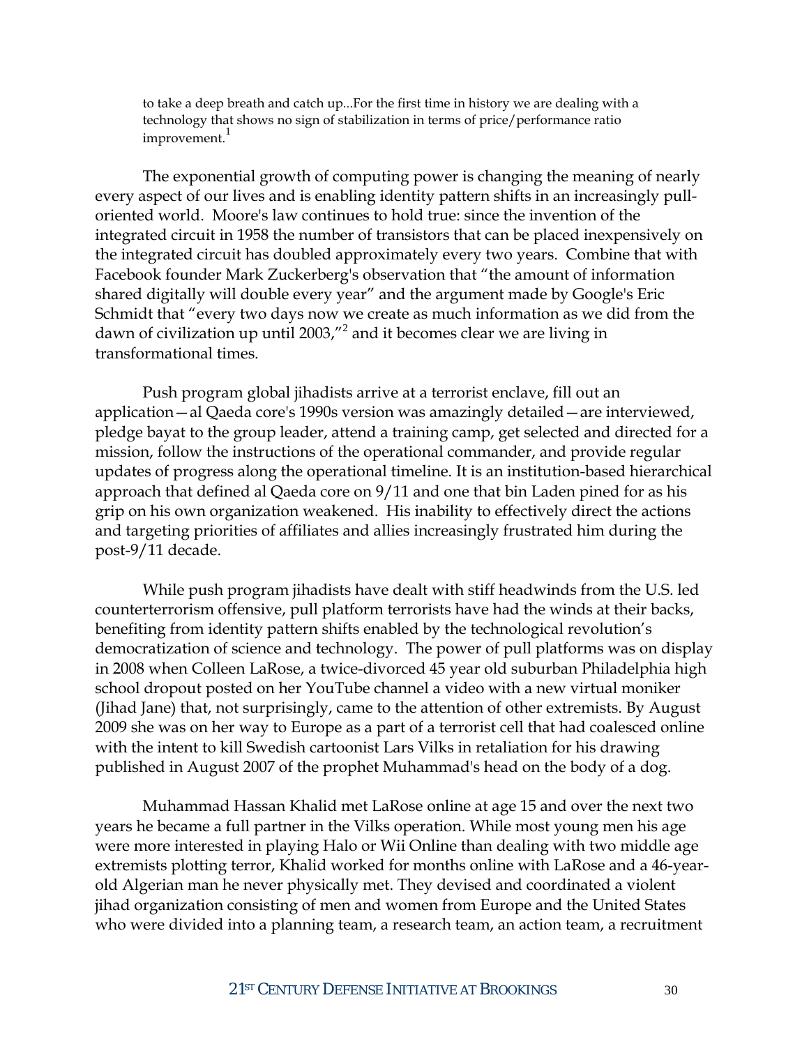> to take a deep breath and catch up...For the first time in history we are dealing with a technology that shows no sign of stabilization in terms of price/performance ratio improvement.[1]

The exponential growth of computing power is changing the meaning of nearly every aspect of our lives and is enabling identity pattern shifts in an increasingly pull-oriented world. Moore's law continues to hold true: since the invention of the integrated circuit in 1958 the number of transistors that can be placed inexpensively on the integrated circuit has doubled approximately every two years. Combine that with Facebook founder Mark Zuckerberg's observation that "the amount of information shared digitally will double every year" and the argument made by Google's Eric Schmidt that "every two days now we create as much information as we did from the dawn of civilization up until 2003,"[2] and it becomes clear we are living in transformational times.

Push program global jihadists arrive at a terrorist enclave, fill out an application—al Qaeda core's 1990s version was amazingly detailed—are interviewed, pledge bayat to the group leader, attend a training camp, get selected and directed for a mission, follow the instructions of the operational commander, and provide regular updates of progress along the operational timeline. It is an institution-based hierarchical approach that defined al Qaeda core on 9/11 and one that bin Laden pined for as his grip on his own organization weakened. His inability to effectively direct the actions and targeting priorities of affiliates and allies increasingly frustrated him during the post-9/11 decade.

While push program jihadists have dealt with stiff headwinds from the U.S. led counterterrorism offensive, pull platform terrorists have had the winds at their backs, benefiting from identity pattern shifts enabled by the technological revolution's democratization of science and technology. The power of pull platforms was on display in 2008 when Colleen LaRose, a twice-divorced 45 year old suburban Philadelphia high school dropout posted on her YouTube channel a video with a new virtual moniker (Jihad Jane) that, not surprisingly, came to the attention of other extremists. By August 2009 she was on her way to Europe as a part of a terrorist cell that had coalesced online with the intent to kill Swedish cartoonist Lars Vilks in retaliation for his drawing published in August 2007 of the prophet Muhammad's head on the body of a dog.

Muhammad Hassan Khalid met LaRose online at age 15 and over the next two years he became a full partner in the Vilks operation. While most young men his age were more interested in playing Halo or Wii Online than dealing with two middle age extremists plotting terror, Khalid worked for months online with LaRose and a 46-year-old Algerian man he never physically met. They devised and coordinated a violent jihad organization consisting of men and women from Europe and the United States who were divided into a planning team, a research team, an action team, a recruitment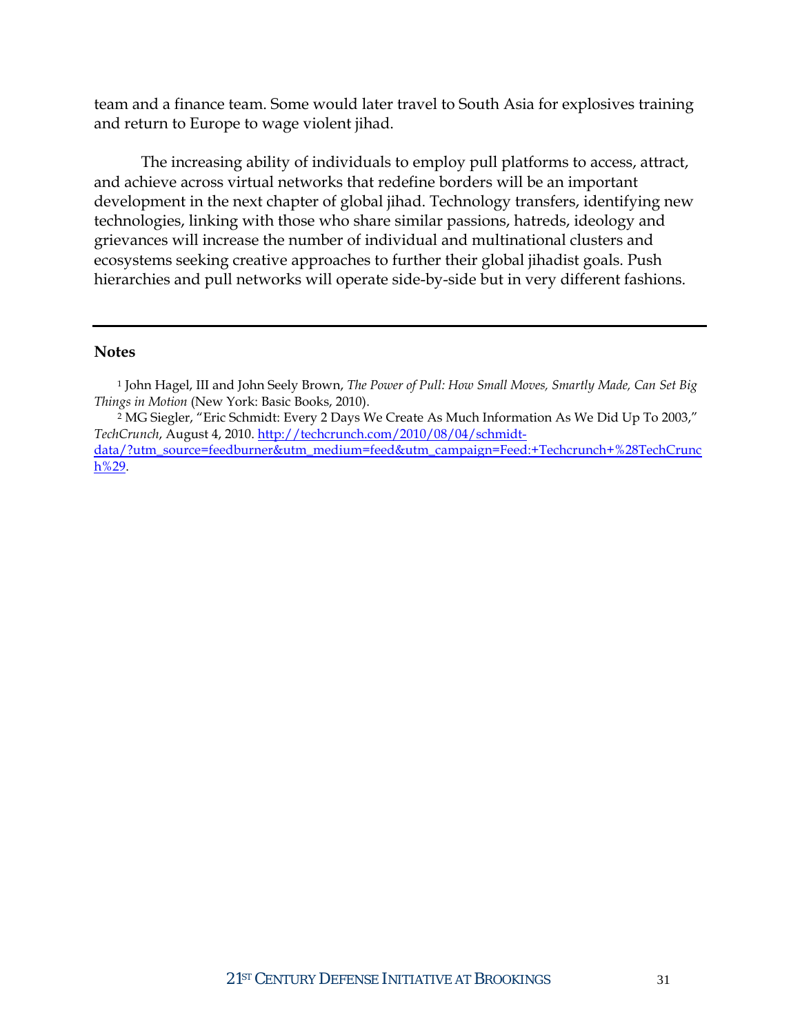team and a finance team. Some would later travel to South Asia for explosives training and return to Europe to wage violent jihad.

The increasing ability of individuals to employ pull platforms to access, attract, and achieve across virtual networks that redefine borders will be an important development in the next chapter of global jihad. Technology transfers, identifying new technologies, linking with those who share similar passions, hatreds, ideology and grievances will increase the number of individual and multinational clusters and ecosystems seeking creative approaches to further their global jihadist goals. Push hierarchies and pull networks will operate side-by-side but in very different fashions.

---

**Notes**

[1] John Hagel, III and John Seely Brown, *The Power of Pull: How Small Moves, Smartly Made, Can Set Big Things in Motion* (New York: Basic Books, 2010).

[2] MG Siegler, "Eric Schmidt: Every 2 Days We Create As Much Information As We Did Up To 2003," *TechCrunch*, August 4, 2010. http://techcrunch.com/2010/08/04/schmidt-data/?utm_source=feedburner&utm_medium=feed&utm_campaign=Feed:+Techcrunch+%28TechCrunch%29.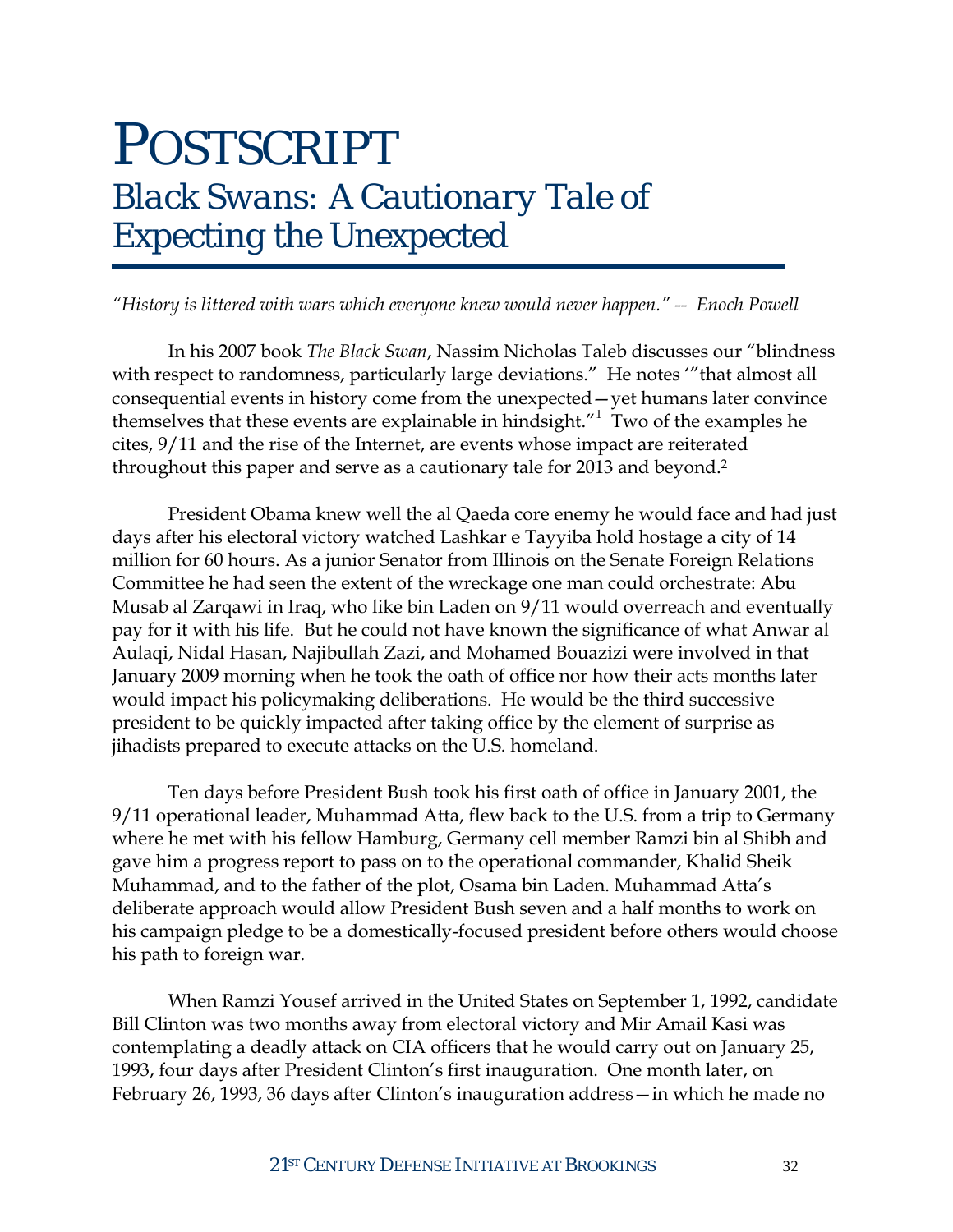# POSTSCRIPT

## Black Swans: A Cautionary Tale of Expecting the Unexpected

*"History is littered with wars which everyone knew would never happen." -- Enoch Powell*

In his 2007 book *The Black Swan*, Nassim Nicholas Taleb discusses our "blindness with respect to randomness, particularly large deviations." He notes '"that almost all consequential events in history come from the unexpected—yet humans later convince themselves that these events are explainable in hindsight."[1] Two of the examples he cites, 9/11 and the rise of the Internet, are events whose impact are reiterated throughout this paper and serve as a cautionary tale for 2013 and beyond.[2]

President Obama knew well the al Qaeda core enemy he would face and had just days after his electoral victory watched Lashkar e Tayyiba hold hostage a city of 14 million for 60 hours. As a junior Senator from Illinois on the Senate Foreign Relations Committee he had seen the extent of the wreckage one man could orchestrate: Abu Musab al Zarqawi in Iraq, who like bin Laden on 9/11 would overreach and eventually pay for it with his life. But he could not have known the significance of what Anwar al Aulaqi, Nidal Hasan, Najibullah Zazi, and Mohamed Bouazizi were involved in that January 2009 morning when he took the oath of office nor how their acts months later would impact his policymaking deliberations. He would be the third successive president to be quickly impacted after taking office by the element of surprise as jihadists prepared to execute attacks on the U.S. homeland.

Ten days before President Bush took his first oath of office in January 2001, the 9/11 operational leader, Muhammad Atta, flew back to the U.S. from a trip to Germany where he met with his fellow Hamburg, Germany cell member Ramzi bin al Shibh and gave him a progress report to pass on to the operational commander, Khalid Sheik Muhammad, and to the father of the plot, Osama bin Laden. Muhammad Atta's deliberate approach would allow President Bush seven and a half months to work on his campaign pledge to be a domestically-focused president before others would choose his path to foreign war.

When Ramzi Yousef arrived in the United States on September 1, 1992, candidate Bill Clinton was two months away from electoral victory and Mir Amail Kasi was contemplating a deadly attack on CIA officers that he would carry out on January 25, 1993, four days after President Clinton's first inauguration. One month later, on February 26, 1993, 36 days after Clinton's inauguration address—in which he made no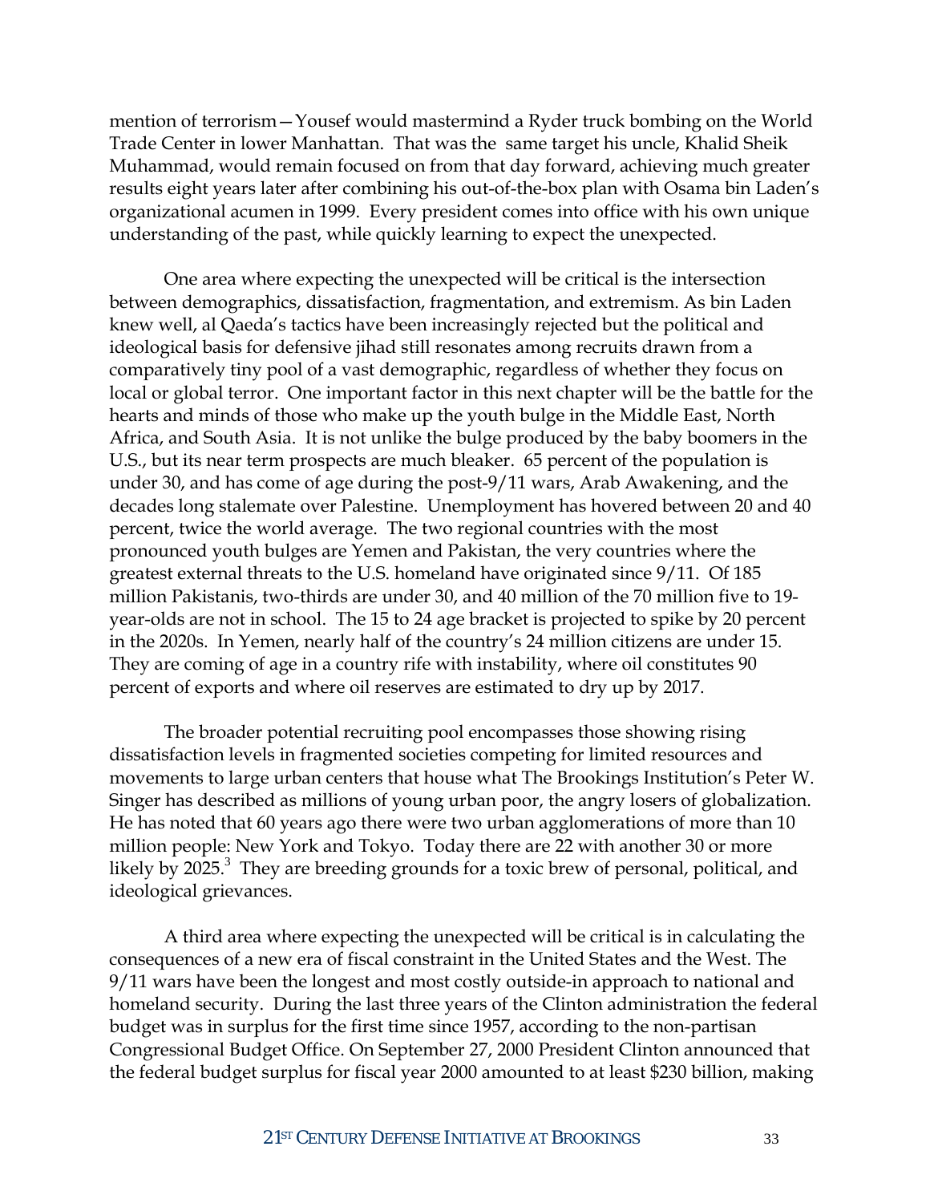mention of terrorism—Yousef would mastermind a Ryder truck bombing on the World Trade Center in lower Manhattan. That was the same target his uncle, Khalid Sheik Muhammad, would remain focused on from that day forward, achieving much greater results eight years later after combining his out-of-the-box plan with Osama bin Laden's organizational acumen in 1999. Every president comes into office with his own unique understanding of the past, while quickly learning to expect the unexpected.

One area where expecting the unexpected will be critical is the intersection between demographics, dissatisfaction, fragmentation, and extremism. As bin Laden knew well, al Qaeda's tactics have been increasingly rejected but the political and ideological basis for defensive jihad still resonates among recruits drawn from a comparatively tiny pool of a vast demographic, regardless of whether they focus on local or global terror. One important factor in this next chapter will be the battle for the hearts and minds of those who make up the youth bulge in the Middle East, North Africa, and South Asia. It is not unlike the bulge produced by the baby boomers in the U.S., but its near term prospects are much bleaker. 65 percent of the population is under 30, and has come of age during the post-9/11 wars, Arab Awakening, and the decades long stalemate over Palestine. Unemployment has hovered between 20 and 40 percent, twice the world average. The two regional countries with the most pronounced youth bulges are Yemen and Pakistan, the very countries where the greatest external threats to the U.S. homeland have originated since 9/11. Of 185 million Pakistanis, two-thirds are under 30, and 40 million of the 70 million five to 19-year-olds are not in school. The 15 to 24 age bracket is projected to spike by 20 percent in the 2020s. In Yemen, nearly half of the country's 24 million citizens are under 15. They are coming of age in a country rife with instability, where oil constitutes 90 percent of exports and where oil reserves are estimated to dry up by 2017.

The broader potential recruiting pool encompasses those showing rising dissatisfaction levels in fragmented societies competing for limited resources and movements to large urban centers that house what The Brookings Institution's Peter W. Singer has described as millions of young urban poor, the angry losers of globalization. He has noted that 60 years ago there were two urban agglomerations of more than 10 million people: New York and Tokyo. Today there are 22 with another 30 or more likely by 2025.[3] They are breeding grounds for a toxic brew of personal, political, and ideological grievances.

A third area where expecting the unexpected will be critical is in calculating the consequences of a new era of fiscal constraint in the United States and the West. The 9/11 wars have been the longest and most costly outside-in approach to national and homeland security. During the last three years of the Clinton administration the federal budget was in surplus for the first time since 1957, according to the non-partisan Congressional Budget Office. On September 27, 2000 President Clinton announced that the federal budget surplus for fiscal year 2000 amounted to at least $230 billion, making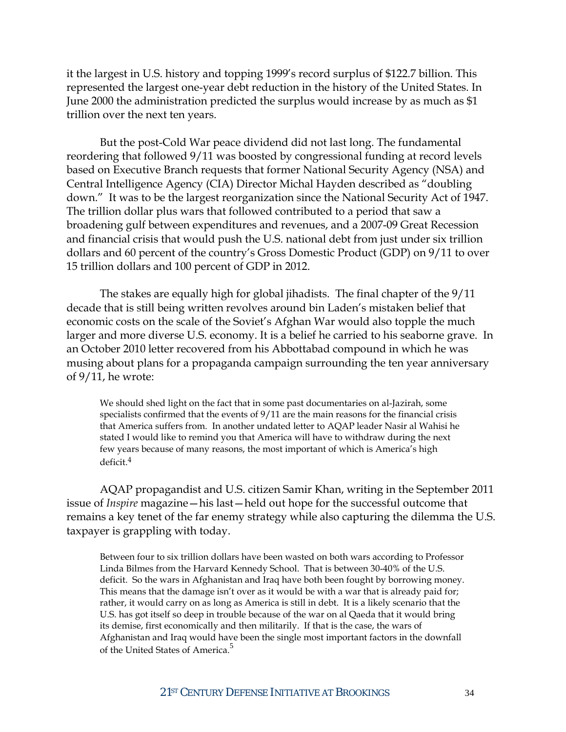it the largest in U.S. history and topping 1999's record surplus of $122.7 billion. This represented the largest one-year debt reduction in the history of the United States. In June 2000 the administration predicted the surplus would increase by as much as $1 trillion over the next ten years.

But the post-Cold War peace dividend did not last long. The fundamental reordering that followed 9/11 was boosted by congressional funding at record levels based on Executive Branch requests that former National Security Agency (NSA) and Central Intelligence Agency (CIA) Director Michal Hayden described as "doubling down." It was to be the largest reorganization since the National Security Act of 1947. The trillion dollar plus wars that followed contributed to a period that saw a broadening gulf between expenditures and revenues, and a 2007-09 Great Recession and financial crisis that would push the U.S. national debt from just under six trillion dollars and 60 percent of the country's Gross Domestic Product (GDP) on 9/11 to over 15 trillion dollars and 100 percent of GDP in 2012.

The stakes are equally high for global jihadists. The final chapter of the 9/11 decade that is still being written revolves around bin Laden's mistaken belief that economic costs on the scale of the Soviet's Afghan War would also topple the much larger and more diverse U.S. economy. It is a belief he carried to his seaborne grave. In an October 2010 letter recovered from his Abbottabad compound in which he was musing about plans for a propaganda campaign surrounding the ten year anniversary of 9/11, he wrote:

> We should shed light on the fact that in some past documentaries on al-Jazirah, some specialists confirmed that the events of 9/11 are the main reasons for the financial crisis that America suffers from. In another undated letter to AQAP leader Nasir al Wahisi he stated I would like to remind you that America will have to withdraw during the next few years because of many reasons, the most important of which is America's high deficit.[4]

AQAP propagandist and U.S. citizen Samir Khan, writing in the September 2011 issue of *Inspire* magazine—his last—held out hope for the successful outcome that remains a key tenet of the far enemy strategy while also capturing the dilemma the U.S. taxpayer is grappling with today.

> Between four to six trillion dollars have been wasted on both wars according to Professor Linda Bilmes from the Harvard Kennedy School. That is between 30-40% of the U.S. deficit. So the wars in Afghanistan and Iraq have both been fought by borrowing money. This means that the damage isn't over as it would be with a war that is already paid for; rather, it would carry on as long as America is still in debt. It is a likely scenario that the U.S. has got itself so deep in trouble because of the war on al Qaeda that it would bring its demise, first economically and then militarily. If that is the case, the wars of Afghanistan and Iraq would have been the single most important factors in the downfall of the United States of America.[5]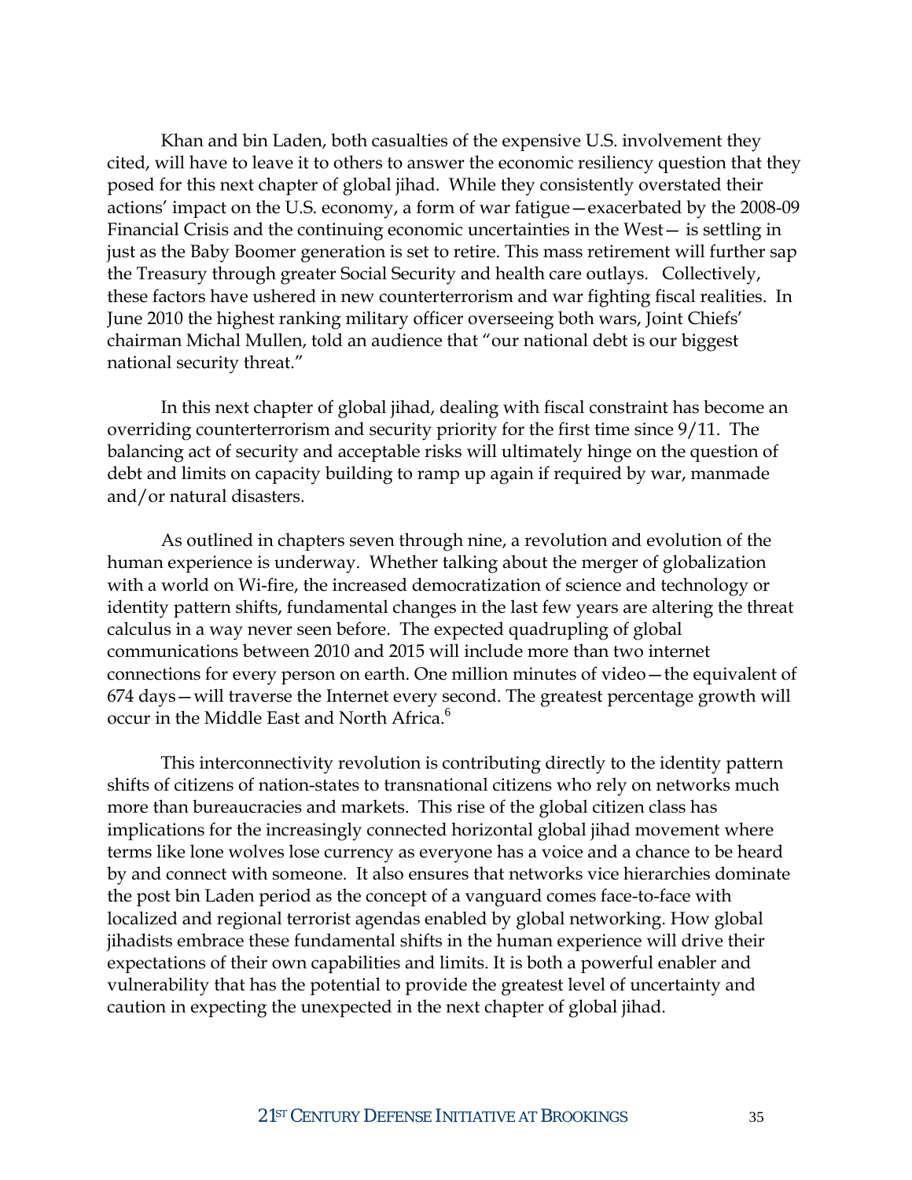Khan and bin Laden, both casualties of the expensive U.S. involvement they cited, will have to leave it to others to answer the economic resiliency question that they posed for this next chapter of global jihad. While they consistently overstated their actions' impact on the U.S. economy, a form of war fatigue—exacerbated by the 2008-09 Financial Crisis and the continuing economic uncertainties in the West— is settling in just as the Baby Boomer generation is set to retire. This mass retirement will further sap the Treasury through greater Social Security and health care outlays. Collectively, these factors have ushered in new counterterrorism and war fighting fiscal realities. In June 2010 the highest ranking military officer overseeing both wars, Joint Chiefs' chairman Michal Mullen, told an audience that "our national debt is our biggest national security threat."

In this next chapter of global jihad, dealing with fiscal constraint has become an overriding counterterrorism and security priority for the first time since 9/11. The balancing act of security and acceptable risks will ultimately hinge on the question of debt and limits on capacity building to ramp up again if required by war, manmade and/or natural disasters.

As outlined in chapters seven through nine, a revolution and evolution of the human experience is underway. Whether talking about the merger of globalization with a world on Wi-fire, the increased democratization of science and technology or identity pattern shifts, fundamental changes in the last few years are altering the threat calculus in a way never seen before. The expected quadrupling of global communications between 2010 and 2015 will include more than two internet connections for every person on earth. One million minutes of video—the equivalent of 674 days—will traverse the Internet every second. The greatest percentage growth will occur in the Middle East and North Africa.[6]

This interconnectivity revolution is contributing directly to the identity pattern shifts of citizens of nation-states to transnational citizens who rely on networks much more than bureaucracies and markets. This rise of the global citizen class has implications for the increasingly connected horizontal global jihad movement where terms like lone wolves lose currency as everyone has a voice and a chance to be heard by and connect with someone. It also ensures that networks vice hierarchies dominate the post bin Laden period as the concept of a vanguard comes face-to-face with localized and regional terrorist agendas enabled by global networking. How global jihadists embrace these fundamental shifts in the human experience will drive their expectations of their own capabilities and limits. It is both a powerful enabler and vulnerability that has the potential to provide the greatest level of uncertainty and caution in expecting the unexpected in the next chapter of global jihad.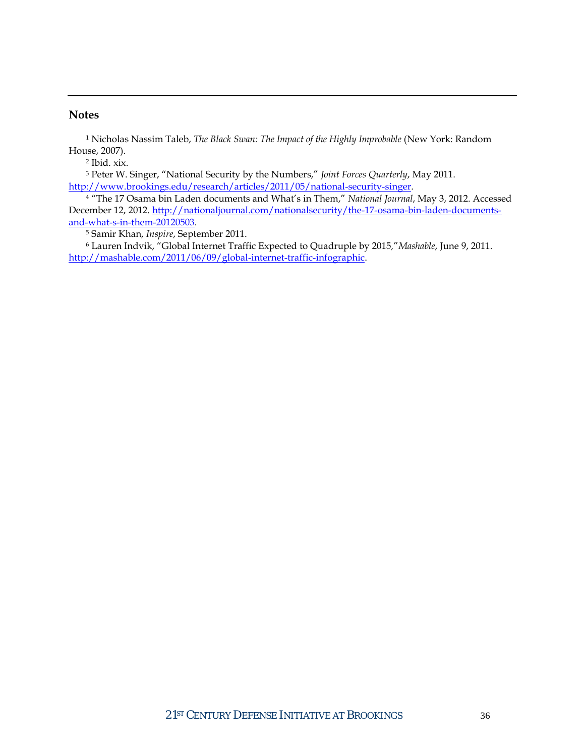## Notes

[1] Nicholas Nassim Taleb, *The Black Swan: The Impact of the Highly Improbable* (New York: Random House, 2007).

[2] Ibid. xix.

[3] Peter W. Singer, "National Security by the Numbers," *Joint Forces Quarterly*, May 2011. http://www.brookings.edu/research/articles/2011/05/national-security-singer.

[4] "The 17 Osama bin Laden documents and What's in Them," *National Journal*, May 3, 2012. Accessed December 12, 2012. http://nationaljournal.com/nationalsecurity/the-17-osama-bin-laden-documents-and-what-s-in-them-20120503.

[5] Samir Khan, *Inspire*, September 2011.

[6] Lauren Indvik, "Global Internet Traffic Expected to Quadruple by 2015,"*Mashable*, June 9, 2011. http://mashable.com/2011/06/09/global-internet-traffic-infographic.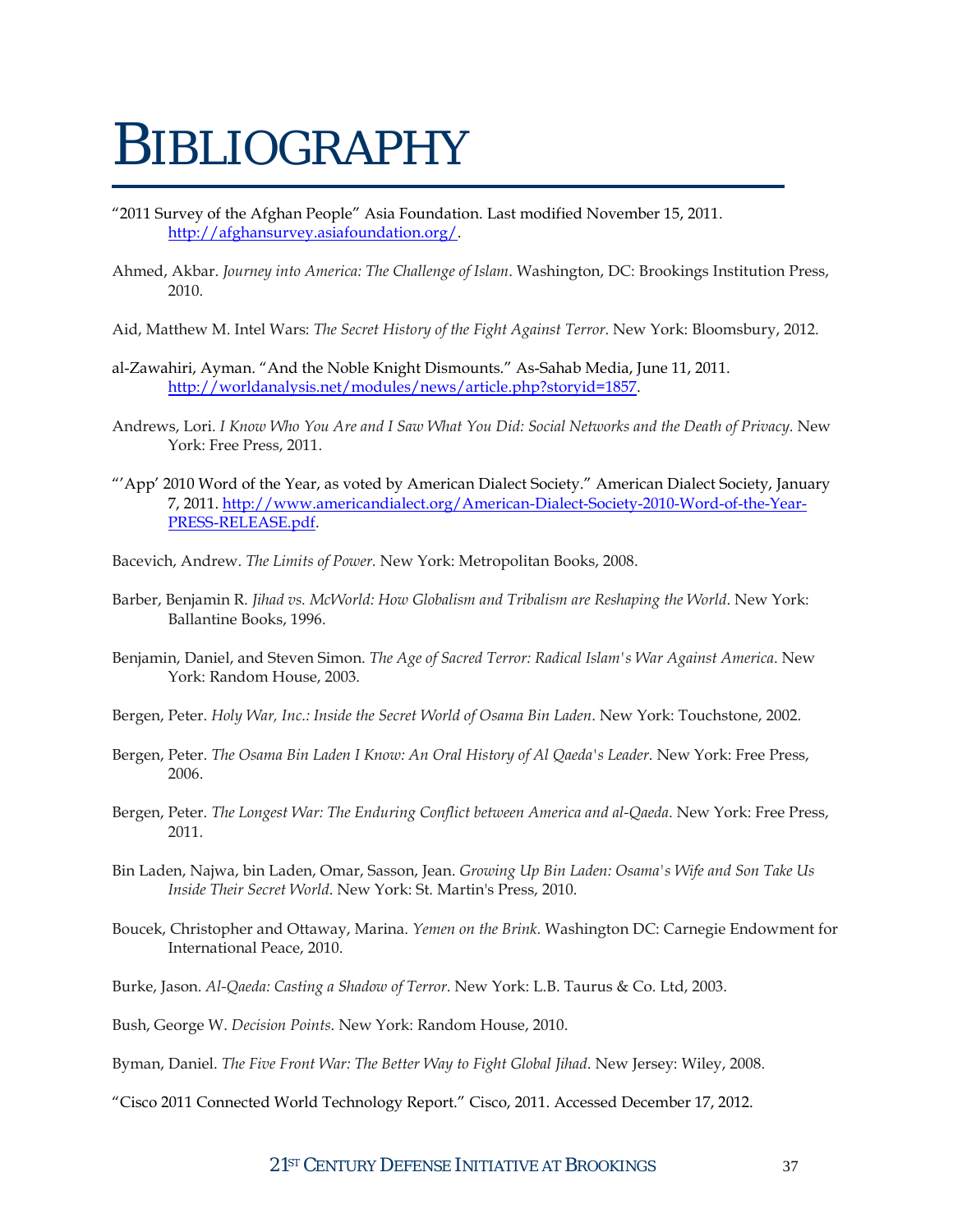# BIBLIOGRAPHY

"2011 Survey of the Afghan People" Asia Foundation. Last modified November 15, 2011. http://afghansurvey.asiafoundation.org/.

Ahmed, Akbar. *Journey into America: The Challenge of Islam*. Washington, DC: Brookings Institution Press, 2010.

Aid, Matthew M. Intel Wars: *The Secret History of the Fight Against Terror*. New York: Bloomsbury, 2012.

al-Zawahiri, Ayman. "And the Noble Knight Dismounts." As-Sahab Media, June 11, 2011. http://worldanalysis.net/modules/news/article.php?storyid=1857.

Andrews, Lori. *I Know Who You Are and I Saw What You Did: Social Networks and the Death of Privacy.* New York: Free Press, 2011.

"'App' 2010 Word of the Year, as voted by American Dialect Society." American Dialect Society, January 7, 2011. http://www.americandialect.org/American-Dialect-Society-2010-Word-of-the-Year-PRESS-RELEASE.pdf.

Bacevich, Andrew. *The Limits of Power.* New York: Metropolitan Books, 2008.

Barber, Benjamin R. *Jihad vs. McWorld: How Globalism and Tribalism are Reshaping the World*. New York: Ballantine Books, 1996.

Benjamin, Daniel, and Steven Simon. *The Age of Sacred Terror: Radical Islam's War Against America*. New York: Random House, 2003.

Bergen, Peter. *Holy War, Inc.: Inside the Secret World of Osama Bin Laden*. New York: Touchstone, 2002.

Bergen, Peter. *The Osama Bin Laden I Know: An Oral History of Al Qaeda's Leader*. New York: Free Press, 2006.

Bergen, Peter. *The Longest War: The Enduring Conflict between America and al-Qaeda*. New York: Free Press, 2011.

Bin Laden, Najwa, bin Laden, Omar, Sasson, Jean. *Growing Up Bin Laden: Osama's Wife and Son Take Us Inside Their Secret World*. New York: St. Martin's Press, 2010.

Boucek, Christopher and Ottaway, Marina. *Yemen on the Brink.* Washington DC: Carnegie Endowment for International Peace, 2010.

Burke, Jason. *Al-Qaeda: Casting a Shadow of Terror*. New York: L.B. Taurus & Co. Ltd, 2003.

Bush, George W. *Decision Points*. New York: Random House, 2010.

Byman, Daniel. *The Five Front War: The Better Way to Fight Global Jihad.* New Jersey: Wiley, 2008.

"Cisco 2011 Connected World Technology Report." Cisco, 2011. Accessed December 17, 2012.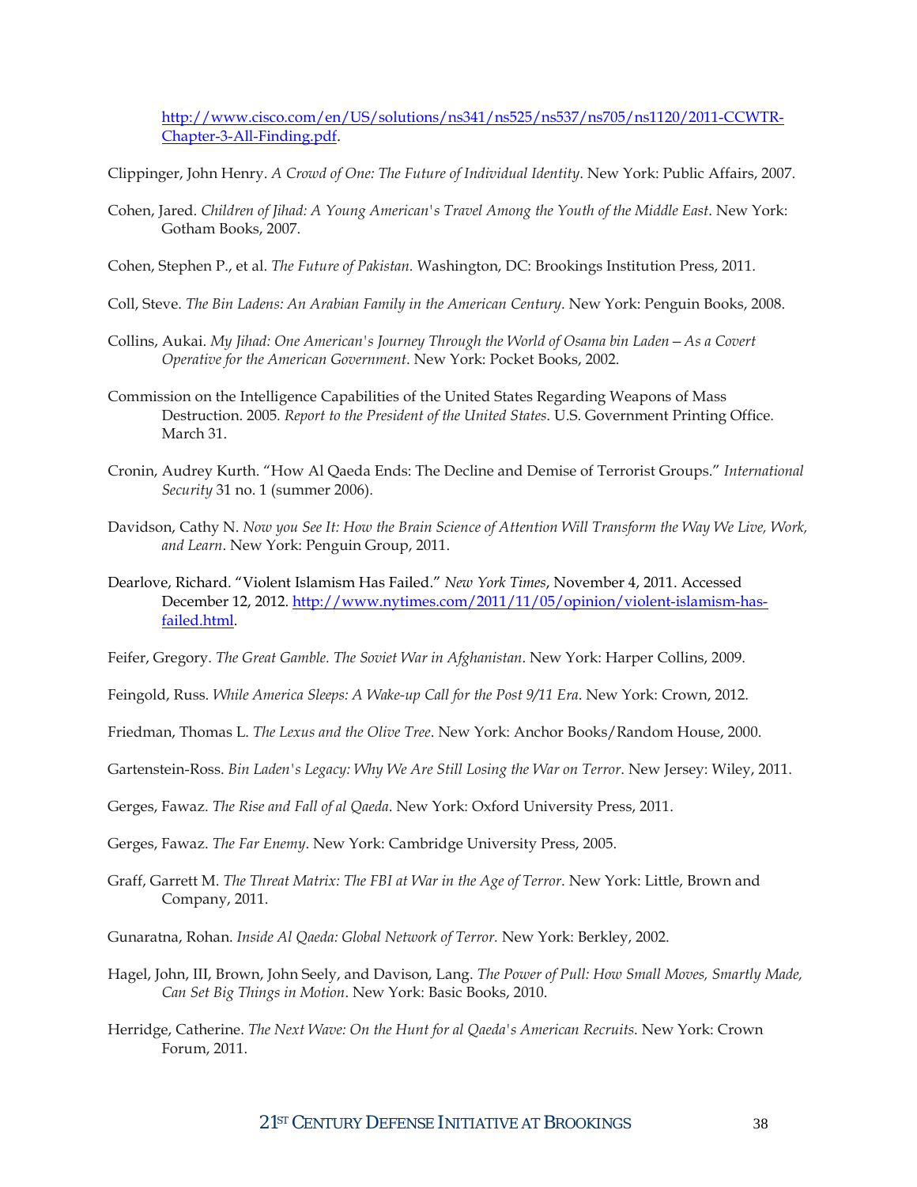http://www.cisco.com/en/US/solutions/ns341/ns525/ns537/ns705/ns1120/2011-CCWTR-Chapter-3-All-Finding.pdf.

Clippinger, John Henry. *A Crowd of One: The Future of Individual Identity*. New York: Public Affairs, 2007.

Cohen, Jared. *Children of Jihad: A Young American's Travel Among the Youth of the Middle East*. New York: Gotham Books, 2007.

Cohen, Stephen P., et al. *The Future of Pakistan.* Washington, DC: Brookings Institution Press, 2011.

Coll, Steve. *The Bin Ladens: An Arabian Family in the American Century*. New York: Penguin Books, 2008.

Collins, Aukai. *My Jihad: One American's Journey Through the World of Osama bin Laden—As a Covert Operative for the American Government*. New York: Pocket Books, 2002.

Commission on the Intelligence Capabilities of the United States Regarding Weapons of Mass Destruction. 2005. *Report to the President of the United States.* U.S. Government Printing Office. March 31.

Cronin, Audrey Kurth. "How Al Qaeda Ends: The Decline and Demise of Terrorist Groups." *International Security* 31 no. 1 (summer 2006).

Davidson, Cathy N. *Now you See It: How the Brain Science of Attention Will Transform the Way We Live, Work, and Learn*. New York: Penguin Group, 2011.

Dearlove, Richard. "Violent Islamism Has Failed." *New York Times*, November 4, 2011. Accessed December 12, 2012. http://www.nytimes.com/2011/11/05/opinion/violent-islamism-has-failed.html.

Feifer, Gregory. *The Great Gamble. The Soviet War in Afghanistan*. New York: Harper Collins, 2009.

Feingold, Russ. *While America Sleeps: A Wake-up Call for the Post 9/11 Era*. New York: Crown, 2012.

Friedman, Thomas L. *The Lexus and the Olive Tree*. New York: Anchor Books/Random House, 2000.

Gartenstein-Ross. *Bin Laden's Legacy: Why We Are Still Losing the War on Terror*. New Jersey: Wiley, 2011.

Gerges, Fawaz. *The Rise and Fall of al Qaeda*. New York: Oxford University Press, 2011.

Gerges, Fawaz. *The Far Enemy*. New York: Cambridge University Press, 2005.

Graff, Garrett M. *The Threat Matrix: The FBI at War in the Age of Terror*. New York: Little, Brown and Company, 2011.

Gunaratna, Rohan. *Inside Al Qaeda: Global Network of Terror.* New York: Berkley, 2002.

Hagel, John, III, Brown, John Seely, and Davison, Lang. *The Power of Pull: How Small Moves, Smartly Made, Can Set Big Things in Motion*. New York: Basic Books, 2010.

Herridge, Catherine. *The Next Wave: On the Hunt for al Qaeda's American Recruits.* New York: Crown Forum, 2011.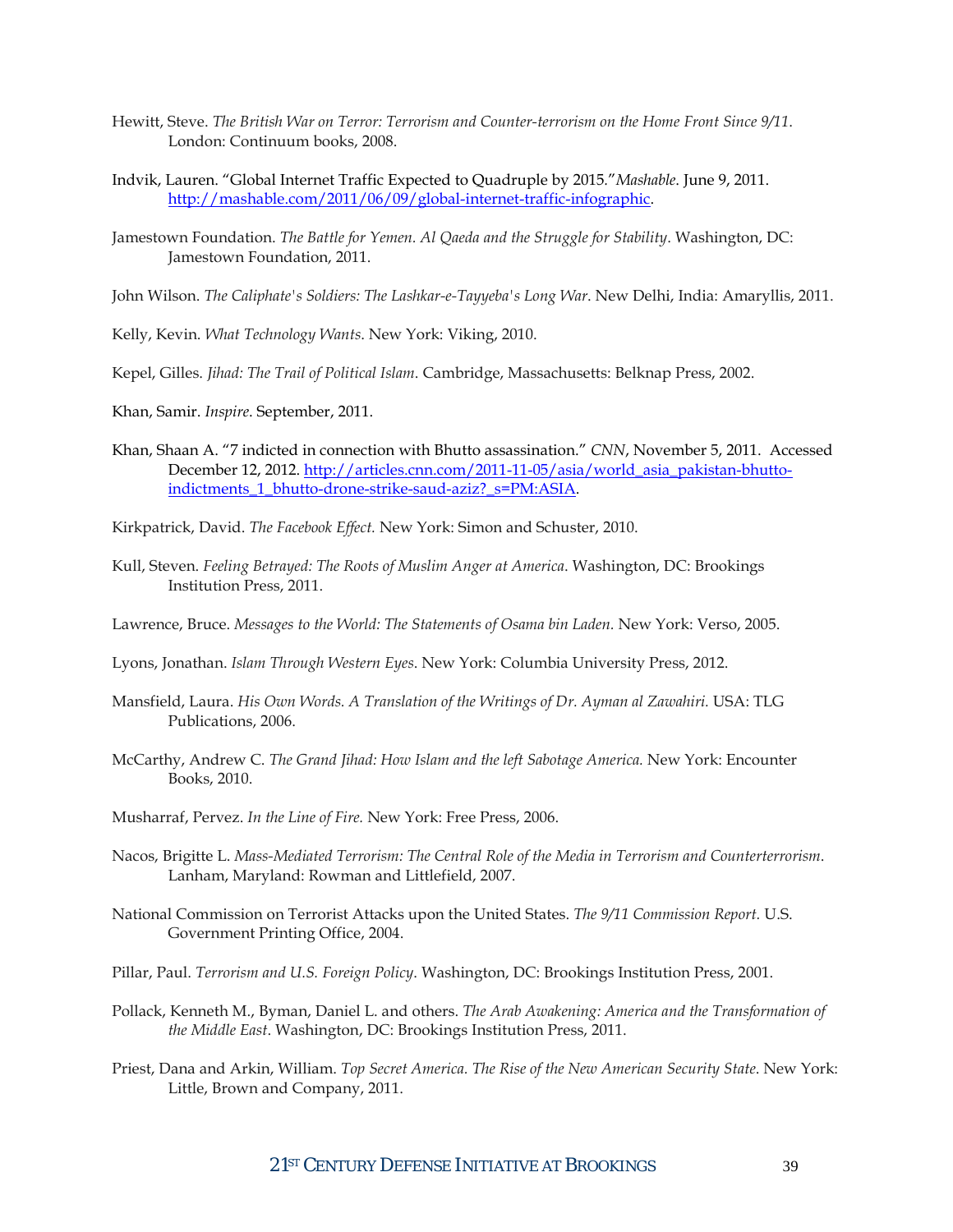Hewitt, Steve. *The British War on Terror: Terrorism and Counter-terrorism on the Home Front Since 9/11.* London: Continuum books, 2008.

Indvik, Lauren. "Global Internet Traffic Expected to Quadruple by 2015."*Mashable*. June 9, 2011. http://mashable.com/2011/06/09/global-internet-traffic-infographic.

Jamestown Foundation. *The Battle for Yemen. Al Qaeda and the Struggle for Stability*. Washington, DC: Jamestown Foundation, 2011.

John Wilson. *The Caliphate's Soldiers: The Lashkar-e-Tayyeba's Long War*. New Delhi, India: Amaryllis, 2011.

Kelly, Kevin. *What Technology Wants.* New York: Viking, 2010.

Kepel, Gilles. *Jihad: The Trail of Political Islam.* Cambridge, Massachusetts: Belknap Press, 2002.

Khan, Samir. *Inspire*. September, 2011.

Khan, Shaan A. "7 indicted in connection with Bhutto assassination." *CNN*, November 5, 2011. Accessed December 12, 2012. http://articles.cnn.com/2011-11-05/asia/world_asia_pakistan-bhutto-indictments_1_bhutto-drone-strike-saud-aziz?_s=PM:ASIA.

Kirkpatrick, David. *The Facebook Effect.* New York: Simon and Schuster, 2010.

Kull, Steven. *Feeling Betrayed: The Roots of Muslim Anger at America*. Washington, DC: Brookings Institution Press, 2011.

Lawrence, Bruce. *Messages to the World: The Statements of Osama bin Laden*. New York: Verso, 2005.

Lyons, Jonathan. *Islam Through Western Eyes*. New York: Columbia University Press, 2012.

Mansfield, Laura. *His Own Words. A Translation of the Writings of Dr. Ayman al Zawahiri.* USA: TLG Publications, 2006.

McCarthy, Andrew C. *The Grand Jihad: How Islam and the left Sabotage America.* New York: Encounter Books, 2010.

Musharraf, Pervez. *In the Line of Fire.* New York: Free Press, 2006.

Nacos, Brigitte L. *Mass-Mediated Terrorism: The Central Role of the Media in Terrorism and Counterterrorism*. Lanham, Maryland: Rowman and Littlefield, 2007.

National Commission on Terrorist Attacks upon the United States. *The 9/11 Commission Report.* U.S. Government Printing Office, 2004.

Pillar, Paul. *Terrorism and U.S. Foreign Policy*. Washington, DC: Brookings Institution Press, 2001.

Pollack, Kenneth M., Byman, Daniel L. and others. *The Arab Awakening: America and the Transformation of the Middle East*. Washington, DC: Brookings Institution Press, 2011.

Priest, Dana and Arkin, William. *Top Secret America. The Rise of the New American Security State*. New York: Little, Brown and Company, 2011.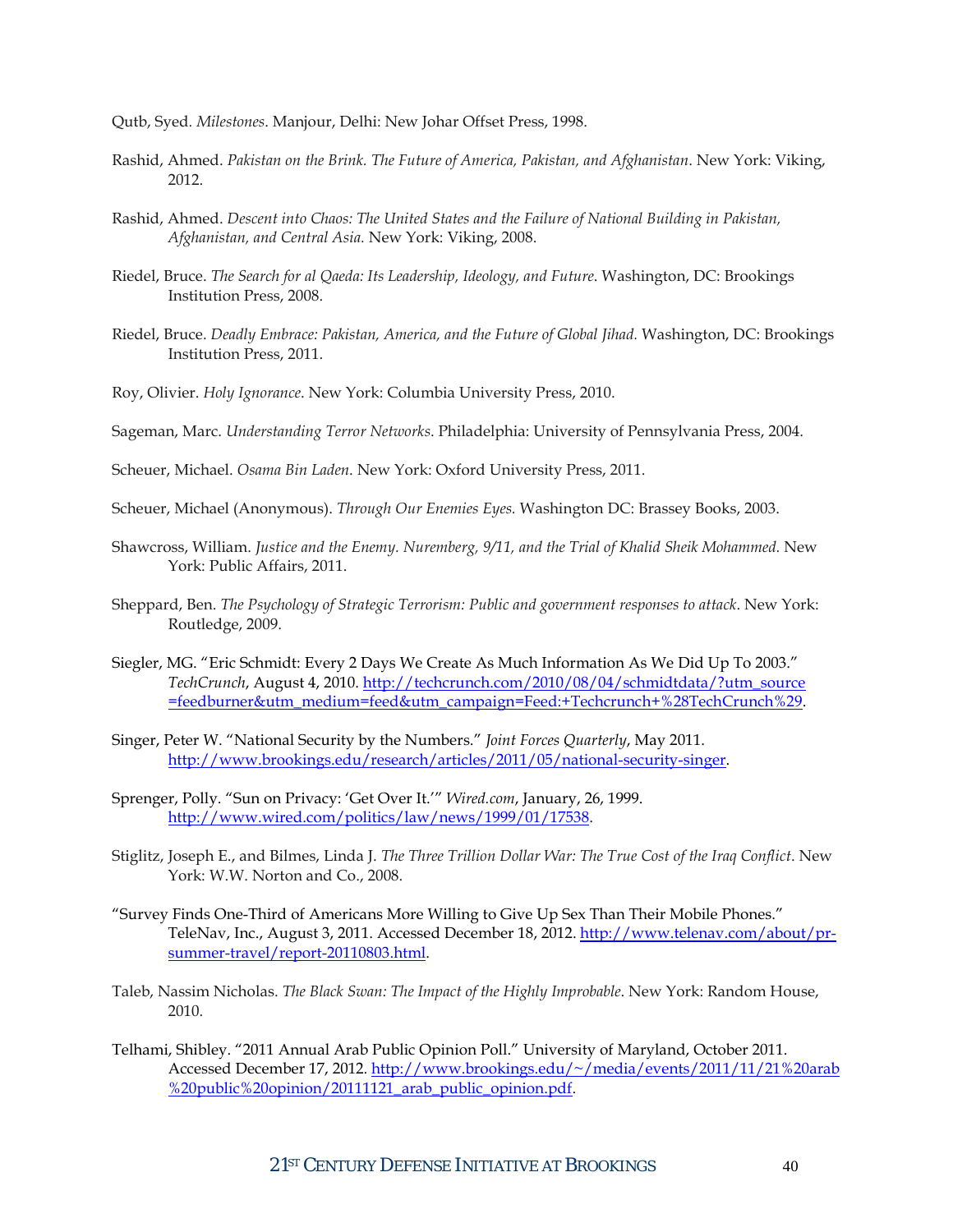Qutb, Syed. *Milestones*. Manjour, Delhi: New Johar Offset Press, 1998.

Rashid, Ahmed. *Pakistan on the Brink. The Future of America, Pakistan, and Afghanistan*. New York: Viking, 2012.

Rashid, Ahmed. *Descent into Chaos: The United States and the Failure of National Building in Pakistan, Afghanistan, and Central Asia.* New York: Viking, 2008.

Riedel, Bruce. *The Search for al Qaeda: Its Leadership, Ideology, and Future*. Washington, DC: Brookings Institution Press, 2008.

Riedel, Bruce. *Deadly Embrace: Pakistan, America, and the Future of Global Jihad.* Washington, DC: Brookings Institution Press, 2011.

Roy, Olivier. *Holy Ignorance*. New York: Columbia University Press, 2010.

Sageman, Marc. *Understanding Terror Networks.* Philadelphia: University of Pennsylvania Press, 2004.

Scheuer, Michael. *Osama Bin Laden*. New York: Oxford University Press, 2011.

Scheuer, Michael (Anonymous). *Through Our Enemies Eyes.* Washington DC: Brassey Books, 2003.

Shawcross, William. *Justice and the Enemy. Nuremberg, 9/11, and the Trial of Khalid Sheik Mohammed*. New York: Public Affairs, 2011.

Sheppard, Ben. *The Psychology of Strategic Terrorism: Public and government responses to attack*. New York: Routledge, 2009.

Siegler, MG. "Eric Schmidt: Every 2 Days We Create As Much Information As We Did Up To 2003." *TechCrunch*, August 4, 2010. http://techcrunch.com/2010/08/04/schmidtdata/?utm_source=feedburner&utm_medium=feed&utm_campaign=Feed:+Techcrunch+%28TechCrunch%29.

Singer, Peter W. "National Security by the Numbers." *Joint Forces Quarterly*, May 2011. http://www.brookings.edu/research/articles/2011/05/national-security-singer.

Sprenger, Polly. "Sun on Privacy: 'Get Over It.'" *Wired.com*, January, 26, 1999. http://www.wired.com/politics/law/news/1999/01/17538.

Stiglitz, Joseph E., and Bilmes, Linda J. *The Three Trillion Dollar War: The True Cost of the Iraq Conflict*. New York: W.W. Norton and Co., 2008.

"Survey Finds One-Third of Americans More Willing to Give Up Sex Than Their Mobile Phones." TeleNav, Inc., August 3, 2011. Accessed December 18, 2012. http://www.telenav.com/about/pr-summer-travel/report-20110803.html.

Taleb, Nassim Nicholas. *The Black Swan: The Impact of the Highly Improbable*. New York: Random House, 2010.

Telhami, Shibley. "2011 Annual Arab Public Opinion Poll." University of Maryland, October 2011. Accessed December 17, 2012. http://www.brookings.edu/~/media/events/2011/11/21%20arab%20public%20opinion/20111121_arab_public_opinion.pdf.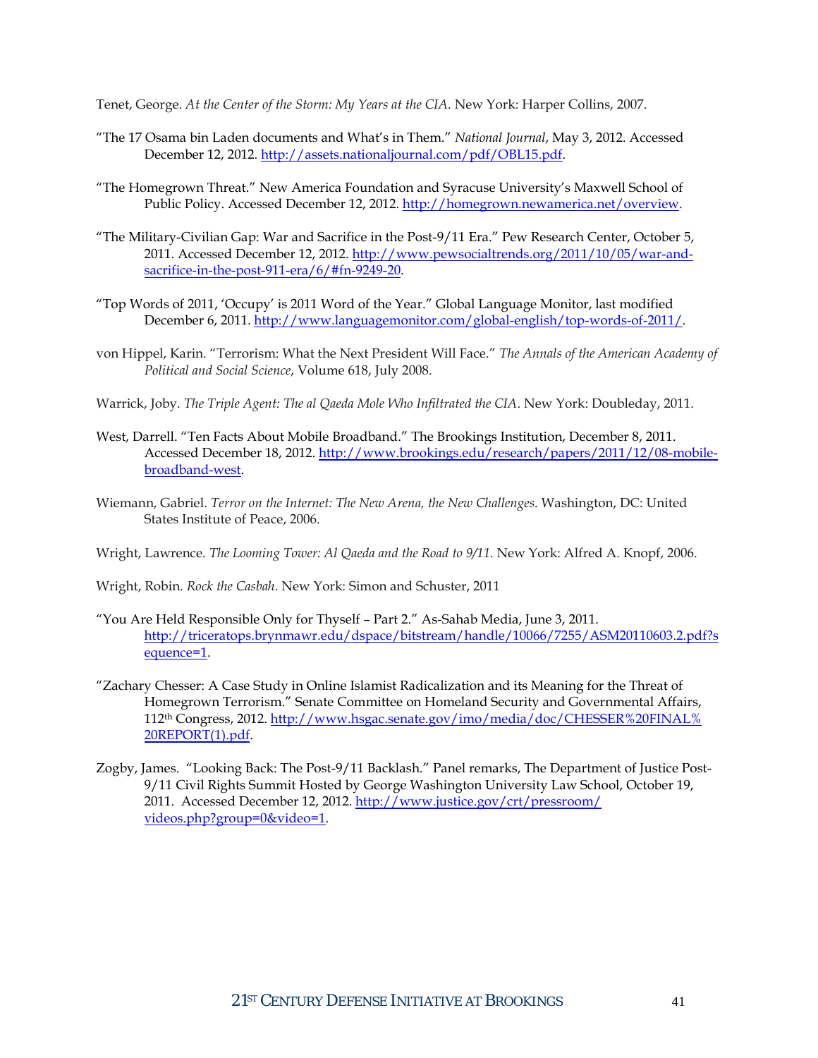Tenet, George. *At the Center of the Storm: My Years at the CIA*. New York: Harper Collins, 2007.

"The 17 Osama bin Laden documents and What's in Them." *National Journal*, May 3, 2012. Accessed December 12, 2012. http://assets.nationaljournal.com/pdf/OBL15.pdf.

"The Homegrown Threat." New America Foundation and Syracuse University's Maxwell School of Public Policy. Accessed December 12, 2012. http://homegrown.newamerica.net/overview.

"The Military-Civilian Gap: War and Sacrifice in the Post-9/11 Era." Pew Research Center, October 5, 2011. Accessed December 12, 2012. http://www.pewsocialtrends.org/2011/10/05/war-and-sacrifice-in-the-post-911-era/6/#fn-9249-20.

"Top Words of 2011, 'Occupy' is 2011 Word of the Year." Global Language Monitor, last modified December 6, 2011. http://www.languagemonitor.com/global-english/top-words-of-2011/.

von Hippel, Karin. "Terrorism: What the Next President Will Face." *The Annals of the American Academy of Political and Social Science*, Volume 618, July 2008.

Warrick, Joby. *The Triple Agent: The al Qaeda Mole Who Infiltrated the CIA*. New York: Doubleday, 2011.

West, Darrell. "Ten Facts About Mobile Broadband." The Brookings Institution, December 8, 2011. Accessed December 18, 2012. http://www.brookings.edu/research/papers/2011/12/08-mobile-broadband-west.

Wiemann, Gabriel. *Terror on the Internet: The New Arena, the New Challenges*. Washington, DC: United States Institute of Peace, 2006.

Wright, Lawrence. *The Looming Tower: Al Qaeda and the Road to 9/11*. New York: Alfred A. Knopf, 2006.

Wright, Robin. *Rock the Casbah*. New York: Simon and Schuster, 2011

"You Are Held Responsible Only for Thyself – Part 2." As-Sahab Media, June 3, 2011. http://triceratops.brynmawr.edu/dspace/bitstream/handle/10066/7255/ASM20110603.2.pdf?sequence=1.

"Zachary Chesser: A Case Study in Online Islamist Radicalization and its Meaning for the Threat of Homegrown Terrorism." Senate Committee on Homeland Security and Governmental Affairs, 112th Congress, 2012. http://www.hsgac.senate.gov/imo/media/doc/CHESSER%20FINAL%20REPORT(1).pdf.

Zogby, James. "Looking Back: The Post-9/11 Backlash." Panel remarks, The Department of Justice Post-9/11 Civil Rights Summit Hosted by George Washington University Law School, October 19, 2011. Accessed December 12, 2012. http://www.justice.gov/crt/pressroom/videos.php?group=0&video=1.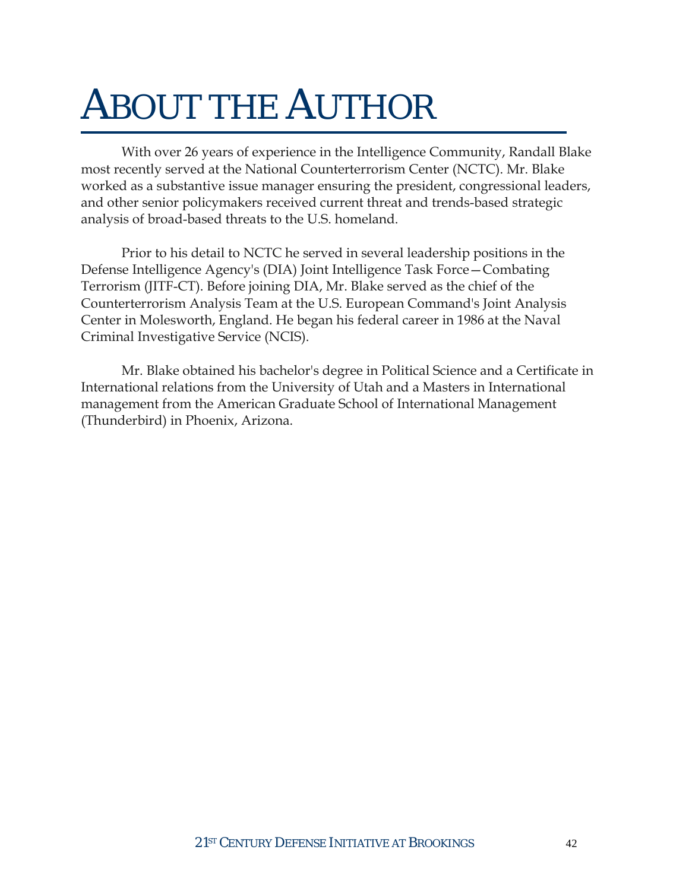# About the Author

With over 26 years of experience in the Intelligence Community, Randall Blake most recently served at the National Counterterrorism Center (NCTC). Mr. Blake worked as a substantive issue manager ensuring the president, congressional leaders, and other senior policymakers received current threat and trends-based strategic analysis of broad-based threats to the U.S. homeland.

Prior to his detail to NCTC he served in several leadership positions in the Defense Intelligence Agency's (DIA) Joint Intelligence Task Force—Combating Terrorism (JITF-CT). Before joining DIA, Mr. Blake served as the chief of the Counterterrorism Analysis Team at the U.S. European Command's Joint Analysis Center in Molesworth, England. He began his federal career in 1986 at the Naval Criminal Investigative Service (NCIS).

Mr. Blake obtained his bachelor's degree in Political Science and a Certificate in International relations from the University of Utah and a Masters in International management from the American Graduate School of International Management (Thunderbird) in Phoenix, Arizona.